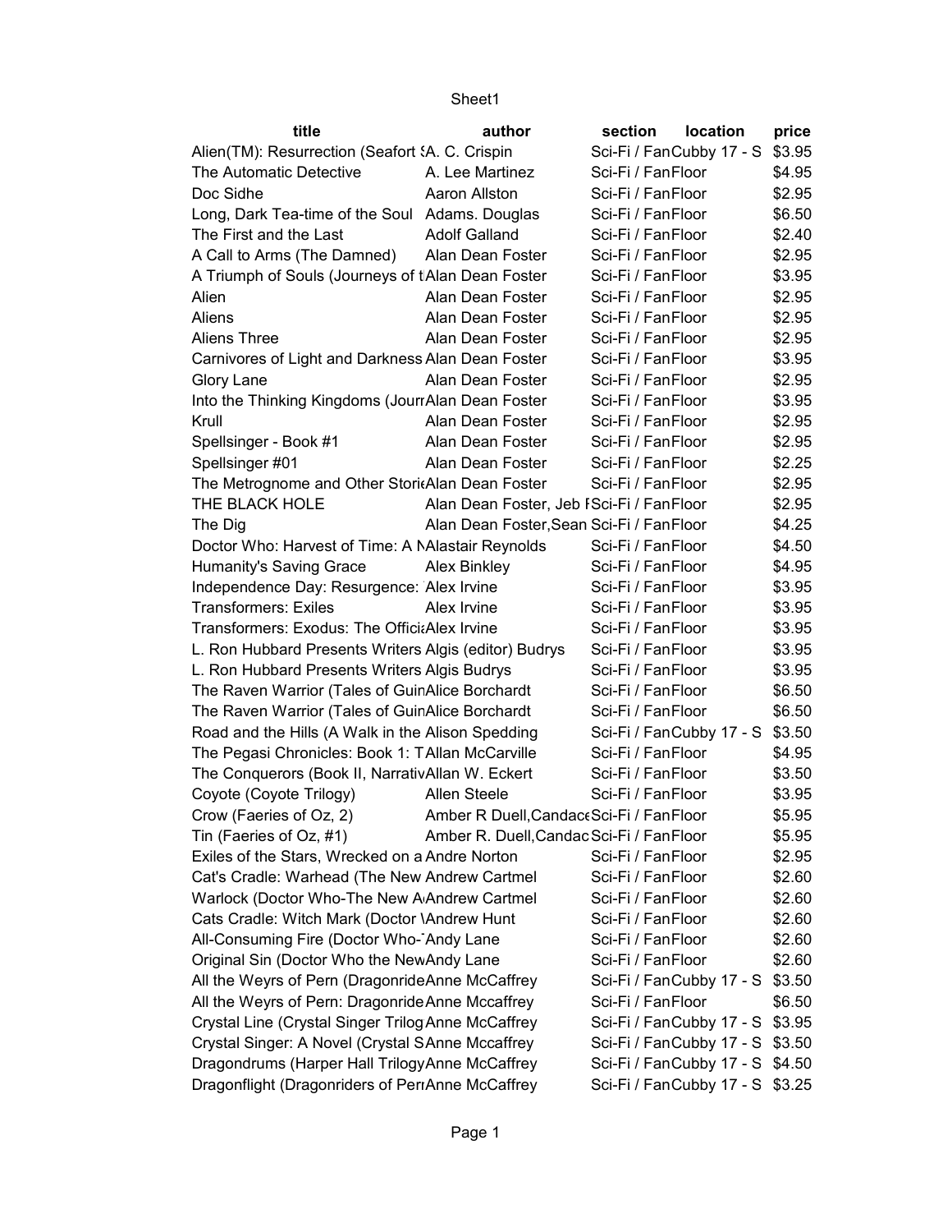| title | author | section | location | price |
|---|---|---|---|---|
| Alien(TM): Resurrection (Seafort S | A. C. Crispin | Sci-Fi / Fan | Cubby 17 - S | $3.95 |
| The Automatic Detective | A. Lee Martinez | Sci-Fi / Fan | Floor | $4.95 |
| Doc Sidhe | Aaron Allston | Sci-Fi / Fan | Floor | $2.95 |
| Long, Dark Tea-time of the Soul | Adams. Douglas | Sci-Fi / Fan | Floor | $6.50 |
| The First and the Last | Adolf Galland | Sci-Fi / Fan | Floor | $2.40 |
| A Call to Arms (The Damned) | Alan Dean Foster | Sci-Fi / Fan | Floor | $2.95 |
| A Triumph of Souls (Journeys of t | Alan Dean Foster | Sci-Fi / Fan | Floor | $3.95 |
| Alien | Alan Dean Foster | Sci-Fi / Fan | Floor | $2.95 |
| Aliens | Alan Dean Foster | Sci-Fi / Fan | Floor | $2.95 |
| Aliens Three | Alan Dean Foster | Sci-Fi / Fan | Floor | $2.95 |
| Carnivores of Light and Darkness | Alan Dean Foster | Sci-Fi / Fan | Floor | $3.95 |
| Glory Lane | Alan Dean Foster | Sci-Fi / Fan | Floor | $2.95 |
| Into the Thinking Kingdoms (Jour | Alan Dean Foster | Sci-Fi / Fan | Floor | $3.95 |
| Krull | Alan Dean Foster | Sci-Fi / Fan | Floor | $2.95 |
| Spellsinger - Book #1 | Alan Dean Foster | Sci-Fi / Fan | Floor | $2.95 |
| Spellsinger #01 | Alan Dean Foster | Sci-Fi / Fan | Floor | $2.25 |
| The Metrognome and Other Storie | Alan Dean Foster | Sci-Fi / Fan | Floor | $2.95 |
| THE BLACK HOLE | Alan Dean Foster, Jeb F | Sci-Fi / Fan | Floor | $2.95 |
| The Dig | Alan Dean Foster,Sean | Sci-Fi / Fan | Floor | $4.25 |
| Doctor Who: Harvest of Time: A N | Alastair Reynolds | Sci-Fi / Fan | Floor | $4.50 |
| Humanity's Saving Grace | Alex Binkley | Sci-Fi / Fan | Floor | $4.95 |
| Independence Day: Resurgence: | Alex Irvine | Sci-Fi / Fan | Floor | $3.95 |
| Transformers: Exiles | Alex Irvine | Sci-Fi / Fan | Floor | $3.95 |
| Transformers: Exodus: The Officia | Alex Irvine | Sci-Fi / Fan | Floor | $3.95 |
| L. Ron Hubbard Presents Writers | Algis (editor) Budrys | Sci-Fi / Fan | Floor | $3.95 |
| L. Ron Hubbard Presents Writers | Algis Budrys | Sci-Fi / Fan | Floor | $3.95 |
| The Raven Warrior (Tales of Guin | Alice Borchardt | Sci-Fi / Fan | Floor | $6.50 |
| The Raven Warrior (Tales of Guin | Alice Borchardt | Sci-Fi / Fan | Floor | $6.50 |
| Road and the Hills (A Walk in the | Alison Spedding | Sci-Fi / Fan | Cubby 17 - S | $3.50 |
| The Pegasi Chronicles: Book 1: T | Allan McCarville | Sci-Fi / Fan | Floor | $4.95 |
| The Conquerors (Book II, Narrativ | Allan W. Eckert | Sci-Fi / Fan | Floor | $3.50 |
| Coyote (Coyote Trilogy) | Allen Steele | Sci-Fi / Fan | Floor | $3.95 |
| Crow (Faeries of Oz, 2) | Amber R Duell,Candace | Sci-Fi / Fan | Floor | $5.95 |
| Tin (Faeries of Oz, #1) | Amber R. Duell,Candac | Sci-Fi / Fan | Floor | $5.95 |
| Exiles of the Stars, Wrecked on a | Andre Norton | Sci-Fi / Fan | Floor | $2.95 |
| Cat's Cradle: Warhead (The New | Andrew Cartmel | Sci-Fi / Fan | Floor | $2.60 |
| Warlock (Doctor Who-The New A | Andrew Cartmel | Sci-Fi / Fan | Floor | $2.60 |
| Cats Cradle: Witch Mark (Doctor | Andrew Hunt | Sci-Fi / Fan | Floor | $2.60 |
| All-Consuming Fire (Doctor Who- | Andy Lane | Sci-Fi / Fan | Floor | $2.60 |
| Original Sin (Doctor Who the New | Andy Lane | Sci-Fi / Fan | Floor | $2.60 |
| All the Weyrs of Pern (Dragonride | Anne McCaffrey | Sci-Fi / Fan | Cubby 17 - S | $3.50 |
| All the Weyrs of Pern: Dragonride | Anne Mccaffrey | Sci-Fi / Fan | Floor | $6.50 |
| Crystal Line (Crystal Singer Trilog | Anne McCaffrey | Sci-Fi / Fan | Cubby 17 - S | $3.95 |
| Crystal Singer: A Novel (Crystal S | Anne Mccaffrey | Sci-Fi / Fan | Cubby 17 - S | $3.50 |
| Dragondrums (Harper Hall Trilogy | Anne McCaffrey | Sci-Fi / Fan | Cubby 17 - S | $4.50 |
| Dragonflight (Dragonriders of Per | Anne McCaffrey | Sci-Fi / Fan | Cubby 17 - S | $3.25 |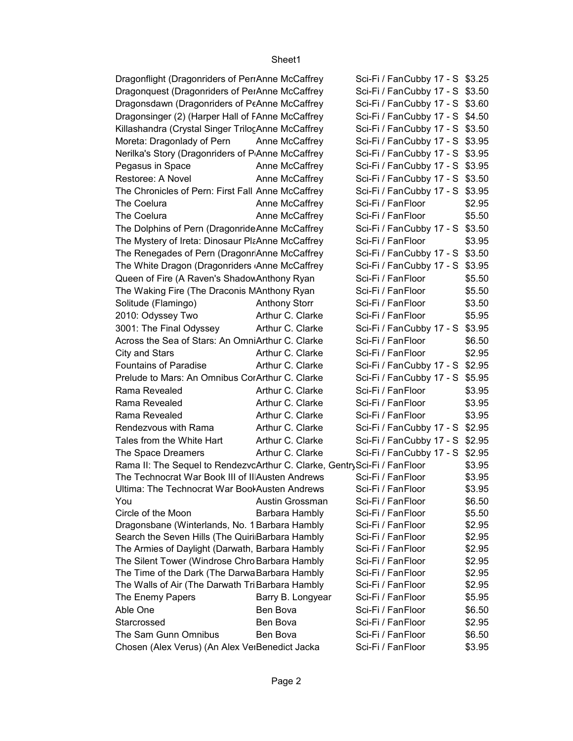| | | | |
|---|---|---|---|
| Dragonflight (Dragonriders of Per | Anne McCaffrey | Sci-Fi / Fan | Cubby 17 - S | $3.25 |
| Dragonquest (Dragonriders of Per | Anne McCaffrey | Sci-Fi / Fan | Cubby 17 - S | $3.50 |
| Dragonsdawn (Dragonriders of Pe | Anne McCaffrey | Sci-Fi / Fan | Cubby 17 - S | $3.60 |
| Dragonsinger (2) (Harper Hall of F | Anne McCaffrey | Sci-Fi / Fan | Cubby 17 - S | $4.50 |
| Killashandra (Crystal Singer Trilog | Anne McCaffrey | Sci-Fi / Fan | Cubby 17 - S | $3.50 |
| Moreta: Dragonlady of Pern | Anne McCaffrey | Sci-Fi / Fan | Cubby 17 - S | $3.95 |
| Nerilka's Story (Dragonriders of P | Anne McCaffrey | Sci-Fi / Fan | Cubby 17 - S | $3.95 |
| Pegasus in Space | Anne McCaffrey | Sci-Fi / Fan | Cubby 17 - S | $3.95 |
| Restoree: A Novel | Anne McCaffrey | Sci-Fi / Fan | Cubby 17 - S | $3.50 |
| The Chronicles of Pern: First Fall | Anne McCaffrey | Sci-Fi / Fan | Cubby 17 - S | $3.95 |
| The Coelura | Anne McCaffrey | Sci-Fi / Fan | Floor | $2.95 |
| The Coelura | Anne McCaffrey | Sci-Fi / Fan | Floor | $5.50 |
| The Dolphins of Pern (Dragonride | Anne McCaffrey | Sci-Fi / Fan | Cubby 17 - S | $3.50 |
| The Mystery of Ireta: Dinosaur Pla | Anne McCaffrey | Sci-Fi / Fan | Floor | $3.95 |
| The Renegades of Pern (Dragonri | Anne McCaffrey | Sci-Fi / Fan | Cubby 17 - S | $3.50 |
| The White Dragon (Dragonriders ( | Anne McCaffrey | Sci-Fi / Fan | Cubby 17 - S | $3.95 |
| Queen of Fire (A Raven's Shadow | Anthony Ryan | Sci-Fi / Fan | Floor | $5.50 |
| The Waking Fire (The Draconis M | Anthony Ryan | Sci-Fi / Fan | Floor | $5.50 |
| Solitude (Flamingo) | Anthony Storr | Sci-Fi / Fan | Floor | $3.50 |
| 2010: Odyssey Two | Arthur C. Clarke | Sci-Fi / Fan | Floor | $5.95 |
| 3001: The Final Odyssey | Arthur C. Clarke | Sci-Fi / Fan | Cubby 17 - S | $3.95 |
| Across the Sea of Stars: An Omni | Arthur C. Clarke | Sci-Fi / Fan | Floor | $6.50 |
| City and Stars | Arthur C. Clarke | Sci-Fi / Fan | Floor | $2.95 |
| Fountains of Paradise | Arthur C. Clarke | Sci-Fi / Fan | Cubby 17 - S | $2.95 |
| Prelude to Mars: An Omnibus Cor | Arthur C. Clarke | Sci-Fi / Fan | Cubby 17 - S | $5.95 |
| Rama Revealed | Arthur C. Clarke | Sci-Fi / Fan | Floor | $3.95 |
| Rama Revealed | Arthur C. Clarke | Sci-Fi / Fan | Floor | $3.95 |
| Rama Revealed | Arthur C. Clarke | Sci-Fi / Fan | Floor | $3.95 |
| Rendezvous with Rama | Arthur C. Clarke | Sci-Fi / Fan | Cubby 17 - S | $2.95 |
| Tales from the White Hart | Arthur C. Clarke | Sci-Fi / Fan | Cubby 17 - S | $2.95 |
| The Space Dreamers | Arthur C. Clarke | Sci-Fi / Fan | Cubby 17 - S | $2.95 |
| Rama II: The Sequel to Rendezvo | Arthur C. Clarke, Gentry | Sci-Fi / Fan | Floor | $3.95 |
| The Technocrat War Book III of II | Austen Andrews | Sci-Fi / Fan | Floor | $3.95 |
| Ultima: The Technocrat War Book | Austen Andrews | Sci-Fi / Fan | Floor | $3.95 |
| You | Austin Grossman | Sci-Fi / Fan | Floor | $6.50 |
| Circle of the Moon | Barbara Hambly | Sci-Fi / Fan | Floor | $5.50 |
| Dragonsbane (Winterlands, No. 1 | Barbara Hambly | Sci-Fi / Fan | Floor | $2.95 |
| Search the Seven Hills (The Quiri | Barbara Hambly | Sci-Fi / Fan | Floor | $2.95 |
| The Armies of Daylight (Darwath, | Barbara Hambly | Sci-Fi / Fan | Floor | $2.95 |
| The Silent Tower (Windrose Chro | Barbara Hambly | Sci-Fi / Fan | Floor | $2.95 |
| The Time of the Dark (The Darwa | Barbara Hambly | Sci-Fi / Fan | Floor | $2.95 |
| The Walls of Air (The Darwath Tri | Barbara Hambly | Sci-Fi / Fan | Floor | $2.95 |
| The Enemy Papers | Barry B. Longyear | Sci-Fi / Fan | Floor | $5.95 |
| Able One | Ben Bova | Sci-Fi / Fan | Floor | $6.50 |
| Starcrossed | Ben Bova | Sci-Fi / Fan | Floor | $2.95 |
| The Sam Gunn Omnibus | Ben Bova | Sci-Fi / Fan | Floor | $6.50 |
| Chosen (Alex Verus) (An Alex Ve | Benedict Jacka | Sci-Fi / Fan | Floor | $3.95 |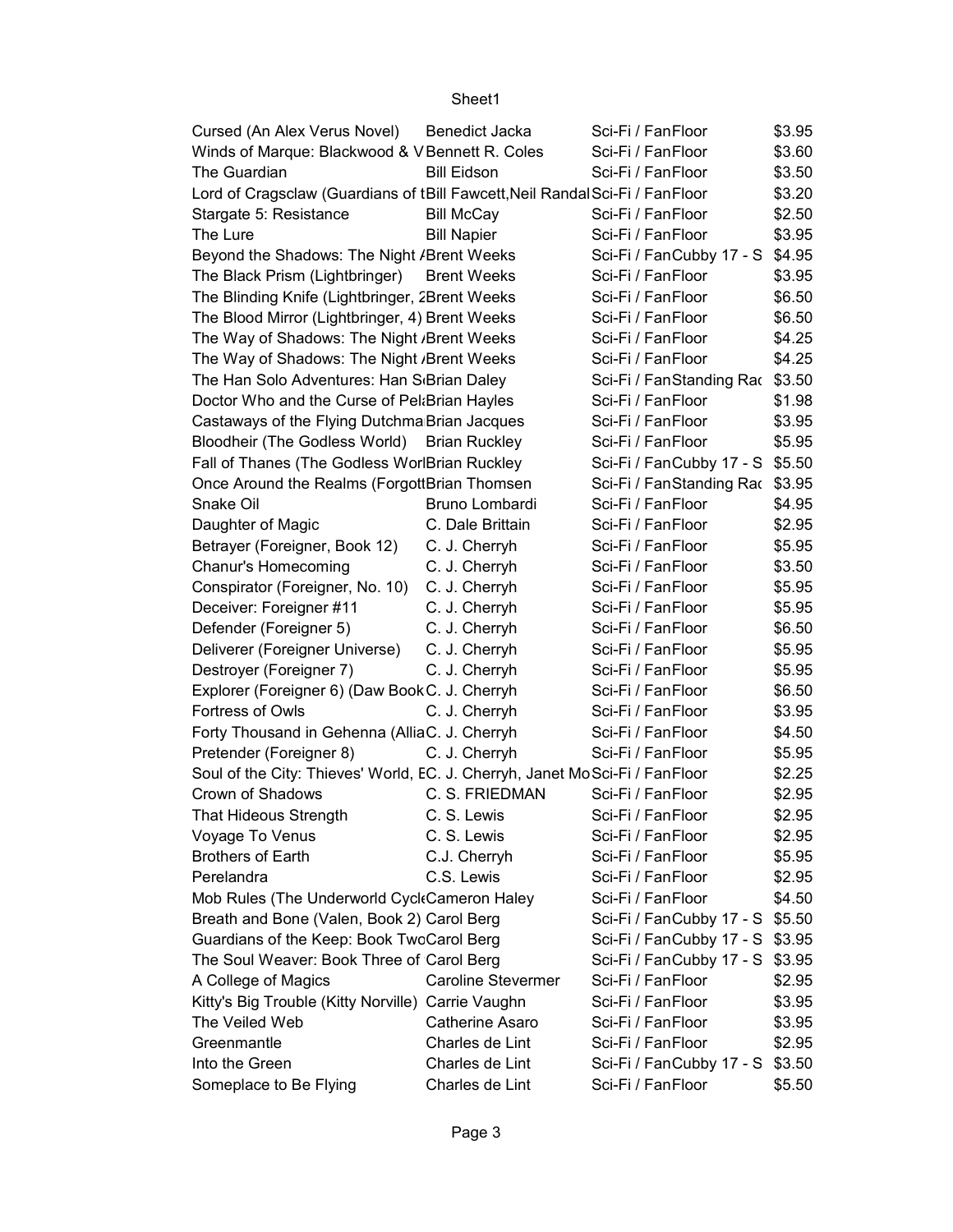| | | | |
|---|---|---|---|
| Cursed (An Alex Verus Novel) | Benedict Jacka | Sci-Fi / FanFloor | $3.95 |
| Winds of Marque: Blackwood & V | Bennett R. Coles | Sci-Fi / FanFloor | $3.60 |
| The Guardian | Bill Eidson | Sci-Fi / FanFloor | $3.50 |
| Lord of Cragsclaw (Guardians of t | Bill Fawcett,Neil Randal | Sci-Fi / FanFloor | $3.20 |
| Stargate 5: Resistance | Bill McCay | Sci-Fi / FanFloor | $2.50 |
| The Lure | Bill Napier | Sci-Fi / FanFloor | $3.95 |
| Beyond the Shadows: The Night / | Brent Weeks | Sci-Fi / FanCubby 17 - S | $4.95 |
| The Black Prism (Lightbringer) | Brent Weeks | Sci-Fi / FanFloor | $3.95 |
| The Blinding Knife (Lightbringer, 2 | Brent Weeks | Sci-Fi / FanFloor | $6.50 |
| The Blood Mirror (Lightbringer, 4) | Brent Weeks | Sci-Fi / FanFloor | $6.50 |
| The Way of Shadows: The Night / | Brent Weeks | Sci-Fi / FanFloor | $4.25 |
| The Way of Shadows: The Night / | Brent Weeks | Sci-Fi / FanFloor | $4.25 |
| The Han Solo Adventures: Han S | Brian Daley | Sci-Fi / FanStanding Rac | $3.50 |
| Doctor Who and the Curse of Pela | Brian Hayles | Sci-Fi / FanFloor | $1.98 |
| Castaways of the Flying Dutchma | Brian Jacques | Sci-Fi / FanFloor | $3.95 |
| Bloodheir (The Godless World) | Brian Ruckley | Sci-Fi / FanFloor | $5.95 |
| Fall of Thanes (The Godless Worl | Brian Ruckley | Sci-Fi / FanCubby 17 - S | $5.50 |
| Once Around the Realms (Forgott | Brian Thomsen | Sci-Fi / FanStanding Rac | $3.95 |
| Snake Oil | Bruno Lombardi | Sci-Fi / FanFloor | $4.95 |
| Daughter of Magic | C. Dale Brittain | Sci-Fi / FanFloor | $2.95 |
| Betrayer (Foreigner, Book 12) | C. J. Cherryh | Sci-Fi / FanFloor | $5.95 |
| Chanur's Homecoming | C. J. Cherryh | Sci-Fi / FanFloor | $3.50 |
| Conspirator (Foreigner, No. 10) | C. J. Cherryh | Sci-Fi / FanFloor | $5.95 |
| Deceiver: Foreigner #11 | C. J. Cherryh | Sci-Fi / FanFloor | $5.95 |
| Defender (Foreigner 5) | C. J. Cherryh | Sci-Fi / FanFloor | $6.50 |
| Deliverer (Foreigner Universe) | C. J. Cherryh | Sci-Fi / FanFloor | $5.95 |
| Destroyer (Foreigner 7) | C. J. Cherryh | Sci-Fi / FanFloor | $5.95 |
| Explorer (Foreigner 6) (Daw Book | C. J. Cherryh | Sci-Fi / FanFloor | $6.50 |
| Fortress of Owls | C. J. Cherryh | Sci-Fi / FanFloor | $3.95 |
| Forty Thousand in Gehenna (Allia | C. J. Cherryh | Sci-Fi / FanFloor | $4.50 |
| Pretender (Foreigner 8) | C. J. Cherryh | Sci-Fi / FanFloor | $5.95 |
| Soul of the City: Thieves' World, E | C. J. Cherryh, Janet Mo | Sci-Fi / FanFloor | $2.25 |
| Crown of Shadows | C. S. FRIEDMAN | Sci-Fi / FanFloor | $2.95 |
| That Hideous Strength | C. S. Lewis | Sci-Fi / FanFloor | $2.95 |
| Voyage To Venus | C. S. Lewis | Sci-Fi / FanFloor | $2.95 |
| Brothers of Earth | C.J. Cherryh | Sci-Fi / FanFloor | $5.95 |
| Perelandra | C.S. Lewis | Sci-Fi / FanFloor | $2.95 |
| Mob Rules (The Underworld Cycle | Cameron Haley | Sci-Fi / FanFloor | $4.50 |
| Breath and Bone (Valen, Book 2) | Carol Berg | Sci-Fi / FanCubby 17 - S | $5.50 |
| Guardians of the Keep: Book Two | Carol Berg | Sci-Fi / FanCubby 17 - S | $3.95 |
| The Soul Weaver: Book Three of | Carol Berg | Sci-Fi / FanCubby 17 - S | $3.95 |
| A College of Magics | Caroline Stevermer | Sci-Fi / FanFloor | $2.95 |
| Kitty's Big Trouble (Kitty Norville) | Carrie Vaughn | Sci-Fi / FanFloor | $3.95 |
| The Veiled Web | Catherine Asaro | Sci-Fi / FanFloor | $3.95 |
| Greenmantle | Charles de Lint | Sci-Fi / FanFloor | $2.95 |
| Into the Green | Charles de Lint | Sci-Fi / FanCubby 17 - S | $3.50 |
| Someplace to Be Flying | Charles de Lint | Sci-Fi / FanFloor | $5.50 |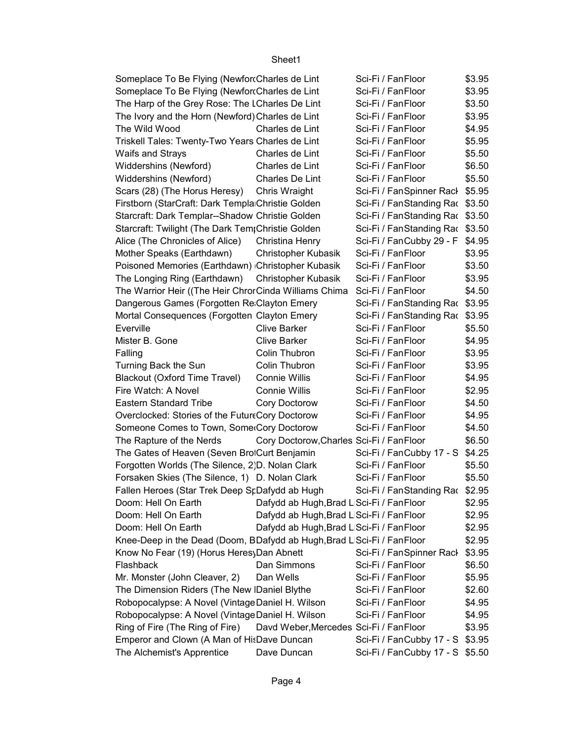| | | | |
|---|---|---|---|
| Someplace To Be Flying (Newford | Charles de Lint | Sci-Fi / Fan | Floor | $3.95 |
| Someplace To Be Flying (Newford | Charles de Lint | Sci-Fi / Fan | Floor | $3.95 |
| The Harp of the Grey Rose: The L | Charles De Lint | Sci-Fi / Fan | Floor | $3.50 |
| The Ivory and the Horn (Newford) | Charles de Lint | Sci-Fi / Fan | Floor | $3.95 |
| The Wild Wood | Charles de Lint | Sci-Fi / Fan | Floor | $4.95 |
| Triskell Tales: Twenty-Two Years | Charles de Lint | Sci-Fi / Fan | Floor | $5.95 |
| Waifs and Strays | Charles de Lint | Sci-Fi / Fan | Floor | $5.50 |
| Widdershins (Newford) | Charles de Lint | Sci-Fi / Fan | Floor | $6.50 |
| Widdershins (Newford) | Charles De Lint | Sci-Fi / Fan | Floor | $5.50 |
| Scars (28) (The Horus Heresy) | Chris Wraight | Sci-Fi / Fan | Spinner Rack | $5.95 |
| Firstborn (StarCraft: Dark Templa | Christie Golden | Sci-Fi / Fan | Standing Rac | $3.50 |
| Starcraft: Dark Templar--Shadow | Christie Golden | Sci-Fi / Fan | Standing Rac | $3.50 |
| Starcraft: Twilight (The Dark Temp | Christie Golden | Sci-Fi / Fan | Standing Rac | $3.50 |
| Alice (The Chronicles of Alice) | Christina Henry | Sci-Fi / Fan | Cubby 29 - F | $4.95 |
| Mother Speaks (Earthdawn) | Christopher Kubasik | Sci-Fi / Fan | Floor | $3.95 |
| Poisoned Memories (Earthdawn) | Christopher Kubasik | Sci-Fi / Fan | Floor | $3.50 |
| The Longing Ring (Earthdawn) | Christopher Kubasik | Sci-Fi / Fan | Floor | $3.95 |
| The Warrior Heir ((The Heir Chron | Cinda Williams Chima | Sci-Fi / Fan | Floor | $4.50 |
| Dangerous Games (Forgotten Re | Clayton Emery | Sci-Fi / Fan | Standing Rac | $3.95 |
| Mortal Consequences (Forgotten | Clayton Emery | Sci-Fi / Fan | Standing Rac | $3.95 |
| Everville | Clive Barker | Sci-Fi / Fan | Floor | $5.50 |
| Mister B. Gone | Clive Barker | Sci-Fi / Fan | Floor | $4.95 |
| Falling | Colin Thubron | Sci-Fi / Fan | Floor | $3.95 |
| Turning Back the Sun | Colin Thubron | Sci-Fi / Fan | Floor | $3.95 |
| Blackout (Oxford Time Travel) | Connie Willis | Sci-Fi / Fan | Floor | $4.95 |
| Fire Watch: A Novel | Connie Willis | Sci-Fi / Fan | Floor | $2.95 |
| Eastern Standard Tribe | Cory Doctorow | Sci-Fi / Fan | Floor | $4.50 |
| Overclocked: Stories of the Future | Cory Doctorow | Sci-Fi / Fan | Floor | $4.95 |
| Someone Comes to Town, Some | Cory Doctorow | Sci-Fi / Fan | Floor | $4.50 |
| The Rapture of the Nerds | Cory Doctorow,Charles | Sci-Fi / Fan | Floor | $6.50 |
| The Gates of Heaven (Seven Bro | Curt Benjamin | Sci-Fi / Fan | Cubby 17 - S | $4.25 |
| Forgotten Worlds (The Silence, 2) | D. Nolan Clark | Sci-Fi / Fan | Floor | $5.50 |
| Forsaken Skies (The Silence, 1) | D. Nolan Clark | Sci-Fi / Fan | Floor | $5.50 |
| Fallen Heroes (Star Trek Deep Sp | Dafydd ab Hugh | Sci-Fi / Fan | Standing Rac | $2.95 |
| Doom: Hell On Earth | Dafydd ab Hugh,Brad L | Sci-Fi / Fan | Floor | $2.95 |
| Doom: Hell On Earth | Dafydd ab Hugh,Brad L | Sci-Fi / Fan | Floor | $2.95 |
| Doom: Hell On Earth | Dafydd ab Hugh,Brad L | Sci-Fi / Fan | Floor | $2.95 |
| Knee-Deep in the Dead (Doom, B | Dafydd ab Hugh,Brad L | Sci-Fi / Fan | Floor | $2.95 |
| Know No Fear (19) (Horus Heresy | Dan Abnett | Sci-Fi / Fan | Spinner Rack | $3.95 |
| Flashback | Dan Simmons | Sci-Fi / Fan | Floor | $6.50 |
| Mr. Monster (John Cleaver, 2) | Dan Wells | Sci-Fi / Fan | Floor | $5.95 |
| The Dimension Riders (The New I | Daniel Blythe | Sci-Fi / Fan | Floor | $2.60 |
| Robopocalypse: A Novel (Vintage | Daniel H. Wilson | Sci-Fi / Fan | Floor | $4.95 |
| Robopocalypse: A Novel (Vintage | Daniel H. Wilson | Sci-Fi / Fan | Floor | $4.95 |
| Ring of Fire (The Ring of Fire) | Davd Weber,Mercedes | Sci-Fi / Fan | Floor | $3.95 |
| Emperor and Clown (A Man of His | Dave Duncan | Sci-Fi / Fan | Cubby 17 - S | $3.95 |
| The Alchemist's Apprentice | Dave Duncan | Sci-Fi / Fan | Cubby 17 - S | $5.50 |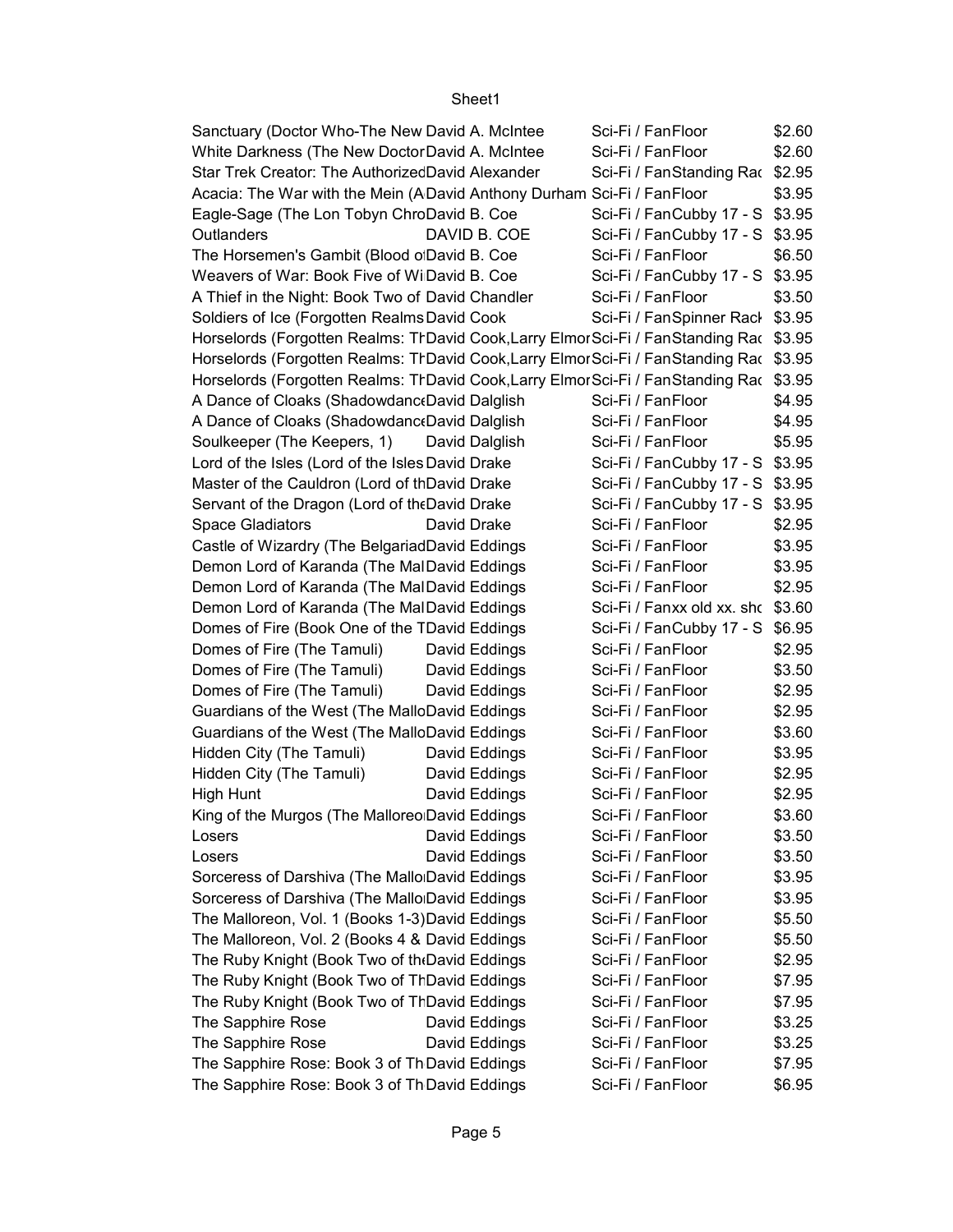| | | | |
|---|---|---|---|
| Sanctuary (Doctor Who-The New | David A. McIntee | Sci-Fi / Fan | Floor | $2.60 |
| White Darkness (The New Doctor | David A. McIntee | Sci-Fi / Fan | Floor | $2.60 |
| Star Trek Creator: The Authorized | David Alexander | Sci-Fi / Fan | Standing Rac | $2.95 |
| Acacia: The War with the Mein (A | David Anthony Durham | Sci-Fi / Fan | Floor | $3.95 |
| Eagle-Sage (The Lon Tobyn Chro | David B. Coe | Sci-Fi / Fan | Cubby 17 - S | $3.95 |
| Outlanders | DAVID B. COE | Sci-Fi / Fan | Cubby 17 - S | $3.95 |
| The Horsemen's Gambit (Blood o | David B. Coe | Sci-Fi / Fan | Floor | $6.50 |
| Weavers of War: Book Five of Wi | David B. Coe | Sci-Fi / Fan | Cubby 17 - S | $3.95 |
| A Thief in the Night: Book Two of | David Chandler | Sci-Fi / Fan | Floor | $3.50 |
| Soldiers of Ice (Forgotten Realms | David Cook | Sci-Fi / Fan | Spinner Rack | $3.95 |
| Horselords (Forgotten Realms: Th | David Cook,Larry Elmor | Sci-Fi / Fan | Standing Rac | $3.95 |
| Horselords (Forgotten Realms: Th | David Cook,Larry Elmor | Sci-Fi / Fan | Standing Rac | $3.95 |
| Horselords (Forgotten Realms: Th | David Cook,Larry Elmor | Sci-Fi / Fan | Standing Rac | $3.95 |
| A Dance of Cloaks (Shadowdance | David Dalglish | Sci-Fi / Fan | Floor | $4.95 |
| A Dance of Cloaks (Shadowdance | David Dalglish | Sci-Fi / Fan | Floor | $4.95 |
| Soulkeeper (The Keepers, 1) | David Dalglish | Sci-Fi / Fan | Floor | $5.95 |
| Lord of the Isles (Lord of the Isles | David Drake | Sci-Fi / Fan | Cubby 17 - S | $3.95 |
| Master of the Cauldron (Lord of th | David Drake | Sci-Fi / Fan | Cubby 17 - S | $3.95 |
| Servant of the Dragon (Lord of the | David Drake | Sci-Fi / Fan | Cubby 17 - S | $3.95 |
| Space Gladiators | David Drake | Sci-Fi / Fan | Floor | $2.95 |
| Castle of Wizardry (The Belgariad | David Eddings | Sci-Fi / Fan | Floor | $3.95 |
| Demon Lord of Karanda (The Mal | David Eddings | Sci-Fi / Fan | Floor | $3.95 |
| Demon Lord of Karanda (The Mal | David Eddings | Sci-Fi / Fan | Floor | $2.95 |
| Demon Lord of Karanda (The Mal | David Eddings | Sci-Fi / Fan | xx old xx. sho | $3.60 |
| Domes of Fire (Book One of the T | David Eddings | Sci-Fi / Fan | Cubby 17 - S | $6.95 |
| Domes of Fire (The Tamuli) | David Eddings | Sci-Fi / Fan | Floor | $2.95 |
| Domes of Fire (The Tamuli) | David Eddings | Sci-Fi / Fan | Floor | $3.50 |
| Domes of Fire (The Tamuli) | David Eddings | Sci-Fi / Fan | Floor | $2.95 |
| Guardians of the West (The Mallo | David Eddings | Sci-Fi / Fan | Floor | $2.95 |
| Guardians of the West (The Mallo | David Eddings | Sci-Fi / Fan | Floor | $3.60 |
| Hidden City (The Tamuli) | David Eddings | Sci-Fi / Fan | Floor | $3.95 |
| Hidden City (The Tamuli) | David Eddings | Sci-Fi / Fan | Floor | $2.95 |
| High Hunt | David Eddings | Sci-Fi / Fan | Floor | $2.95 |
| King of the Murgos (The Malloreo | David Eddings | Sci-Fi / Fan | Floor | $3.60 |
| Losers | David Eddings | Sci-Fi / Fan | Floor | $3.50 |
| Losers | David Eddings | Sci-Fi / Fan | Floor | $3.50 |
| Sorceress of Darshiva (The Mallo | David Eddings | Sci-Fi / Fan | Floor | $3.95 |
| Sorceress of Darshiva (The Mallo | David Eddings | Sci-Fi / Fan | Floor | $3.95 |
| The Malloreon, Vol. 1 (Books 1-3) | David Eddings | Sci-Fi / Fan | Floor | $5.50 |
| The Malloreon, Vol. 2 (Books 4 & | David Eddings | Sci-Fi / Fan | Floor | $5.50 |
| The Ruby Knight (Book Two of the | David Eddings | Sci-Fi / Fan | Floor | $2.95 |
| The Ruby Knight (Book Two of Th | David Eddings | Sci-Fi / Fan | Floor | $7.95 |
| The Ruby Knight (Book Two of Th | David Eddings | Sci-Fi / Fan | Floor | $7.95 |
| The Sapphire Rose | David Eddings | Sci-Fi / Fan | Floor | $3.25 |
| The Sapphire Rose | David Eddings | Sci-Fi / Fan | Floor | $3.25 |
| The Sapphire Rose: Book 3 of Th | David Eddings | Sci-Fi / Fan | Floor | $7.95 |
| The Sapphire Rose: Book 3 of Th | David Eddings | Sci-Fi / Fan | Floor | $6.95 |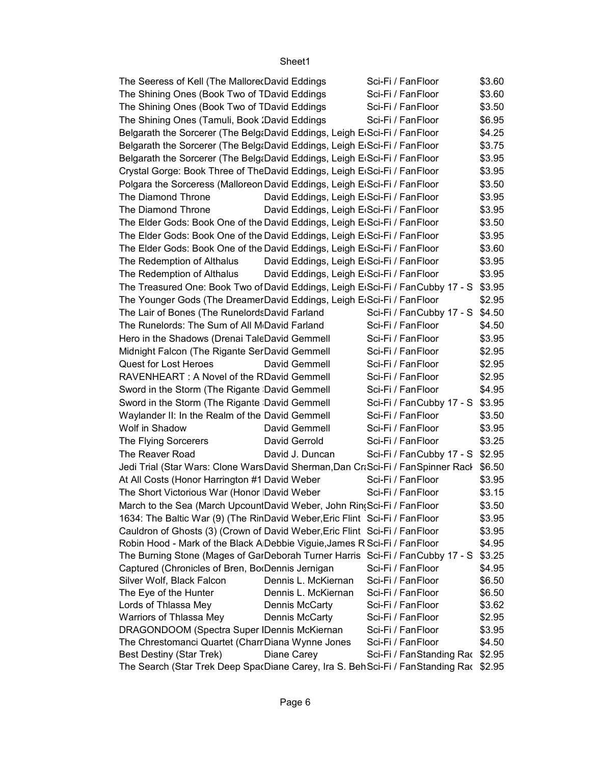| | | | |
|---|---|---|---|
| The Seeress of Kell (The MallorecDavid Eddings | | Sci-Fi / FanFloor | $3.60 |
| The Shining Ones (Book Two of TDavid Eddings | | Sci-Fi / FanFloor | $3.60 |
| The Shining Ones (Book Two of TDavid Eddings | | Sci-Fi / FanFloor | $3.50 |
| The Shining Ones (Tamuli, Book :David Eddings | | Sci-Fi / FanFloor | $6.95 |
| Belgarath the Sorcerer (The BelgaDavid Eddings, Leigh E | | Sci-Fi / FanFloor | $4.25 |
| Belgarath the Sorcerer (The BelgaDavid Eddings, Leigh E | | Sci-Fi / FanFloor | $3.75 |
| Belgarath the Sorcerer (The BelgaDavid Eddings, Leigh E | | Sci-Fi / FanFloor | $3.95 |
| Crystal Gorge: Book Three of TheDavid Eddings, Leigh E | | Sci-Fi / FanFloor | $3.95 |
| Polgara the Sorceress (Malloreon David Eddings, Leigh E | | Sci-Fi / FanFloor | $3.50 |
| The Diamond Throne | David Eddings, Leigh E | Sci-Fi / FanFloor | $3.95 |
| The Diamond Throne | David Eddings, Leigh E | Sci-Fi / FanFloor | $3.95 |
| The Elder Gods: Book One of the David Eddings, Leigh E | | Sci-Fi / FanFloor | $3.50 |
| The Elder Gods: Book One of the David Eddings, Leigh E | | Sci-Fi / FanFloor | $3.95 |
| The Elder Gods: Book One of the David Eddings, Leigh E | | Sci-Fi / FanFloor | $3.60 |
| The Redemption of Althalus | David Eddings, Leigh E | Sci-Fi / FanFloor | $3.95 |
| The Redemption of Althalus | David Eddings, Leigh E | Sci-Fi / FanFloor | $3.95 |
| The Treasured One: Book Two of David Eddings, Leigh E | | Sci-Fi / FanCubby 17 - S | $3.95 |
| The Younger Gods (The DreamerDavid Eddings, Leigh E | | Sci-Fi / FanFloor | $2.95 |
| The Lair of Bones (The RunelordsDavid Farland | | Sci-Fi / FanCubby 17 - S | $4.50 |
| The Runelords: The Sum of All MDavid Farland | | Sci-Fi / FanFloor | $4.50 |
| Hero in the Shadows (Drenai TaleDavid Gemmell | | Sci-Fi / FanFloor | $3.95 |
| Midnight Falcon (The Rigante SerDavid Gemmell | | Sci-Fi / FanFloor | $2.95 |
| Quest for Lost Heroes | David Gemmell | Sci-Fi / FanFloor | $2.95 |
| RAVENHEART : A Novel of the RDavid Gemmell | | Sci-Fi / FanFloor | $2.95 |
| Sword in the Storm (The Rigante David Gemmell | | Sci-Fi / FanFloor | $4.95 |
| Sword in the Storm (The Rigante David Gemmell | | Sci-Fi / FanCubby 17 - S | $3.95 |
| Waylander II: In the Realm of the David Gemmell | | Sci-Fi / FanFloor | $3.50 |
| Wolf in Shadow | David Gemmell | Sci-Fi / FanFloor | $3.95 |
| The Flying Sorcerers | David Gerrold | Sci-Fi / FanFloor | $3.25 |
| The Reaver Road | David J. Duncan | Sci-Fi / FanCubby 17 - S | $2.95 |
| Jedi Trial (Star Wars: Clone WarsDavid Sherman,Dan Cr | | Sci-Fi / FanSpinner Rack | $6.50 |
| At All Costs (Honor Harrington #1 David Weber | | Sci-Fi / FanFloor | $3.95 |
| The Short Victorious War (Honor David Weber | | Sci-Fi / FanFloor | $3.15 |
| March to the Sea (March UpcountDavid Weber, John Rin | | Sci-Fi / FanFloor | $3.50 |
| 1634: The Baltic War (9) (The RinDavid Weber,Eric Flint | | Sci-Fi / FanFloor | $3.95 |
| Cauldron of Ghosts (3) (Crown of David Weber,Eric Flint | | Sci-Fi / FanFloor | $3.95 |
| Robin Hood - Mark of the Black ADebbie Viguie,James R | | Sci-Fi / FanFloor | $4.95 |
| The Burning Stone (Mages of GarDeborah Turner Harris | | Sci-Fi / FanCubby 17 - S | $3.25 |
| Captured (Chronicles of Bren, BoDennis Jernigan | | Sci-Fi / FanFloor | $4.95 |
| Silver Wolf, Black Falcon | Dennis L. McKiernan | Sci-Fi / FanFloor | $6.50 |
| The Eye of the Hunter | Dennis L. McKiernan | Sci-Fi / FanFloor | $6.50 |
| Lords of Thlassa Mey | Dennis McCarty | Sci-Fi / FanFloor | $3.62 |
| Warriors of Thlassa Mey | Dennis McCarty | Sci-Fi / FanFloor | $2.95 |
| DRAGONDOOM (Spectra Super IDennis McKiernan | | Sci-Fi / FanFloor | $3.95 |
| The Chrestomanci Quartet (CharrDiana Wynne Jones | | Sci-Fi / FanFloor | $4.50 |
| Best Destiny (Star Trek) | Diane Carey | Sci-Fi / FanStanding Rac | $2.95 |
| The Search (Star Trek Deep SpacDiane Carey, Ira S. Beh | | Sci-Fi / FanStanding Rac | $2.95 |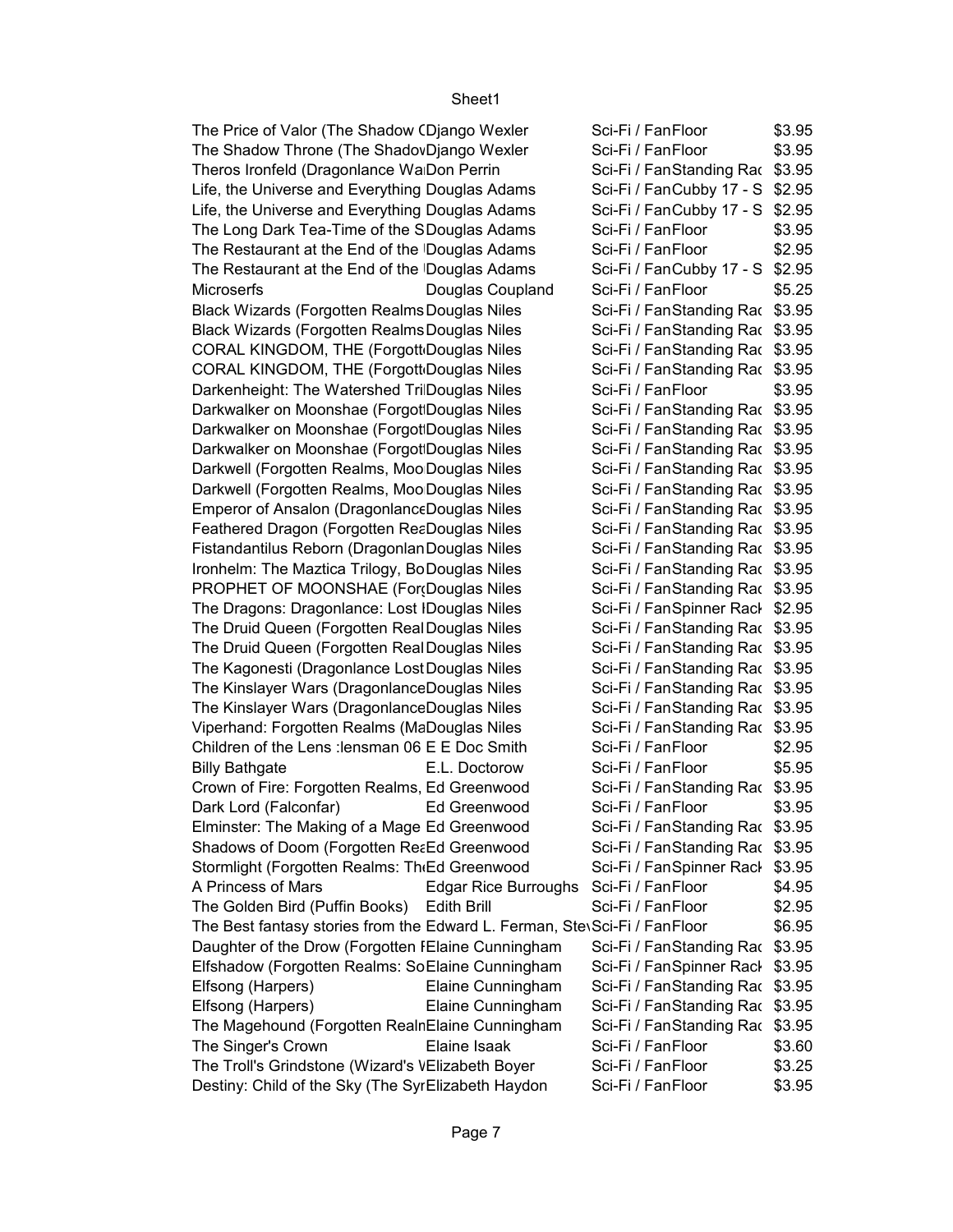| | | | |
|---|---|---|---|
| The Price of Valor (The Shadow (Django Wexler | | Sci-Fi / FanFloor | $3.95 |
| The Shadow Throne (The Shadov | Django Wexler | Sci-Fi / FanFloor | $3.95 |
| Theros Ironfeld (Dragonlance Wa | Don Perrin | Sci-Fi / FanStanding Rac | $3.95 |
| Life, the Universe and Everything | Douglas Adams | Sci-Fi / FanCubby 17 - S | $2.95 |
| Life, the Universe and Everything | Douglas Adams | Sci-Fi / FanCubby 17 - S | $2.95 |
| The Long Dark Tea-Time of the S | Douglas Adams | Sci-Fi / FanFloor | $3.95 |
| The Restaurant at the End of the | Douglas Adams | Sci-Fi / FanFloor | $2.95 |
| The Restaurant at the End of the | Douglas Adams | Sci-Fi / FanCubby 17 - S | $2.95 |
| Microserfs | Douglas Coupland | Sci-Fi / FanFloor | $5.25 |
| Black Wizards (Forgotten Realms | Douglas Niles | Sci-Fi / FanStanding Rac | $3.95 |
| Black Wizards (Forgotten Realms | Douglas Niles | Sci-Fi / FanStanding Rac | $3.95 |
| CORAL KINGDOM, THE (Forgott | Douglas Niles | Sci-Fi / FanStanding Rac | $3.95 |
| CORAL KINGDOM, THE (Forgott | Douglas Niles | Sci-Fi / FanStanding Rac | $3.95 |
| Darkenheight: The Watershed Tri | Douglas Niles | Sci-Fi / FanFloor | $3.95 |
| Darkwalker on Moonshae (Forgot | Douglas Niles | Sci-Fi / FanStanding Rac | $3.95 |
| Darkwalker on Moonshae (Forgot | Douglas Niles | Sci-Fi / FanStanding Rac | $3.95 |
| Darkwalker on Moonshae (Forgot | Douglas Niles | Sci-Fi / FanStanding Rac | $3.95 |
| Darkwell (Forgotten Realms, Moo | Douglas Niles | Sci-Fi / FanStanding Rac | $3.95 |
| Darkwell (Forgotten Realms, Moo | Douglas Niles | Sci-Fi / FanStanding Rac | $3.95 |
| Emperor of Ansalon (Dragonlance | Douglas Niles | Sci-Fi / FanStanding Rac | $3.95 |
| Feathered Dragon (Forgotten Rea | Douglas Niles | Sci-Fi / FanStanding Rac | $3.95 |
| Fistandantilus Reborn (Dragonlan | Douglas Niles | Sci-Fi / FanStanding Rac | $3.95 |
| Ironhelm: The Maztica Trilogy, Bo | Douglas Niles | Sci-Fi / FanStanding Rac | $3.95 |
| PROPHET OF MOONSHAE (For | Douglas Niles | Sci-Fi / FanStanding Rac | $3.95 |
| The Dragons: Dragonlance: Lost | Douglas Niles | Sci-Fi / FanSpinner Rack | $2.95 |
| The Druid Queen (Forgotten Real | Douglas Niles | Sci-Fi / FanStanding Rac | $3.95 |
| The Druid Queen (Forgotten Real | Douglas Niles | Sci-Fi / FanStanding Rac | $3.95 |
| The Kagonesti (Dragonlance Lost | Douglas Niles | Sci-Fi / FanStanding Rac | $3.95 |
| The Kinslayer Wars (Dragonlance | Douglas Niles | Sci-Fi / FanStanding Rac | $3.95 |
| The Kinslayer Wars (Dragonlance | Douglas Niles | Sci-Fi / FanStanding Rac | $3.95 |
| Viperhand: Forgotten Realms (Ma | Douglas Niles | Sci-Fi / FanStanding Rac | $3.95 |
| Children of the Lens :lensman 06 | E E Doc Smith | Sci-Fi / FanFloor | $2.95 |
| Billy Bathgate | E.L. Doctorow | Sci-Fi / FanFloor | $5.95 |
| Crown of Fire: Forgotten Realms, | Ed Greenwood | Sci-Fi / FanStanding Rac | $3.95 |
| Dark Lord (Falconfar) | Ed Greenwood | Sci-Fi / FanFloor | $3.95 |
| Elminster: The Making of a Mage | Ed Greenwood | Sci-Fi / FanStanding Rac | $3.95 |
| Shadows of Doom (Forgotten Rea | Ed Greenwood | Sci-Fi / FanStanding Rac | $3.95 |
| Stormlight (Forgotten Realms: Th | Ed Greenwood | Sci-Fi / FanSpinner Rack | $3.95 |
| A Princess of Mars | Edgar Rice Burroughs | Sci-Fi / FanFloor | $4.95 |
| The Golden Bird (Puffin Books) | Edith Brill | Sci-Fi / FanFloor | $2.95 |
| The Best fantasy stories from the | Edward L. Ferman, Stev | Sci-Fi / FanFloor | $6.95 |
| Daughter of the Drow (Forgotten | Elaine Cunningham | Sci-Fi / FanStanding Rac | $3.95 |
| Elfshadow (Forgotten Realms: So | Elaine Cunningham | Sci-Fi / FanSpinner Rack | $3.95 |
| Elfsong (Harpers) | Elaine Cunningham | Sci-Fi / FanStanding Rac | $3.95 |
| Elfsong (Harpers) | Elaine Cunningham | Sci-Fi / FanStanding Rac | $3.95 |
| The Magehound (Forgotten Realn | Elaine Cunningham | Sci-Fi / FanStanding Rac | $3.95 |
| The Singer's Crown | Elaine Isaak | Sci-Fi / FanFloor | $3.60 |
| The Troll's Grindstone (Wizard's V | Elizabeth Boyer | Sci-Fi / FanFloor | $3.25 |
| Destiny: Child of the Sky (The Syr | Elizabeth Haydon | Sci-Fi / FanFloor | $3.95 |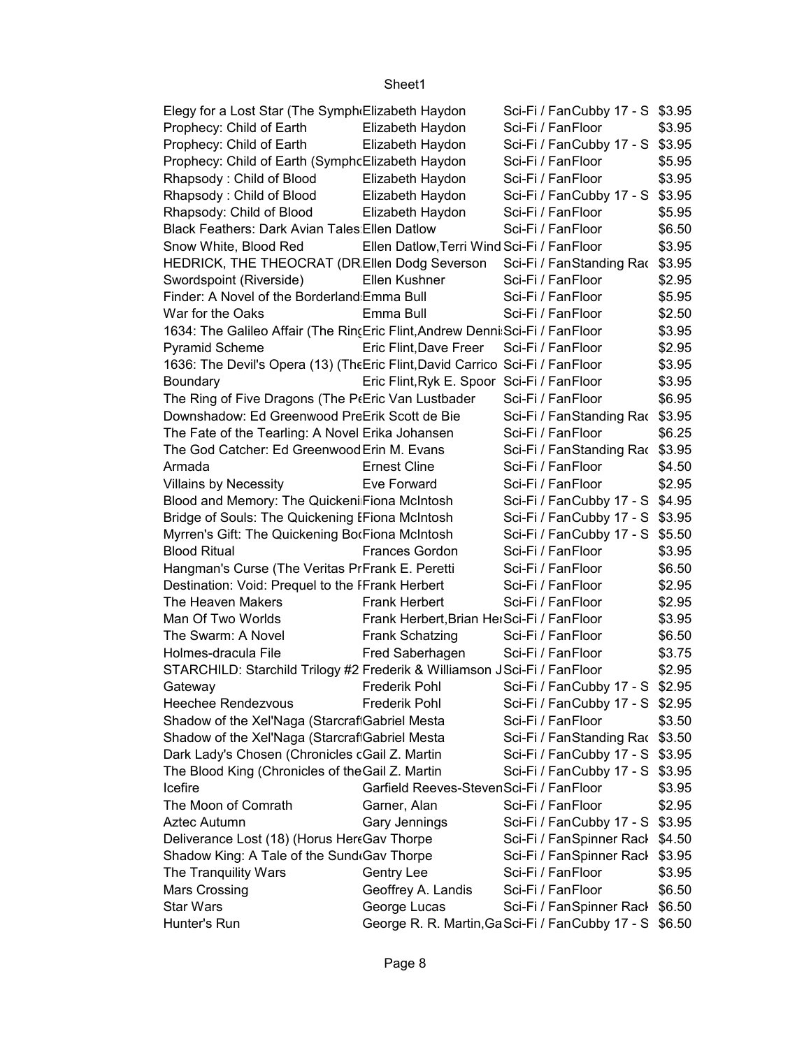Sheet1

| | | | | |
|---|---|---|---|---|
| Elegy for a Lost Star (The Symph | Elizabeth Haydon | Sci-Fi / Fan | Cubby 17 - S | $3.95 |
| Prophecy: Child of Earth | Elizabeth Haydon | Sci-Fi / Fan | Floor | $3.95 |
| Prophecy: Child of Earth | Elizabeth Haydon | Sci-Fi / Fan | Cubby 17 - S | $3.95 |
| Prophecy: Child of Earth (Symphc | Elizabeth Haydon | Sci-Fi / Fan | Floor | $5.95 |
| Rhapsody : Child of Blood | Elizabeth Haydon | Sci-Fi / Fan | Floor | $3.95 |
| Rhapsody : Child of Blood | Elizabeth Haydon | Sci-Fi / Fan | Cubby 17 - S | $3.95 |
| Rhapsody: Child of Blood | Elizabeth Haydon | Sci-Fi / Fan | Floor | $5.95 |
| Black Feathers: Dark Avian Tales | Ellen Datlow | Sci-Fi / Fan | Floor | $6.50 |
| Snow White, Blood Red | Ellen Datlow,Terri Wind | Sci-Fi / Fan | Floor | $3.95 |
| HEDRICK, THE THEOCRAT (DR | Ellen Dodg Severson | Sci-Fi / Fan | Standing Rac | $3.95 |
| Swordspoint (Riverside) | Ellen Kushner | Sci-Fi / Fan | Floor | $2.95 |
| Finder: A Novel of the Borderland | Emma Bull | Sci-Fi / Fan | Floor | $5.95 |
| War for the Oaks | Emma Bull | Sci-Fi / Fan | Floor | $2.50 |
| 1634: The Galileo Affair (The Ring | Eric Flint,Andrew Denni | Sci-Fi / Fan | Floor | $3.95 |
| Pyramid Scheme | Eric Flint,Dave Freer | Sci-Fi / Fan | Floor | $2.95 |
| 1636: The Devil's Opera (13) (The | Eric Flint,David Carrico | Sci-Fi / Fan | Floor | $3.95 |
| Boundary | Eric Flint,Ryk E. Spoor | Sci-Fi / Fan | Floor | $3.95 |
| The Ring of Five Dragons (The Pe | Eric Van Lustbader | Sci-Fi / Fan | Floor | $6.95 |
| Downshadow: Ed Greenwood Pre | Erik Scott de Bie | Sci-Fi / Fan | Standing Rac | $3.95 |
| The Fate of the Tearling: A Novel | Erika Johansen | Sci-Fi / Fan | Floor | $6.25 |
| The God Catcher: Ed Greenwood | Erin M. Evans | Sci-Fi / Fan | Standing Rac | $3.95 |
| Armada | Ernest Cline | Sci-Fi / Fan | Floor | $4.50 |
| Villains by Necessity | Eve Forward | Sci-Fi / Fan | Floor | $2.95 |
| Blood and Memory: The Quicken | Fiona McIntosh | Sci-Fi / Fan | Cubby 17 - S | $4.95 |
| Bridge of Souls: The Quickening | Fiona McIntosh | Sci-Fi / Fan | Cubby 17 - S | $3.95 |
| Myrren's Gift: The Quickening Bo | Fiona McIntosh | Sci-Fi / Fan | Cubby 17 - S | $5.50 |
| Blood Ritual | Frances Gordon | Sci-Fi / Fan | Floor | $3.95 |
| Hangman's Curse (The Veritas Pr | Frank E. Peretti | Sci-Fi / Fan | Floor | $6.50 |
| Destination: Void: Prequel to the | Frank Herbert | Sci-Fi / Fan | Floor | $2.95 |
| The Heaven Makers | Frank Herbert | Sci-Fi / Fan | Floor | $2.95 |
| Man Of Two Worlds | Frank Herbert,Brian He | Sci-Fi / Fan | Floor | $3.95 |
| The Swarm: A Novel | Frank Schatzing | Sci-Fi / Fan | Floor | $6.50 |
| Holmes-dracula File | Fred Saberhagen | Sci-Fi / Fan | Floor | $3.75 |
| STARCHILD: Starchild Trilogy #2 | Frederik & Williamson J | Sci-Fi / Fan | Floor | $2.95 |
| Gateway | Frederik Pohl | Sci-Fi / Fan | Cubby 17 - S | $2.95 |
| Heechee Rendezvous | Frederik Pohl | Sci-Fi / Fan | Cubby 17 - S | $2.95 |
| Shadow of the Xel'Naga (Starcraf | Gabriel Mesta | Sci-Fi / Fan | Floor | $3.50 |
| Shadow of the Xel'Naga (Starcraf | Gabriel Mesta | Sci-Fi / Fan | Standing Rac | $3.50 |
| Dark Lady's Chosen (Chronicles c | Gail Z. Martin | Sci-Fi / Fan | Cubby 17 - S | $3.95 |
| The Blood King (Chronicles of the | Gail Z. Martin | Sci-Fi / Fan | Cubby 17 - S | $3.95 |
| Icefire | Garfield Reeves-Steven | Sci-Fi / Fan | Floor | $3.95 |
| The Moon of Comrath | Garner, Alan | Sci-Fi / Fan | Floor | $2.95 |
| Aztec Autumn | Gary Jennings | Sci-Fi / Fan | Cubby 17 - S | $3.95 |
| Deliverance Lost (18) (Horus Here | Gav Thorpe | Sci-Fi / Fan | Spinner Rack | $4.50 |
| Shadow King: A Tale of the Sund | Gav Thorpe | Sci-Fi / Fan | Spinner Rack | $3.95 |
| The Tranquility Wars | Gentry Lee | Sci-Fi / Fan | Floor | $3.95 |
| Mars Crossing | Geoffrey A. Landis | Sci-Fi / Fan | Floor | $6.50 |
| Star Wars | George Lucas | Sci-Fi / Fan | Spinner Rack | $6.50 |
| Hunter's Run | George R. R. Martin,Ga | Sci-Fi / Fan | Cubby 17 - S | $6.50 |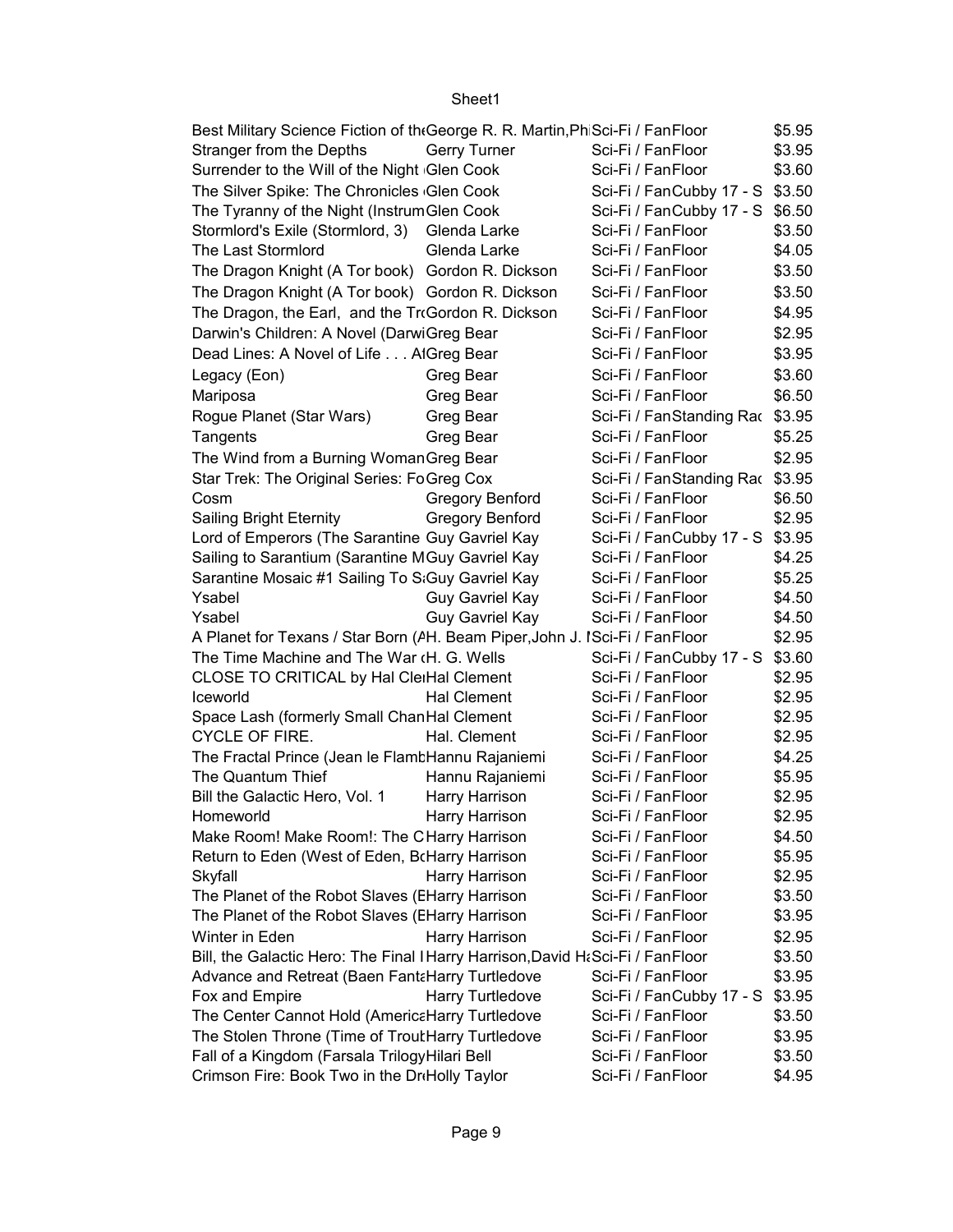| | | | |
|---|---|---|---|
| Best Military Science Fiction of the | George R. R. Martin,Phi | Sci-Fi / FanFloor | $5.95 |
| Stranger from the Depths | Gerry Turner | Sci-Fi / FanFloor | $3.95 |
| Surrender to the Will of the Night | Glen Cook | Sci-Fi / FanFloor | $3.60 |
| The Silver Spike: The Chronicles | Glen Cook | Sci-Fi / FanCubby 17 - S | $3.50 |
| The Tyranny of the Night (Instrum | Glen Cook | Sci-Fi / FanCubby 17 - S | $6.50 |
| Stormlord's Exile (Stormlord, 3) | Glenda Larke | Sci-Fi / FanFloor | $3.50 |
| The Last Stormlord | Glenda Larke | Sci-Fi / FanFloor | $4.05 |
| The Dragon Knight (A Tor book) | Gordon R. Dickson | Sci-Fi / FanFloor | $3.50 |
| The Dragon Knight (A Tor book) | Gordon R. Dickson | Sci-Fi / FanFloor | $3.50 |
| The Dragon, the Earl, and the Tr | Gordon R. Dickson | Sci-Fi / FanFloor | $4.95 |
| Darwin's Children: A Novel (Darwi | Greg Bear | Sci-Fi / FanFloor | $2.95 |
| Dead Lines: A Novel of Life . . . A | Greg Bear | Sci-Fi / FanFloor | $3.95 |
| Legacy (Eon) | Greg Bear | Sci-Fi / FanFloor | $3.60 |
| Mariposa | Greg Bear | Sci-Fi / FanFloor | $6.50 |
| Rogue Planet (Star Wars) | Greg Bear | Sci-Fi / FanStanding Rac | $3.95 |
| Tangents | Greg Bear | Sci-Fi / FanFloor | $5.25 |
| The Wind from a Burning Woman | Greg Bear | Sci-Fi / FanFloor | $2.95 |
| Star Trek: The Original Series: Fo | Greg Cox | Sci-Fi / FanStanding Rac | $3.95 |
| Cosm | Gregory Benford | Sci-Fi / FanFloor | $6.50 |
| Sailing Bright Eternity | Gregory Benford | Sci-Fi / FanFloor | $2.95 |
| Lord of Emperors (The Sarantine | Guy Gavriel Kay | Sci-Fi / FanCubby 17 - S | $3.95 |
| Sailing to Sarantium (Sarantine M | Guy Gavriel Kay | Sci-Fi / FanFloor | $4.25 |
| Sarantine Mosaic #1 Sailing To S | Guy Gavriel Kay | Sci-Fi / FanFloor | $5.25 |
| Ysabel | Guy Gavriel Kay | Sci-Fi / FanFloor | $4.50 |
| Ysabel | Guy Gavriel Kay | Sci-Fi / FanFloor | $4.50 |
| A Planet for Texans / Star Born (A | H. Beam Piper,John J. I | Sci-Fi / FanFloor | $2.95 |
| The Time Machine and The War ( | H. G. Wells | Sci-Fi / FanCubby 17 - S | $3.60 |
| CLOSE TO CRITICAL by Hal Cle | Hal Clement | Sci-Fi / FanFloor | $2.95 |
| Iceworld | Hal Clement | Sci-Fi / FanFloor | $2.95 |
| Space Lash (formerly Small Chan | Hal Clement | Sci-Fi / FanFloor | $2.95 |
| CYCLE OF FIRE. | Hal. Clement | Sci-Fi / FanFloor | $2.95 |
| The Fractal Prince (Jean le Flamb | Hannu Rajaniemi | Sci-Fi / FanFloor | $4.25 |
| The Quantum Thief | Hannu Rajaniemi | Sci-Fi / FanFloor | $5.95 |
| Bill the Galactic Hero, Vol. 1 | Harry Harrison | Sci-Fi / FanFloor | $2.95 |
| Homeworld | Harry Harrison | Sci-Fi / FanFloor | $2.95 |
| Make Room! Make Room!: The C | Harry Harrison | Sci-Fi / FanFloor | $4.50 |
| Return to Eden (West of Eden, B | Harry Harrison | Sci-Fi / FanFloor | $5.95 |
| Skyfall | Harry Harrison | Sci-Fi / FanFloor | $2.95 |
| The Planet of the Robot Slaves (E | Harry Harrison | Sci-Fi / FanFloor | $3.50 |
| The Planet of the Robot Slaves (E | Harry Harrison | Sci-Fi / FanFloor | $3.95 |
| Winter in Eden | Harry Harrison | Sci-Fi / FanFloor | $2.95 |
| Bill, the Galactic Hero: The Final I | Harry Harrison,David Ha | Sci-Fi / FanFloor | $3.50 |
| Advance and Retreat (Baen Fanta | Harry Turtledove | Sci-Fi / FanFloor | $3.95 |
| Fox and Empire | Harry Turtledove | Sci-Fi / FanCubby 17 - S | $3.95 |
| The Center Cannot Hold (America | Harry Turtledove | Sci-Fi / FanFloor | $3.50 |
| The Stolen Throne (Time of Trout | Harry Turtledove | Sci-Fi / FanFloor | $3.95 |
| Fall of a Kingdom (Farsala Trilogy | Hilari Bell | Sci-Fi / FanFloor | $3.50 |
| Crimson Fire: Book Two in the Dr | Holly Taylor | Sci-Fi / FanFloor | $4.95 |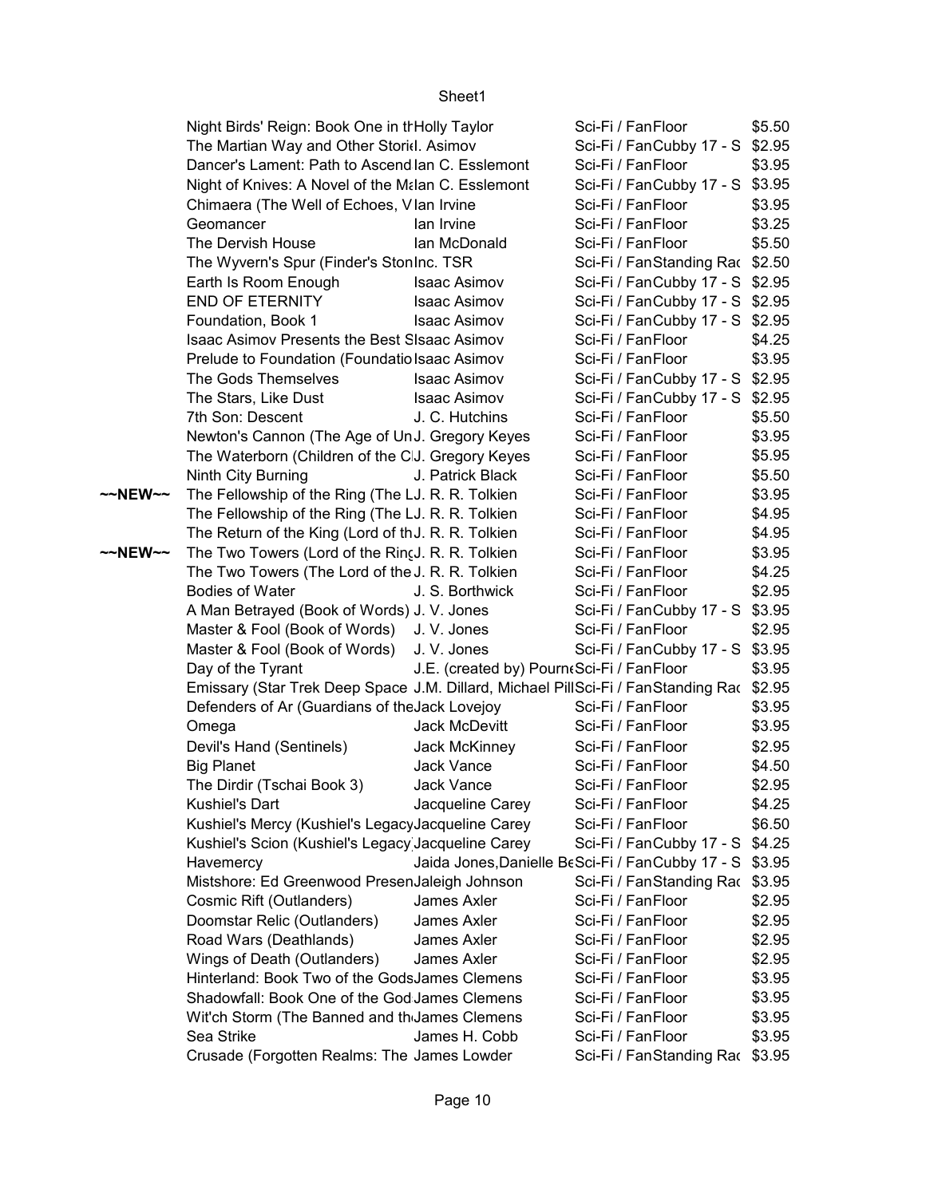| | Title | Author | Category | Location | Price |
|---|---|---|---|---|---|
| | Night Birds' Reign: Book One in th | Holly Taylor | Sci-Fi / Fan | Floor | $5.50 |
| | The Martian Way and Other Storie | I. Asimov | Sci-Fi / Fan | Cubby 17 - S | $2.95 |
| | Dancer's Lament: Path to Ascend | Ian C. Esslemont | Sci-Fi / Fan | Floor | $3.95 |
| | Night of Knives: A Novel of the Ma | Ian C. Esslemont | Sci-Fi / Fan | Cubby 17 - S | $3.95 |
| | Chimaera (The Well of Echoes, V | Ian Irvine | Sci-Fi / Fan | Floor | $3.95 |
| | Geomancer | Ian Irvine | Sci-Fi / Fan | Floor | $3.25 |
| | The Dervish House | Ian McDonald | Sci-Fi / Fan | Floor | $5.50 |
| | The Wyvern's Spur (Finder's Ston | Inc. TSR | Sci-Fi / Fan | Standing Rac | $2.50 |
| | Earth Is Room Enough | Isaac Asimov | Sci-Fi / Fan | Cubby 17 - S | $2.95 |
| | END OF ETERNITY | Isaac Asimov | Sci-Fi / Fan | Cubby 17 - S | $2.95 |
| | Foundation, Book 1 | Isaac Asimov | Sci-Fi / Fan | Cubby 17 - S | $2.95 |
| | Isaac Asimov Presents the Best S | Isaac Asimov | Sci-Fi / Fan | Floor | $4.25 |
| | Prelude to Foundation (Foundatio | Isaac Asimov | Sci-Fi / Fan | Floor | $3.95 |
| | The Gods Themselves | Isaac Asimov | Sci-Fi / Fan | Cubby 17 - S | $2.95 |
| | The Stars, Like Dust | Isaac Asimov | Sci-Fi / Fan | Cubby 17 - S | $2.95 |
| | 7th Son: Descent | J. C. Hutchins | Sci-Fi / Fan | Floor | $5.50 |
| | Newton's Cannon (The Age of Un | J. Gregory Keyes | Sci-Fi / Fan | Floor | $3.95 |
| | The Waterborn (Children of the C | J. Gregory Keyes | Sci-Fi / Fan | Floor | $5.95 |
| | Ninth City Burning | J. Patrick Black | Sci-Fi / Fan | Floor | $5.50 |
| ~~NEW~~ | The Fellowship of the Ring (The L | J. R. R. Tolkien | Sci-Fi / Fan | Floor | $3.95 |
| | The Fellowship of the Ring (The L | J. R. R. Tolkien | Sci-Fi / Fan | Floor | $4.95 |
| | The Return of the King (Lord of th | J. R. R. Tolkien | Sci-Fi / Fan | Floor | $4.95 |
| ~~NEW~~ | The Two Towers (Lord of the Ring | J. R. R. Tolkien | Sci-Fi / Fan | Floor | $3.95 |
| | The Two Towers (The Lord of the | J. R. R. Tolkien | Sci-Fi / Fan | Floor | $4.25 |
| | Bodies of Water | J. S. Borthwick | Sci-Fi / Fan | Floor | $2.95 |
| | A Man Betrayed (Book of Words) | J. V. Jones | Sci-Fi / Fan | Cubby 17 - S | $3.95 |
| | Master & Fool (Book of Words) | J. V. Jones | Sci-Fi / Fan | Floor | $2.95 |
| | Master & Fool (Book of Words) | J. V. Jones | Sci-Fi / Fan | Cubby 17 - S | $3.95 |
| | Day of the Tyrant | J.E. (created by) Pourne | Sci-Fi / Fan | Floor | $3.95 |
| | Emissary (Star Trek Deep Space | J.M. Dillard, Michael Pill | Sci-Fi / Fan | Standing Rac | $2.95 |
| | Defenders of Ar (Guardians of the | Jack Lovejoy | Sci-Fi / Fan | Floor | $3.95 |
| | Omega | Jack McDevitt | Sci-Fi / Fan | Floor | $3.95 |
| | Devil's Hand (Sentinels) | Jack McKinney | Sci-Fi / Fan | Floor | $2.95 |
| | Big Planet | Jack Vance | Sci-Fi / Fan | Floor | $4.50 |
| | The Dirdir (Tschai Book 3) | Jack Vance | Sci-Fi / Fan | Floor | $2.95 |
| | Kushiel's Dart | Jacqueline Carey | Sci-Fi / Fan | Floor | $4.25 |
| | Kushiel's Mercy (Kushiel's Legacy | Jacqueline Carey | Sci-Fi / Fan | Floor | $6.50 |
| | Kushiel's Scion (Kushiel's Legacy | Jacqueline Carey | Sci-Fi / Fan | Cubby 17 - S | $4.25 |
| | Havemercy | Jaida Jones,Danielle Be | Sci-Fi / Fan | Cubby 17 - S | $3.95 |
| | Mistshore: Ed Greenwood Presen | Jaleigh Johnson | Sci-Fi / Fan | Standing Rac | $3.95 |
| | Cosmic Rift (Outlanders) | James Axler | Sci-Fi / Fan | Floor | $2.95 |
| | Doomstar Relic (Outlanders) | James Axler | Sci-Fi / Fan | Floor | $2.95 |
| | Road Wars (Deathlands) | James Axler | Sci-Fi / Fan | Floor | $2.95 |
| | Wings of Death (Outlanders) | James Axler | Sci-Fi / Fan | Floor | $2.95 |
| | Hinterland: Book Two of the Gods | James Clemens | Sci-Fi / Fan | Floor | $3.95 |
| | Shadowfall: Book One of the God | James Clemens | Sci-Fi / Fan | Floor | $3.95 |
| | Wit'ch Storm (The Banned and th | James Clemens | Sci-Fi / Fan | Floor | $3.95 |
| | Sea Strike | James H. Cobb | Sci-Fi / Fan | Floor | $3.95 |
| | Crusade (Forgotten Realms: The | James Lowder | Sci-Fi / Fan | Standing Rac | $3.95 |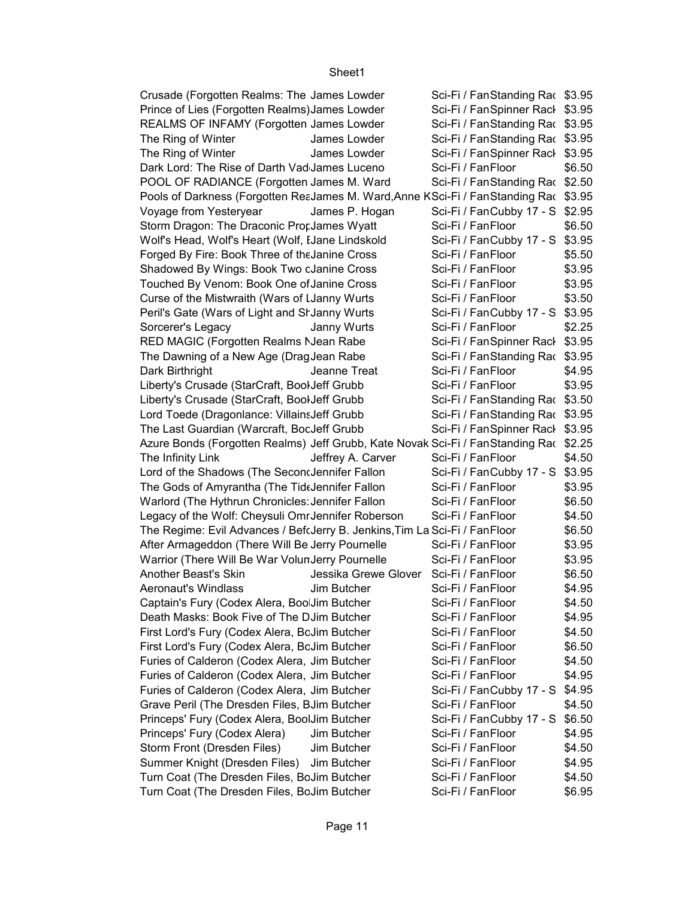| | | | |
|---|---|---|---|
| Crusade (Forgotten Realms: The | James Lowder | Sci-Fi / Fan | Standing Rac | $3.95 |
| Prince of Lies (Forgotten Realms) | James Lowder | Sci-Fi / Fan | Spinner Rack | $3.95 |
| REALMS OF INFAMY (Forgotten | James Lowder | Sci-Fi / Fan | Standing Rac | $3.95 |
| The Ring of Winter | James Lowder | Sci-Fi / Fan | Standing Rac | $3.95 |
| The Ring of Winter | James Lowder | Sci-Fi / Fan | Spinner Rack | $3.95 |
| Dark Lord: The Rise of Darth Vad | James Luceno | Sci-Fi / Fan | Floor | $6.50 |
| POOL OF RADIANCE (Forgotten | James M. Ward | Sci-Fi / Fan | Standing Rac | $2.50 |
| Pools of Darkness (Forgotten Rea | James M. Ward,Anne K | Sci-Fi / Fan | Standing Rac | $3.95 |
| Voyage from Yesteryear | James P. Hogan | Sci-Fi / Fan | Cubby 17 - S | $2.95 |
| Storm Dragon: The Draconic Prop | James Wyatt | Sci-Fi / Fan | Floor | $6.50 |
| Wolf's Head, Wolf's Heart (Wolf, I | Jane Lindskold | Sci-Fi / Fan | Cubby 17 - S | $3.95 |
| Forged By Fire: Book Three of the | Janine Cross | Sci-Fi / Fan | Floor | $5.50 |
| Shadowed By Wings: Book Two c | Janine Cross | Sci-Fi / Fan | Floor | $3.95 |
| Touched By Venom: Book One of | Janine Cross | Sci-Fi / Fan | Floor | $3.95 |
| Curse of the Mistwraith (Wars of L | Janny Wurts | Sci-Fi / Fan | Floor | $3.50 |
| Peril's Gate (Wars of Light and Sh | Janny Wurts | Sci-Fi / Fan | Cubby 17 - S | $3.95 |
| Sorcerer's Legacy | Janny Wurts | Sci-Fi / Fan | Floor | $2.25 |
| RED MAGIC (Forgotten Realms N | Jean Rabe | Sci-Fi / Fan | Spinner Rack | $3.95 |
| The Dawning of a New Age (Drag | Jean Rabe | Sci-Fi / Fan | Standing Rac | $3.95 |
| Dark Birthright | Jeanne Treat | Sci-Fi / Fan | Floor | $4.95 |
| Liberty's Crusade (StarCraft, Boo | Jeff Grubb | Sci-Fi / Fan | Floor | $3.95 |
| Liberty's Crusade (StarCraft, Boo | Jeff Grubb | Sci-Fi / Fan | Standing Rac | $3.50 |
| Lord Toede (Dragonlance: Villains | Jeff Grubb | Sci-Fi / Fan | Standing Rac | $3.95 |
| The Last Guardian (Warcraft, Boo | Jeff Grubb | Sci-Fi / Fan | Spinner Rack | $3.95 |
| Azure Bonds (Forgotten Realms) | Jeff Grubb, Kate Novak | Sci-Fi / Fan | Standing Rac | $2.25 |
| The Infinity Link | Jeffrey A. Carver | Sci-Fi / Fan | Floor | $4.50 |
| Lord of the Shadows (The Second | Jennifer Fallon | Sci-Fi / Fan | Cubby 17 - S | $3.95 |
| The Gods of Amyrantha (The Tide | Jennifer Fallon | Sci-Fi / Fan | Floor | $3.95 |
| Warlord (The Hythrun Chronicles: | Jennifer Fallon | Sci-Fi / Fan | Floor | $6.50 |
| Legacy of the Wolf: Cheysuli Omr | Jennifer Roberson | Sci-Fi / Fan | Floor | $4.50 |
| The Regime: Evil Advances / Befo | Jerry B. Jenkins,Tim La | Sci-Fi / Fan | Floor | $6.50 |
| After Armageddon (There Will Be | Jerry Pournelle | Sci-Fi / Fan | Floor | $3.95 |
| Warrior (There Will Be War Volum | Jerry Pournelle | Sci-Fi / Fan | Floor | $3.95 |
| Another Beast's Skin | Jessika Grewe Glover | Sci-Fi / Fan | Floor | $6.50 |
| Aeronaut's Windlass | Jim Butcher | Sci-Fi / Fan | Floor | $4.95 |
| Captain's Fury (Codex Alera, Boo | Jim Butcher | Sci-Fi / Fan | Floor | $4.50 |
| Death Masks: Book Five of The D | Jim Butcher | Sci-Fi / Fan | Floor | $4.95 |
| First Lord's Fury (Codex Alera, Bo | Jim Butcher | Sci-Fi / Fan | Floor | $4.50 |
| First Lord's Fury (Codex Alera, Bo | Jim Butcher | Sci-Fi / Fan | Floor | $6.50 |
| Furies of Calderon (Codex Alera, | Jim Butcher | Sci-Fi / Fan | Floor | $4.50 |
| Furies of Calderon (Codex Alera, | Jim Butcher | Sci-Fi / Fan | Floor | $4.95 |
| Furies of Calderon (Codex Alera, | Jim Butcher | Sci-Fi / Fan | Cubby 17 - S | $4.95 |
| Grave Peril (The Dresden Files, B | Jim Butcher | Sci-Fi / Fan | Floor | $4.50 |
| Princeps' Fury (Codex Alera, Boo | Jim Butcher | Sci-Fi / Fan | Cubby 17 - S | $6.50 |
| Princeps' Fury (Codex Alera) | Jim Butcher | Sci-Fi / Fan | Floor | $4.95 |
| Storm Front (Dresden Files) | Jim Butcher | Sci-Fi / Fan | Floor | $4.50 |
| Summer Knight (Dresden Files) | Jim Butcher | Sci-Fi / Fan | Floor | $4.95 |
| Turn Coat (The Dresden Files, Bo | Jim Butcher | Sci-Fi / Fan | Floor | $4.50 |
| Turn Coat (The Dresden Files, Bo | Jim Butcher | Sci-Fi / Fan | Floor | $6.95 |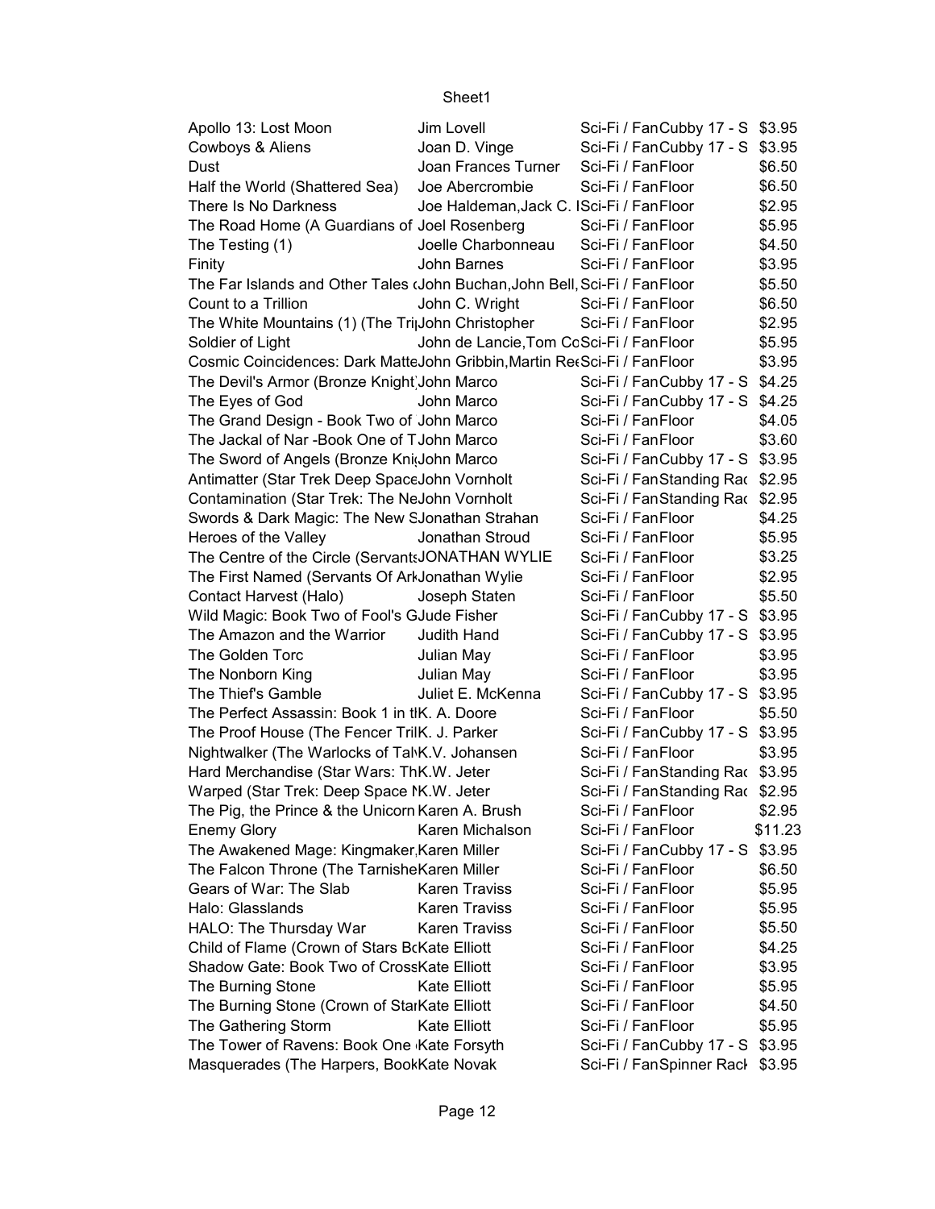| | | | | |
|---|---|---|---|---|
| Apollo 13: Lost Moon | Jim Lovell | Sci-Fi / Fan | Cubby 17 - S | $3.95 |
| Cowboys & Aliens | Joan D. Vinge | Sci-Fi / Fan | Cubby 17 - S | $3.95 |
| Dust | Joan Frances Turner | Sci-Fi / Fan | Floor | $6.50 |
| Half the World (Shattered Sea) | Joe Abercrombie | Sci-Fi / Fan | Floor | $6.50 |
| There Is No Darkness | Joe Haldeman,Jack C. I | Sci-Fi / Fan | Floor | $2.95 |
| The Road Home (A Guardians of | Joel Rosenberg | Sci-Fi / Fan | Floor | $5.95 |
| The Testing (1) | Joelle Charbonneau | Sci-Fi / Fan | Floor | $4.50 |
| Finity | John Barnes | Sci-Fi / Fan | Floor | $3.95 |
| The Far Islands and Other Tales ( | John Buchan,John Bell, | Sci-Fi / Fan | Floor | $5.50 |
| Count to a Trillion | John C. Wright | Sci-Fi / Fan | Floor | $6.50 |
| The White Mountains (1) (The Tri | John Christopher | Sci-Fi / Fan | Floor | $2.95 |
| Soldier of Light | John de Lancie,Tom Co | Sci-Fi / Fan | Floor | $5.95 |
| Cosmic Coincidences: Dark Matte | John Gribbin,Martin Re | Sci-Fi / Fan | Floor | $3.95 |
| The Devil's Armor (Bronze Knight | John Marco | Sci-Fi / Fan | Cubby 17 - S | $4.25 |
| The Eyes of God | John Marco | Sci-Fi / Fan | Cubby 17 - S | $4.25 |
| The Grand Design - Book Two of | John Marco | Sci-Fi / Fan | Floor | $4.05 |
| The Jackal of Nar -Book One of T | John Marco | Sci-Fi / Fan | Floor | $3.60 |
| The Sword of Angels (Bronze Kni | John Marco | Sci-Fi / Fan | Cubby 17 - S | $3.95 |
| Antimatter (Star Trek Deep Space | John Vornholt | Sci-Fi / Fan | Standing Rac | $2.95 |
| Contamination (Star Trek: The Ne | John Vornholt | Sci-Fi / Fan | Standing Rac | $2.95 |
| Swords & Dark Magic: The New S | Jonathan Strahan | Sci-Fi / Fan | Floor | $4.25 |
| Heroes of the Valley | Jonathan Stroud | Sci-Fi / Fan | Floor | $5.95 |
| The Centre of the Circle (Servants | JONATHAN WYLIE | Sci-Fi / Fan | Floor | $3.25 |
| The First Named (Servants Of Ar | Jonathan Wylie | Sci-Fi / Fan | Floor | $2.95 |
| Contact Harvest (Halo) | Joseph Staten | Sci-Fi / Fan | Floor | $5.50 |
| Wild Magic: Book Two of Fool's G | Jude Fisher | Sci-Fi / Fan | Cubby 17 - S | $3.95 |
| The Amazon and the Warrior | Judith Hand | Sci-Fi / Fan | Cubby 17 - S | $3.95 |
| The Golden Torc | Julian May | Sci-Fi / Fan | Floor | $3.95 |
| The Nonborn King | Julian May | Sci-Fi / Fan | Floor | $3.95 |
| The Thief's Gamble | Juliet E. McKenna | Sci-Fi / Fan | Cubby 17 - S | $3.95 |
| The Perfect Assassin: Book 1 in t | K. A. Doore | Sci-Fi / Fan | Floor | $5.50 |
| The Proof House (The Fencer Tril | K. J. Parker | Sci-Fi / Fan | Cubby 17 - S | $3.95 |
| Nightwalker (The Warlocks of Tal | K.V. Johansen | Sci-Fi / Fan | Floor | $3.95 |
| Hard Merchandise (Star Wars: Th | K.W. Jeter | Sci-Fi / Fan | Standing Rac | $3.95 |
| Warped (Star Trek: Deep Space N | K.W. Jeter | Sci-Fi / Fan | Standing Rac | $2.95 |
| The Pig, the Prince & the Unicorn | Karen A. Brush | Sci-Fi / Fan | Floor | $2.95 |
| Enemy Glory | Karen Michalson | Sci-Fi / Fan | Floor | $11.23 |
| The Awakened Mage: Kingmaker, | Karen Miller | Sci-Fi / Fan | Cubby 17 - S | $3.95 |
| The Falcon Throne (The Tarnishe | Karen Miller | Sci-Fi / Fan | Floor | $6.50 |
| Gears of War: The Slab | Karen Traviss | Sci-Fi / Fan | Floor | $5.95 |
| Halo: Glasslands | Karen Traviss | Sci-Fi / Fan | Floor | $5.95 |
| HALO: The Thursday War | Karen Traviss | Sci-Fi / Fan | Floor | $5.50 |
| Child of Flame (Crown of Stars Bo | Kate Elliott | Sci-Fi / Fan | Floor | $4.25 |
| Shadow Gate: Book Two of Cross | Kate Elliott | Sci-Fi / Fan | Floor | $3.95 |
| The Burning Stone | Kate Elliott | Sci-Fi / Fan | Floor | $5.95 |
| The Burning Stone (Crown of Sta | Kate Elliott | Sci-Fi / Fan | Floor | $4.50 |
| The Gathering Storm | Kate Elliott | Sci-Fi / Fan | Floor | $5.95 |
| The Tower of Ravens: Book One | Kate Forsyth | Sci-Fi / Fan | Cubby 17 - S | $3.95 |
| Masquerades (The Harpers, Book | Kate Novak | Sci-Fi / Fan | Spinner Rack | $3.95 |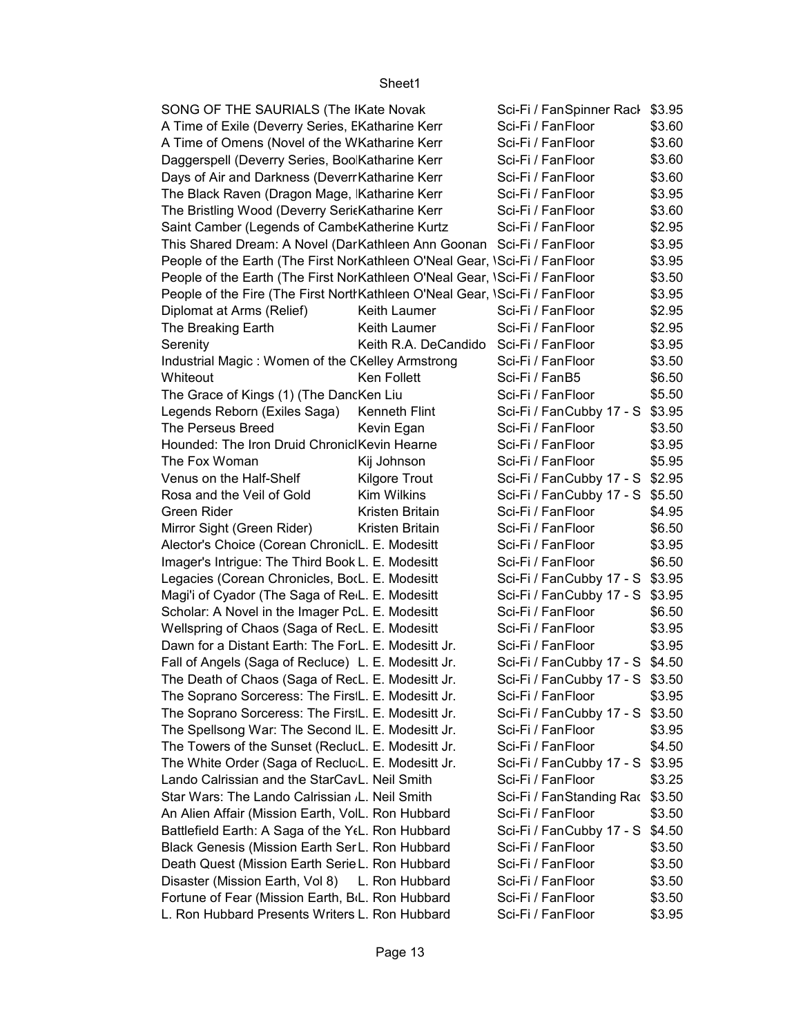| | | | |
|---|---|---|---|
| SONG OF THE SAURIALS (The I | Kate Novak | Sci-Fi / Fan | Spinner Rack | $3.95 |
| A Time of Exile (Deverry Series, E | Katharine Kerr | Sci-Fi / Fan | Floor | $3.60 |
| A Time of Omens (Novel of the W | Katharine Kerr | Sci-Fi / Fan | Floor | $3.60 |
| Daggerspell (Deverry Series, Boo | Katharine Kerr | Sci-Fi / Fan | Floor | $3.60 |
| Days of Air and Darkness (Deverr | Katharine Kerr | Sci-Fi / Fan | Floor | $3.60 |
| The Black Raven (Dragon Mage, I | Katharine Kerr | Sci-Fi / Fan | Floor | $3.95 |
| The Bristling Wood (Deverry Serie | Katharine Kerr | Sci-Fi / Fan | Floor | $3.60 |
| Saint Camber (Legends of Cambe | Katherine Kurtz | Sci-Fi / Fan | Floor | $2.95 |
| This Shared Dream: A Novel (Dar | Kathleen Ann Goonan | Sci-Fi / Fan | Floor | $3.95 |
| People of the Earth (The First Nor | Kathleen O'Neal Gear, \ | Sci-Fi / Fan | Floor | $3.95 |
| People of the Earth (The First Nor | Kathleen O'Neal Gear, \ | Sci-Fi / Fan | Floor | $3.50 |
| People of the Fire (The First North | Kathleen O'Neal Gear, \ | Sci-Fi / Fan | Floor | $3.95 |
| Diplomat at Arms (Relief) | Keith Laumer | Sci-Fi / Fan | Floor | $2.95 |
| The Breaking Earth | Keith Laumer | Sci-Fi / Fan | Floor | $2.95 |
| Serenity | Keith R.A. DeCandido | Sci-Fi / Fan | Floor | $3.95 |
| Industrial Magic : Women of the C | Kelley Armstrong | Sci-Fi / Fan | Floor | $3.50 |
| Whiteout | Ken Follett | Sci-Fi / Fan | B5 | $6.50 |
| The Grace of Kings (1) (The Danc | Ken Liu | Sci-Fi / Fan | Floor | $5.50 |
| Legends Reborn (Exiles Saga) | Kenneth Flint | Sci-Fi / Fan | Cubby 17 - S | $3.95 |
| The Perseus Breed | Kevin Egan | Sci-Fi / Fan | Floor | $3.50 |
| Hounded: The Iron Druid Chronicl | Kevin Hearne | Sci-Fi / Fan | Floor | $3.95 |
| The Fox Woman | Kij Johnson | Sci-Fi / Fan | Floor | $5.95 |
| Venus on the Half-Shelf | Kilgore Trout | Sci-Fi / Fan | Cubby 17 - S | $2.95 |
| Rosa and the Veil of Gold | Kim Wilkins | Sci-Fi / Fan | Cubby 17 - S | $5.50 |
| Green Rider | Kristen Britain | Sci-Fi / Fan | Floor | $4.95 |
| Mirror Sight (Green Rider) | Kristen Britain | Sci-Fi / Fan | Floor | $6.50 |
| Alector's Choice (Corean Chronicl | L. E. Modesitt | Sci-Fi / Fan | Floor | $3.95 |
| Imager's Intrigue: The Third Book | L. E. Modesitt | Sci-Fi / Fan | Floor | $6.50 |
| Legacies (Corean Chronicles, Boo | L. E. Modesitt | Sci-Fi / Fan | Cubby 17 - S | $3.95 |
| Magi'i of Cyador (The Saga of Re | L. E. Modesitt | Sci-Fi / Fan | Cubby 17 - S | $3.95 |
| Scholar: A Novel in the Imager Po | L. E. Modesitt | Sci-Fi / Fan | Floor | $6.50 |
| Wellspring of Chaos (Saga of Rec | L. E. Modesitt | Sci-Fi / Fan | Floor | $3.95 |
| Dawn for a Distant Earth: The For | L. E. Modesitt Jr. | Sci-Fi / Fan | Floor | $3.95 |
| Fall of Angels (Saga of Recluce) | L. E. Modesitt Jr. | Sci-Fi / Fan | Cubby 17 - S | $4.50 |
| The Death of Chaos (Saga of Rec | L. E. Modesitt Jr. | Sci-Fi / Fan | Cubby 17 - S | $3.50 |
| The Soprano Sorceress: The First | L. E. Modesitt Jr. | Sci-Fi / Fan | Floor | $3.95 |
| The Soprano Sorceress: The First | L. E. Modesitt Jr. | Sci-Fi / Fan | Cubby 17 - S | $3.50 |
| The Spellsong War: The Second I | L. E. Modesitt Jr. | Sci-Fi / Fan | Floor | $3.95 |
| The Towers of the Sunset (Recluc | L. E. Modesitt Jr. | Sci-Fi / Fan | Floor | $4.50 |
| The White Order (Saga of Recluc | L. E. Modesitt Jr. | Sci-Fi / Fan | Cubby 17 - S | $3.95 |
| Lando Calrissian and the StarCav | L. Neil Smith | Sci-Fi / Fan | Floor | $3.25 |
| Star Wars: The Lando Calrissian A | L. Neil Smith | Sci-Fi / Fan | Standing Rac | $3.50 |
| An Alien Affair (Mission Earth, Vol | L. Ron Hubbard | Sci-Fi / Fan | Floor | $3.50 |
| Battlefield Earth: A Saga of the Ye | L. Ron Hubbard | Sci-Fi / Fan | Cubby 17 - S | $4.50 |
| Black Genesis (Mission Earth Ser | L. Ron Hubbard | Sci-Fi / Fan | Floor | $3.50 |
| Death Quest (Mission Earth Serie | L. Ron Hubbard | Sci-Fi / Fan | Floor | $3.50 |
| Disaster (Mission Earth, Vol 8) | L. Ron Hubbard | Sci-Fi / Fan | Floor | $3.50 |
| Fortune of Fear (Mission Earth, Bo | L. Ron Hubbard | Sci-Fi / Fan | Floor | $3.50 |
| L. Ron Hubbard Presents Writers | L. Ron Hubbard | Sci-Fi / Fan | Floor | $3.95 |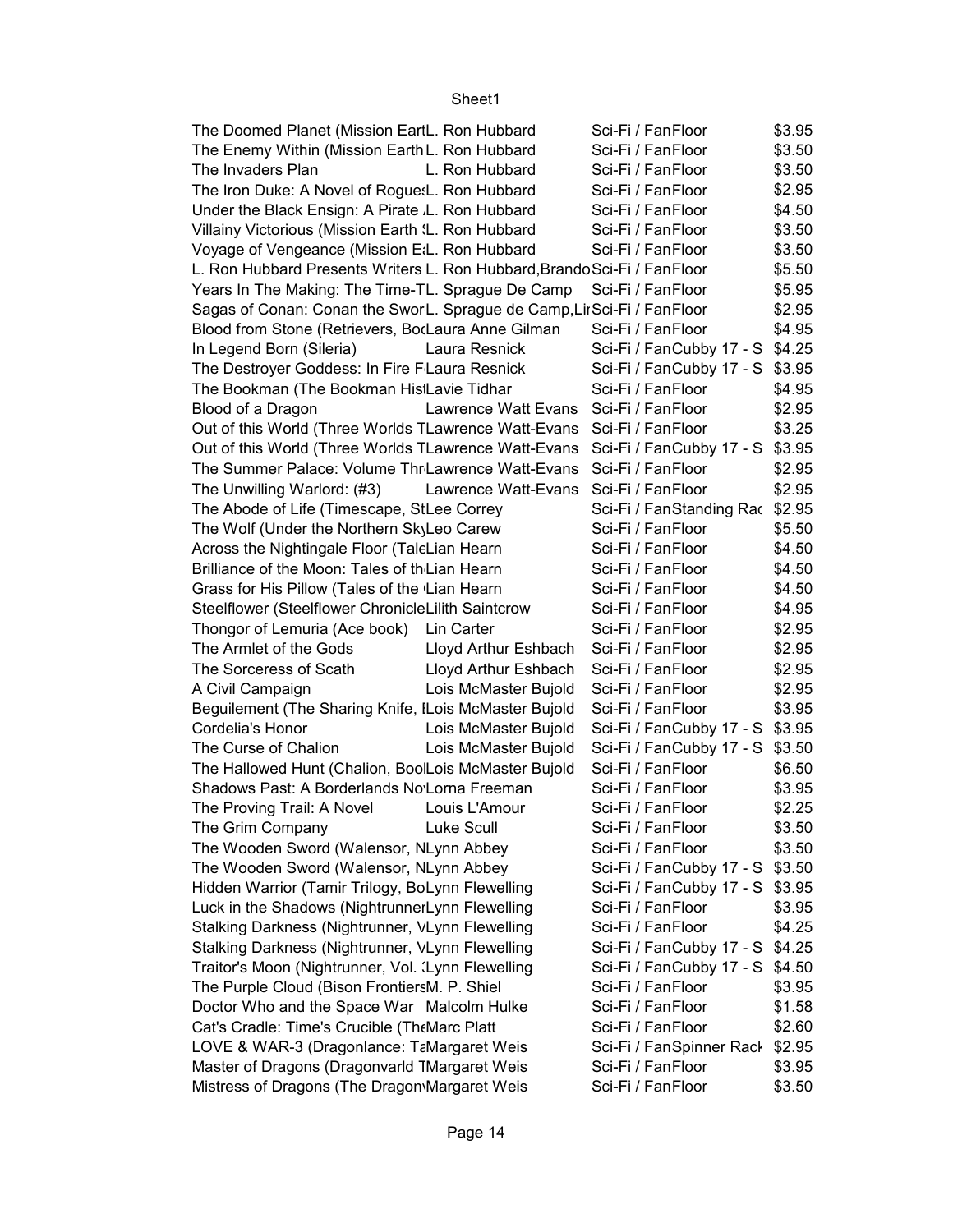| | | | |
|---|---|---|---|
| The Doomed Planet (Mission Eart | L. Ron Hubbard | Sci-Fi / Fan Floor | $3.95 |
| The Enemy Within (Mission Earth | L. Ron Hubbard | Sci-Fi / Fan Floor | $3.50 |
| The Invaders Plan | L. Ron Hubbard | Sci-Fi / Fan Floor | $3.50 |
| The Iron Duke: A Novel of Rogues | L. Ron Hubbard | Sci-Fi / Fan Floor | $2.95 |
| Under the Black Ensign: A Pirate | L. Ron Hubbard | Sci-Fi / Fan Floor | $4.50 |
| Villainy Victorious (Mission Earth | L. Ron Hubbard | Sci-Fi / Fan Floor | $3.50 |
| Voyage of Vengeance (Mission Ea | L. Ron Hubbard | Sci-Fi / Fan Floor | $3.50 |
| L. Ron Hubbard Presents Writers | L. Ron Hubbard,Brando | Sci-Fi / Fan Floor | $5.50 |
| Years In The Making: The Time-T | L. Sprague De Camp | Sci-Fi / Fan Floor | $5.95 |
| Sagas of Conan: Conan the Swor | L. Sprague de Camp,Lin | Sci-Fi / Fan Floor | $2.95 |
| Blood from Stone (Retrievers, Bo | Laura Anne Gilman | Sci-Fi / Fan Floor | $4.95 |
| In Legend Born (Sileria) | Laura Resnick | Sci-Fi / Fan Cubby 17 - S | $4.25 |
| The Destroyer Goddess: In Fire F | Laura Resnick | Sci-Fi / Fan Cubby 17 - S | $3.95 |
| The Bookman (The Bookman His | Lavie Tidhar | Sci-Fi / Fan Floor | $4.95 |
| Blood of a Dragon | Lawrence Watt Evans | Sci-Fi / Fan Floor | $2.95 |
| Out of this World (Three Worlds T | Lawrence Watt-Evans | Sci-Fi / Fan Floor | $3.25 |
| Out of this World (Three Worlds T | Lawrence Watt-Evans | Sci-Fi / Fan Cubby 17 - S | $3.95 |
| The Summer Palace: Volume Thr | Lawrence Watt-Evans | Sci-Fi / Fan Floor | $2.95 |
| The Unwilling Warlord: (#3) | Lawrence Watt-Evans | Sci-Fi / Fan Floor | $2.95 |
| The Abode of Life (Timescape, St | Lee Correy | Sci-Fi / Fan Standing Rac | $2.95 |
| The Wolf (Under the Northern Sky | Leo Carew | Sci-Fi / Fan Floor | $5.50 |
| Across the Nightingale Floor (Tale | Lian Hearn | Sci-Fi / Fan Floor | $4.50 |
| Brilliance of the Moon: Tales of th | Lian Hearn | Sci-Fi / Fan Floor | $4.50 |
| Grass for His Pillow (Tales of the | Lian Hearn | Sci-Fi / Fan Floor | $4.50 |
| Steelflower (Steelflower Chronicle | Lilith Saintcrow | Sci-Fi / Fan Floor | $4.95 |
| Thongor of Lemuria (Ace book) | Lin Carter | Sci-Fi / Fan Floor | $2.95 |
| The Armlet of the Gods | Lloyd Arthur Eshbach | Sci-Fi / Fan Floor | $2.95 |
| The Sorceress of Scath | Lloyd Arthur Eshbach | Sci-Fi / Fan Floor | $2.95 |
| A Civil Campaign | Lois McMaster Bujold | Sci-Fi / Fan Floor | $2.95 |
| Beguilement (The Sharing Knife, I | Lois McMaster Bujold | Sci-Fi / Fan Floor | $3.95 |
| Cordelia's Honor | Lois McMaster Bujold | Sci-Fi / Fan Cubby 17 - S | $3.95 |
| The Curse of Chalion | Lois McMaster Bujold | Sci-Fi / Fan Cubby 17 - S | $3.50 |
| The Hallowed Hunt (Chalion, Boo | Lois McMaster Bujold | Sci-Fi / Fan Floor | $6.50 |
| Shadows Past: A Borderlands No | Lorna Freeman | Sci-Fi / Fan Floor | $3.95 |
| The Proving Trail: A Novel | Louis L'Amour | Sci-Fi / Fan Floor | $2.25 |
| The Grim Company | Luke Scull | Sci-Fi / Fan Floor | $3.50 |
| The Wooden Sword (Walensor, N | Lynn Abbey | Sci-Fi / Fan Floor | $3.50 |
| The Wooden Sword (Walensor, N | Lynn Abbey | Sci-Fi / Fan Cubby 17 - S | $3.50 |
| Hidden Warrior (Tamir Trilogy, Bo | Lynn Flewelling | Sci-Fi / Fan Cubby 17 - S | $3.95 |
| Luck in the Shadows (Nightrunner | Lynn Flewelling | Sci-Fi / Fan Floor | $3.95 |
| Stalking Darkness (Nightrunner, V | Lynn Flewelling | Sci-Fi / Fan Floor | $4.25 |
| Stalking Darkness (Nightrunner, V | Lynn Flewelling | Sci-Fi / Fan Cubby 17 - S | $4.25 |
| Traitor's Moon (Nightrunner, Vol. 3 | Lynn Flewelling | Sci-Fi / Fan Cubby 17 - S | $4.50 |
| The Purple Cloud (Bison Frontiers | M. P. Shiel | Sci-Fi / Fan Floor | $3.95 |
| Doctor Who and the Space War | Malcolm Hulke | Sci-Fi / Fan Floor | $1.58 |
| Cat's Cradle: Time's Crucible (The | Marc Platt | Sci-Fi / Fan Floor | $2.60 |
| LOVE & WAR-3 (Dragonlance: Ta | Margaret Weis | Sci-Fi / Fan Spinner Rack | $2.95 |
| Master of Dragons (Dragonvarld T | Margaret Weis | Sci-Fi / Fan Floor | $3.95 |
| Mistress of Dragons (The Dragon | Margaret Weis | Sci-Fi / Fan Floor | $3.50 |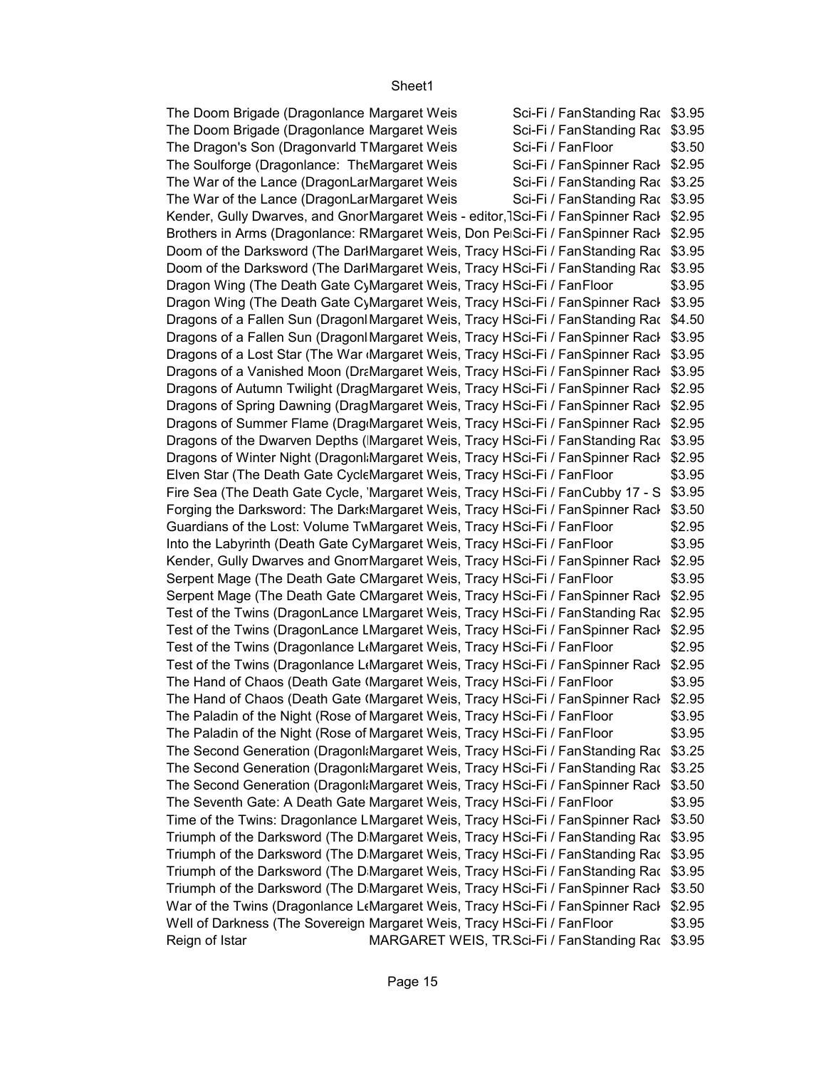| | | | | |
|---|---|---|---|---|
| The Doom Brigade (Dragonlance | Margaret Weis | Sci-Fi / Fan | Standing Rac | $3.95 |
| The Doom Brigade (Dragonlance | Margaret Weis | Sci-Fi / Fan | Standing Rac | $3.95 |
| The Dragon's Son (Dragonvarld T | Margaret Weis | Sci-Fi / Fan | Floor | $3.50 |
| The Soulforge (Dragonlance: The | Margaret Weis | Sci-Fi / Fan | Spinner Rack | $2.95 |
| The War of the Lance (DragonLar | Margaret Weis | Sci-Fi / Fan | Standing Rac | $3.25 |
| The War of the Lance (DragonLar | Margaret Weis | Sci-Fi / Fan | Standing Rac | $3.95 |
| Kender, Gully Dwarves, and Gnor | Margaret Weis - editor, T | Sci-Fi / Fan | Spinner Rack | $2.95 |
| Brothers in Arms (Dragonlance: R | Margaret Weis, Don Pe | Sci-Fi / Fan | Spinner Rack | $2.95 |
| Doom of the Darksword (The Dar | Margaret Weis, Tracy H | Sci-Fi / Fan | Standing Rac | $3.95 |
| Doom of the Darksword (The Dar | Margaret Weis, Tracy H | Sci-Fi / Fan | Standing Rac | $3.95 |
| Dragon Wing (The Death Gate Cy | Margaret Weis, Tracy H | Sci-Fi / Fan | Floor | $3.95 |
| Dragon Wing (The Death Gate Cy | Margaret Weis, Tracy H | Sci-Fi / Fan | Spinner Rack | $3.95 |
| Dragons of a Fallen Sun (Dragonl | Margaret Weis, Tracy H | Sci-Fi / Fan | Standing Rac | $4.50 |
| Dragons of a Fallen Sun (Dragonl | Margaret Weis, Tracy H | Sci-Fi / Fan | Spinner Rack | $3.95 |
| Dragons of a Lost Star (The War | Margaret Weis, Tracy H | Sci-Fi / Fan | Spinner Rack | $3.95 |
| Dragons of a Vanished Moon (Dra | Margaret Weis, Tracy H | Sci-Fi / Fan | Spinner Rack | $3.95 |
| Dragons of Autumn Twilight (Drag | Margaret Weis, Tracy H | Sci-Fi / Fan | Spinner Rack | $2.95 |
| Dragons of Spring Dawning (Drag | Margaret Weis, Tracy H | Sci-Fi / Fan | Spinner Rack | $2.95 |
| Dragons of Summer Flame (Drag | Margaret Weis, Tracy H | Sci-Fi / Fan | Spinner Rack | $2.95 |
| Dragons of the Dwarven Depths ( | Margaret Weis, Tracy H | Sci-Fi / Fan | Standing Rac | $3.95 |
| Dragons of Winter Night (Dragonl | Margaret Weis, Tracy H | Sci-Fi / Fan | Spinner Rack | $2.95 |
| Elven Star (The Death Gate Cycle | Margaret Weis, Tracy H | Sci-Fi / Fan | Floor | $3.95 |
| Fire Sea (The Death Gate Cycle, | Margaret Weis, Tracy H | Sci-Fi / Fan | Cubby 17 - S | $3.95 |
| Forging the Darksword: The Dark | Margaret Weis, Tracy H | Sci-Fi / Fan | Spinner Rack | $3.50 |
| Guardians of the Lost: Volume Tw | Margaret Weis, Tracy H | Sci-Fi / Fan | Floor | $2.95 |
| Into the Labyrinth (Death Gate Cy | Margaret Weis, Tracy H | Sci-Fi / Fan | Floor | $3.95 |
| Kender, Gully Dwarves and Gnom | Margaret Weis, Tracy H | Sci-Fi / Fan | Spinner Rack | $2.95 |
| Serpent Mage (The Death Gate C | Margaret Weis, Tracy H | Sci-Fi / Fan | Floor | $3.95 |
| Serpent Mage (The Death Gate C | Margaret Weis, Tracy H | Sci-Fi / Fan | Spinner Rack | $2.95 |
| Test of the Twins (DragonLance L | Margaret Weis, Tracy H | Sci-Fi / Fan | Standing Rac | $2.95 |
| Test of the Twins (DragonLance L | Margaret Weis, Tracy H | Sci-Fi / Fan | Spinner Rack | $2.95 |
| Test of the Twins (Dragonlance L | Margaret Weis, Tracy H | Sci-Fi / Fan | Floor | $2.95 |
| Test of the Twins (Dragonlance L | Margaret Weis, Tracy H | Sci-Fi / Fan | Spinner Rack | $2.95 |
| The Hand of Chaos (Death Gate ( | Margaret Weis, Tracy H | Sci-Fi / Fan | Floor | $3.95 |
| The Hand of Chaos (Death Gate ( | Margaret Weis, Tracy H | Sci-Fi / Fan | Spinner Rack | $2.95 |
| The Paladin of the Night (Rose of | Margaret Weis, Tracy H | Sci-Fi / Fan | Floor | $3.95 |
| The Paladin of the Night (Rose of | Margaret Weis, Tracy H | Sci-Fi / Fan | Floor | $3.95 |
| The Second Generation (Dragonl | Margaret Weis, Tracy H | Sci-Fi / Fan | Standing Rac | $3.25 |
| The Second Generation (Dragonl | Margaret Weis, Tracy H | Sci-Fi / Fan | Standing Rac | $3.25 |
| The Second Generation (Dragonl | Margaret Weis, Tracy H | Sci-Fi / Fan | Spinner Rack | $3.50 |
| The Seventh Gate: A Death Gate | Margaret Weis, Tracy H | Sci-Fi / Fan | Floor | $3.95 |
| Time of the Twins: Dragonlance L | Margaret Weis, Tracy H | Sci-Fi / Fan | Spinner Rack | $3.50 |
| Triumph of the Darksword (The D | Margaret Weis, Tracy H | Sci-Fi / Fan | Standing Rac | $3.95 |
| Triumph of the Darksword (The D | Margaret Weis, Tracy H | Sci-Fi / Fan | Standing Rac | $3.95 |
| Triumph of the Darksword (The D | Margaret Weis, Tracy H | Sci-Fi / Fan | Standing Rac | $3.95 |
| Triumph of the Darksword (The D | Margaret Weis, Tracy H | Sci-Fi / Fan | Spinner Rack | $3.50 |
| War of the Twins (Dragonlance L | Margaret Weis, Tracy H | Sci-Fi / Fan | Spinner Rack | $2.95 |
| Well of Darkness (The Sovereign | Margaret Weis, Tracy H | Sci-Fi / Fan | Floor | $3.95 |
| Reign of Istar | MARGARET WEIS, TR | Sci-Fi / Fan | Standing Rac | $3.95 |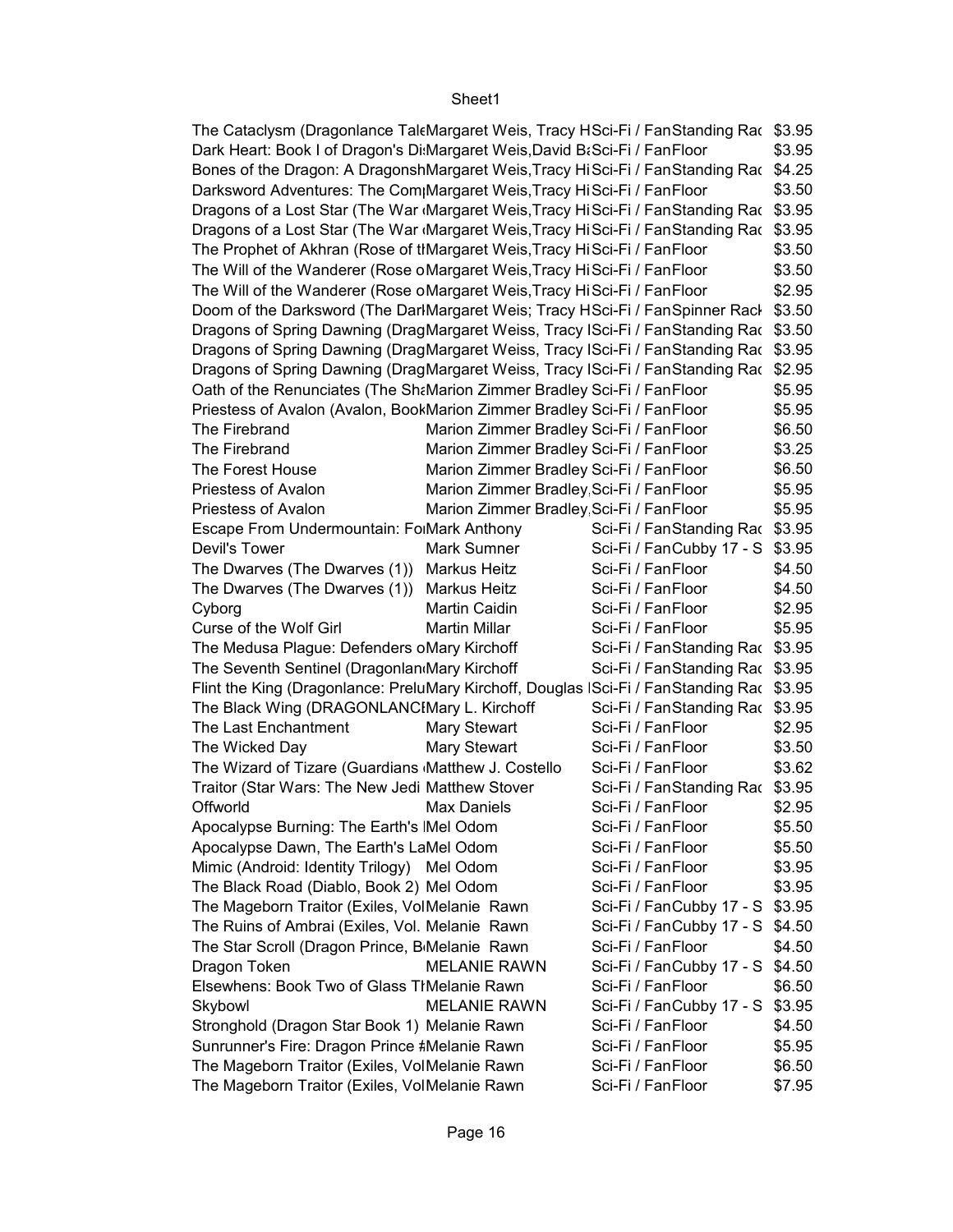| | | | | |
|---|---|---|---|---|
| The Cataclysm (Dragonlance Tal | Margaret Weis, Tracy H | Sci-Fi / Fan | Standing Rac | $3.95 |
| Dark Heart: Book I of Dragon's Di | Margaret Weis,David Ba | Sci-Fi / Fan | Floor | $3.95 |
| Bones of the Dragon: A Dragonsh | Margaret Weis,Tracy Hi | Sci-Fi / Fan | Standing Rac | $4.25 |
| Darksword Adventures: The Com | Margaret Weis,Tracy Hi | Sci-Fi / Fan | Floor | $3.50 |
| Dragons of a Lost Star (The War | Margaret Weis,Tracy Hi | Sci-Fi / Fan | Standing Rac | $3.95 |
| Dragons of a Lost Star (The War | Margaret Weis,Tracy Hi | Sci-Fi / Fan | Standing Rac | $3.95 |
| The Prophet of Akhran (Rose of th | Margaret Weis,Tracy Hi | Sci-Fi / Fan | Floor | $3.50 |
| The Will of the Wanderer (Rose o | Margaret Weis,Tracy Hi | Sci-Fi / Fan | Floor | $3.50 |
| The Will of the Wanderer (Rose o | Margaret Weis,Tracy Hi | Sci-Fi / Fan | Floor | $2.95 |
| Doom of the Darksword (The Dar | Margaret Weis; Tracy H | Sci-Fi / Fan | Spinner Rack | $3.50 |
| Dragons of Spring Dawning (Drag | Margaret Weiss, Tracy I | Sci-Fi / Fan | Standing Rac | $3.50 |
| Dragons of Spring Dawning (Drag | Margaret Weiss, Tracy I | Sci-Fi / Fan | Standing Rac | $3.95 |
| Dragons of Spring Dawning (Drag | Margaret Weiss, Tracy I | Sci-Fi / Fan | Standing Rac | $2.95 |
| Oath of the Renunciates (The Sha | Marion Zimmer Bradley | Sci-Fi / Fan | Floor | $5.95 |
| Priestess of Avalon (Avalon, Book | Marion Zimmer Bradley | Sci-Fi / Fan | Floor | $5.95 |
| The Firebrand | Marion Zimmer Bradley | Sci-Fi / Fan | Floor | $6.50 |
| The Firebrand | Marion Zimmer Bradley | Sci-Fi / Fan | Floor | $3.25 |
| The Forest House | Marion Zimmer Bradley | Sci-Fi / Fan | Floor | $6.50 |
| Priestess of Avalon | Marion Zimmer Bradley, | Sci-Fi / Fan | Floor | $5.95 |
| Priestess of Avalon | Marion Zimmer Bradley, | Sci-Fi / Fan | Floor | $5.95 |
| Escape From Undermountain: Fo | Mark Anthony | Sci-Fi / Fan | Standing Rac | $3.95 |
| Devil's Tower | Mark Sumner | Sci-Fi / Fan | Cubby 17 - S | $3.95 |
| The Dwarves (The Dwarves (1)) | Markus Heitz | Sci-Fi / Fan | Floor | $4.50 |
| The Dwarves (The Dwarves (1)) | Markus Heitz | Sci-Fi / Fan | Floor | $4.50 |
| Cyborg | Martin Caidin | Sci-Fi / Fan | Floor | $2.95 |
| Curse of the Wolf Girl | Martin Millar | Sci-Fi / Fan | Floor | $5.95 |
| The Medusa Plague: Defenders o | Mary Kirchoff | Sci-Fi / Fan | Standing Rac | $3.95 |
| The Seventh Sentinel (Dragonlan | Mary Kirchoff | Sci-Fi / Fan | Standing Rac | $3.95 |
| Flint the King (Dragonlance: Prelu | Mary Kirchoff, Douglas I | Sci-Fi / Fan | Standing Rac | $3.95 |
| The Black Wing (DRAGONLANCE | Mary L. Kirchoff | Sci-Fi / Fan | Standing Rac | $3.95 |
| The Last Enchantment | Mary Stewart | Sci-Fi / Fan | Floor | $2.95 |
| The Wicked Day | Mary Stewart | Sci-Fi / Fan | Floor | $3.50 |
| The Wizard of Tizare (Guardians | Matthew J. Costello | Sci-Fi / Fan | Floor | $3.62 |
| Traitor (Star Wars: The New Jedi | Matthew Stover | Sci-Fi / Fan | Standing Rac | $3.95 |
| Offworld | Max Daniels | Sci-Fi / Fan | Floor | $2.95 |
| Apocalypse Burning: The Earth's I | Mel Odom | Sci-Fi / Fan | Floor | $5.50 |
| Apocalypse Dawn, The Earth's La | Mel Odom | Sci-Fi / Fan | Floor | $5.50 |
| Mimic (Android: Identity Trilogy) | Mel Odom | Sci-Fi / Fan | Floor | $3.95 |
| The Black Road (Diablo, Book 2) | Mel Odom | Sci-Fi / Fan | Floor | $3.95 |
| The Mageborn Traitor (Exiles, Vol | Melanie Rawn | Sci-Fi / Fan | Cubby 17 - S | $3.95 |
| The Ruins of Ambrai (Exiles, Vol. | Melanie Rawn | Sci-Fi / Fan | Cubby 17 - S | $4.50 |
| The Star Scroll (Dragon Prince, B | Melanie Rawn | Sci-Fi / Fan | Floor | $4.50 |
| Dragon Token | MELANIE RAWN | Sci-Fi / Fan | Cubby 17 - S | $4.50 |
| Elsewhens: Book Two of Glass Th | Melanie Rawn | Sci-Fi / Fan | Floor | $6.50 |
| Skybowl | MELANIE RAWN | Sci-Fi / Fan | Cubby 17 - S | $3.95 |
| Stronghold (Dragon Star Book 1) | Melanie Rawn | Sci-Fi / Fan | Floor | $4.50 |
| Sunrunner's Fire: Dragon Prince # | Melanie Rawn | Sci-Fi / Fan | Floor | $5.95 |
| The Mageborn Traitor (Exiles, Vol | Melanie Rawn | Sci-Fi / Fan | Floor | $6.50 |
| The Mageborn Traitor (Exiles, Vol | Melanie Rawn | Sci-Fi / Fan | Floor | $7.95 |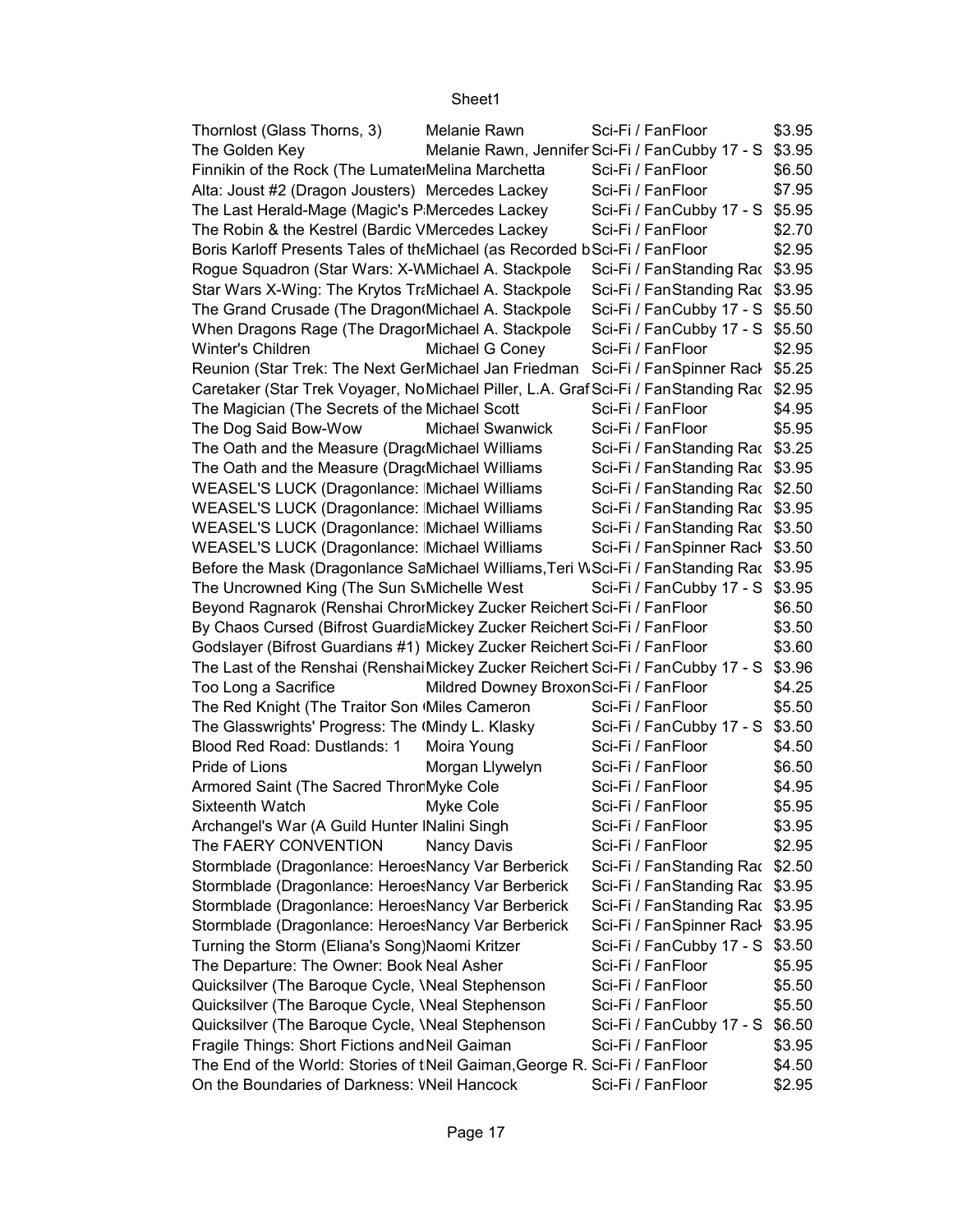| Thornlost (Glass Thorns, 3) | Melanie Rawn | Sci-Fi / Fan | Floor | $3.95 |
|---|---|---|---|---|
| The Golden Key | Melanie Rawn, Jennifer | Sci-Fi / Fan | Cubby 17 - S | $3.95 |
| Finnikin of the Rock (The Lumater | Melina Marchetta | Sci-Fi / Fan | Floor | $6.50 |
| Alta: Joust #2 (Dragon Jousters) | Mercedes Lackey | Sci-Fi / Fan | Floor | $7.95 |
| The Last Herald-Mage (Magic's P | Mercedes Lackey | Sci-Fi / Fan | Cubby 17 - S | $5.95 |
| The Robin & the Kestrel (Bardic V | Mercedes Lackey | Sci-Fi / Fan | Floor | $2.70 |
| Boris Karloff Presents Tales of the | Michael (as Recorded b | Sci-Fi / Fan | Floor | $2.95 |
| Rogue Squadron (Star Wars: X-W | Michael A. Stackpole | Sci-Fi / Fan | Standing Rac | $3.95 |
| Star Wars X-Wing: The Krytos Tr | Michael A. Stackpole | Sci-Fi / Fan | Standing Rac | $3.95 |
| The Grand Crusade (The Dragon | Michael A. Stackpole | Sci-Fi / Fan | Cubby 17 - S | $5.50 |
| When Dragons Rage (The Dragor | Michael A. Stackpole | Sci-Fi / Fan | Cubby 17 - S | $5.50 |
| Winter's Children | Michael G Coney | Sci-Fi / Fan | Floor | $2.95 |
| Reunion (Star Trek: The Next Ger | Michael Jan Friedman | Sci-Fi / Fan | Spinner Rack | $5.25 |
| Caretaker (Star Trek Voyager, No | Michael Piller, L.A. Graf | Sci-Fi / Fan | Standing Rac | $2.95 |
| The Magician (The Secrets of the | Michael Scott | Sci-Fi / Fan | Floor | $4.95 |
| The Dog Said Bow-Wow | Michael Swanwick | Sci-Fi / Fan | Floor | $5.95 |
| The Oath and the Measure (Drag | Michael Williams | Sci-Fi / Fan | Standing Rac | $3.25 |
| The Oath and the Measure (Drag | Michael Williams | Sci-Fi / Fan | Standing Rac | $3.95 |
| WEASEL'S LUCK (Dragonlance: | Michael Williams | Sci-Fi / Fan | Standing Rac | $2.50 |
| WEASEL'S LUCK (Dragonlance: | Michael Williams | Sci-Fi / Fan | Standing Rac | $3.95 |
| WEASEL'S LUCK (Dragonlance: | Michael Williams | Sci-Fi / Fan | Standing Rac | $3.50 |
| WEASEL'S LUCK (Dragonlance: | Michael Williams | Sci-Fi / Fan | Spinner Rack | $3.50 |
| Before the Mask (Dragonlance Sa | Michael Williams,Teri W | Sci-Fi / Fan | Standing Rac | $3.95 |
| The Uncrowned King (The Sun S | Michelle West | Sci-Fi / Fan | Cubby 17 - S | $3.95 |
| Beyond Ragnarok (Renshai Chror | Mickey Zucker Reichert | Sci-Fi / Fan | Floor | $6.50 |
| By Chaos Cursed (Bifrost Guardia | Mickey Zucker Reichert | Sci-Fi / Fan | Floor | $3.50 |
| Godslayer (Bifrost Guardians #1) | Mickey Zucker Reichert | Sci-Fi / Fan | Floor | $3.60 |
| The Last of the Renshai (Renshai | Mickey Zucker Reichert | Sci-Fi / Fan | Cubby 17 - S | $3.96 |
| Too Long a Sacrifice | Mildred Downey Broxon | Sci-Fi / Fan | Floor | $4.25 |
| The Red Knight (The Traitor Son ( | Miles Cameron | Sci-Fi / Fan | Floor | $5.50 |
| The Glasswrights' Progress: The ( | Mindy L. Klasky | Sci-Fi / Fan | Cubby 17 - S | $3.50 |
| Blood Red Road: Dustlands: 1 | Moira Young | Sci-Fi / Fan | Floor | $4.50 |
| Pride of Lions | Morgan Llywelyn | Sci-Fi / Fan | Floor | $6.50 |
| Armored Saint (The Sacred Thror | Myke Cole | Sci-Fi / Fan | Floor | $4.95 |
| Sixteenth Watch | Myke Cole | Sci-Fi / Fan | Floor | $5.95 |
| Archangel's War (A Guild Hunter I | Nalini Singh | Sci-Fi / Fan | Floor | $3.95 |
| The FAERY CONVENTION | Nancy Davis | Sci-Fi / Fan | Floor | $2.95 |
| Stormblade (Dragonlance: Heroes | Nancy Var Berberick | Sci-Fi / Fan | Standing Rac | $2.50 |
| Stormblade (Dragonlance: Heroes | Nancy Var Berberick | Sci-Fi / Fan | Standing Rac | $3.95 |
| Stormblade (Dragonlance: Heroes | Nancy Var Berberick | Sci-Fi / Fan | Standing Rac | $3.95 |
| Stormblade (Dragonlance: Heroes | Nancy Var Berberick | Sci-Fi / Fan | Spinner Rack | $3.95 |
| Turning the Storm (Eliana's Song) | Naomi Kritzer | Sci-Fi / Fan | Cubby 17 - S | $3.50 |
| The Departure: The Owner: Book | Neal Asher | Sci-Fi / Fan | Floor | $5.95 |
| Quicksilver (The Baroque Cycle, \ | Neal Stephenson | Sci-Fi / Fan | Floor | $5.50 |
| Quicksilver (The Baroque Cycle, \ | Neal Stephenson | Sci-Fi / Fan | Floor | $5.50 |
| Quicksilver (The Baroque Cycle, \ | Neal Stephenson | Sci-Fi / Fan | Cubby 17 - S | $6.50 |
| Fragile Things: Short Fictions and | Neil Gaiman | Sci-Fi / Fan | Floor | $3.95 |
| The End of the World: Stories of t | Neil Gaiman,George R. | Sci-Fi / Fan | Floor | $4.50 |
| On the Boundaries of Darkness: V | Neil Hancock | Sci-Fi / Fan | Floor | $2.95 |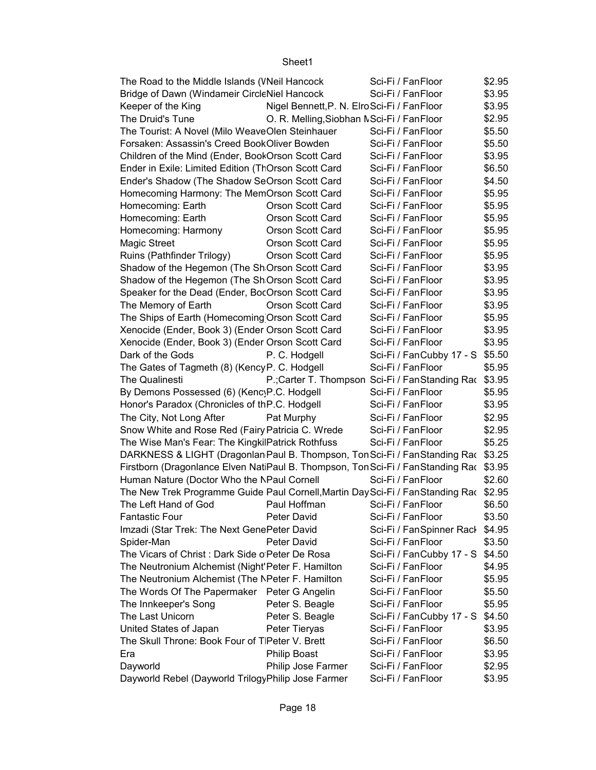| | | | |
|---|---|---|---|
| The Road to the Middle Islands (W | Neil Hancock | Sci-Fi / FanFloor | $2.95 |
| Bridge of Dawn (Windameir Circle | Niel Hancock | Sci-Fi / FanFloor | $3.95 |
| Keeper of the King | Nigel Bennett,P. N. Elro | Sci-Fi / FanFloor | $3.95 |
| The Druid's Tune | O. R. Melling,Siobhan M | Sci-Fi / FanFloor | $2.95 |
| The Tourist: A Novel (Milo Weave | Olen Steinhauer | Sci-Fi / FanFloor | $5.50 |
| Forsaken: Assassin's Creed Book | Oliver Bowden | Sci-Fi / FanFloor | $5.50 |
| Children of the Mind (Ender, Book | Orson Scott Card | Sci-Fi / FanFloor | $3.95 |
| Ender in Exile: Limited Edition (Th | Orson Scott Card | Sci-Fi / FanFloor | $6.50 |
| Ender's Shadow (The Shadow Se | Orson Scott Card | Sci-Fi / FanFloor | $4.50 |
| Homecoming Harmony: The Mem | Orson Scott Card | Sci-Fi / FanFloor | $5.95 |
| Homecoming: Earth | Orson Scott Card | Sci-Fi / FanFloor | $5.95 |
| Homecoming: Earth | Orson Scott Card | Sci-Fi / FanFloor | $5.95 |
| Homecoming: Harmony | Orson Scott Card | Sci-Fi / FanFloor | $5.95 |
| Magic Street | Orson Scott Card | Sci-Fi / FanFloor | $5.95 |
| Ruins (Pathfinder Trilogy) | Orson Scott Card | Sci-Fi / FanFloor | $5.95 |
| Shadow of the Hegemon (The Sh | Orson Scott Card | Sci-Fi / FanFloor | $3.95 |
| Shadow of the Hegemon (The Sh | Orson Scott Card | Sci-Fi / FanFloor | $3.95 |
| Speaker for the Dead (Ender, Boo | Orson Scott Card | Sci-Fi / FanFloor | $3.95 |
| The Memory of Earth | Orson Scott Card | Sci-Fi / FanFloor | $3.95 |
| The Ships of Earth (Homecoming | Orson Scott Card | Sci-Fi / FanFloor | $5.95 |
| Xenocide (Ender, Book 3) (Ender | Orson Scott Card | Sci-Fi / FanFloor | $3.95 |
| Xenocide (Ender, Book 3) (Ender | Orson Scott Card | Sci-Fi / FanFloor | $3.95 |
| Dark of the Gods | P. C. Hodgell | Sci-Fi / FanCubby 17 - S | $5.50 |
| The Gates of Tagmeth (8) (Kency | P. C. Hodgell | Sci-Fi / FanFloor | $5.95 |
| The Qualinesti | P.;Carter T. Thompson | Sci-Fi / FanStanding Rac | $3.95 |
| By Demons Possessed (6) (Kency | P.C. Hodgell | Sci-Fi / FanFloor | $5.95 |
| Honor's Paradox (Chronicles of th | P.C. Hodgell | Sci-Fi / FanFloor | $3.95 |
| The City, Not Long After | Pat Murphy | Sci-Fi / FanFloor | $2.95 |
| Snow White and Rose Red (Fairy | Patricia C. Wrede | Sci-Fi / FanFloor | $2.95 |
| The Wise Man's Fear: The Kingkil | Patrick Rothfuss | Sci-Fi / FanFloor | $5.25 |
| DARKNESS & LIGHT (Dragonlan | Paul B. Thompson, Ton | Sci-Fi / FanStanding Rac | $3.25 |
| Firstborn (Dragonlance Elven Nat | Paul B. Thompson, Ton | Sci-Fi / FanStanding Rac | $3.95 |
| Human Nature (Doctor Who the N | Paul Cornell | Sci-Fi / FanFloor | $2.60 |
| The New Trek Programme Guide | Paul Cornell,Martin Day | Sci-Fi / FanStanding Rac | $2.95 |
| The Left Hand of God | Paul Hoffman | Sci-Fi / FanFloor | $6.50 |
| Fantastic Four | Peter David | Sci-Fi / FanFloor | $3.50 |
| Imzadi (Star Trek: The Next Gene | Peter David | Sci-Fi / FanSpinner Rack | $4.95 |
| Spider-Man | Peter David | Sci-Fi / FanFloor | $3.50 |
| The Vicars of Christ : Dark Side o | Peter De Rosa | Sci-Fi / FanCubby 17 - S | $4.50 |
| The Neutronium Alchemist (Night' | Peter F. Hamilton | Sci-Fi / FanFloor | $4.95 |
| The Neutronium Alchemist (The N | Peter F. Hamilton | Sci-Fi / FanFloor | $5.95 |
| The Words Of The Papermaker | Peter G Angelin | Sci-Fi / FanFloor | $5.50 |
| The Innkeeper's Song | Peter S. Beagle | Sci-Fi / FanFloor | $5.95 |
| The Last Unicorn | Peter S. Beagle | Sci-Fi / FanCubby 17 - S | $4.50 |
| United States of Japan | Peter Tieryas | Sci-Fi / FanFloor | $3.95 |
| The Skull Throne: Book Four of T | Peter V. Brett | Sci-Fi / FanFloor | $6.50 |
| Era | Philip Boast | Sci-Fi / FanFloor | $3.95 |
| Dayworld | Philip Jose Farmer | Sci-Fi / FanFloor | $2.95 |
| Dayworld Rebel (Dayworld Trilogy | Philip Jose Farmer | Sci-Fi / FanFloor | $3.95 |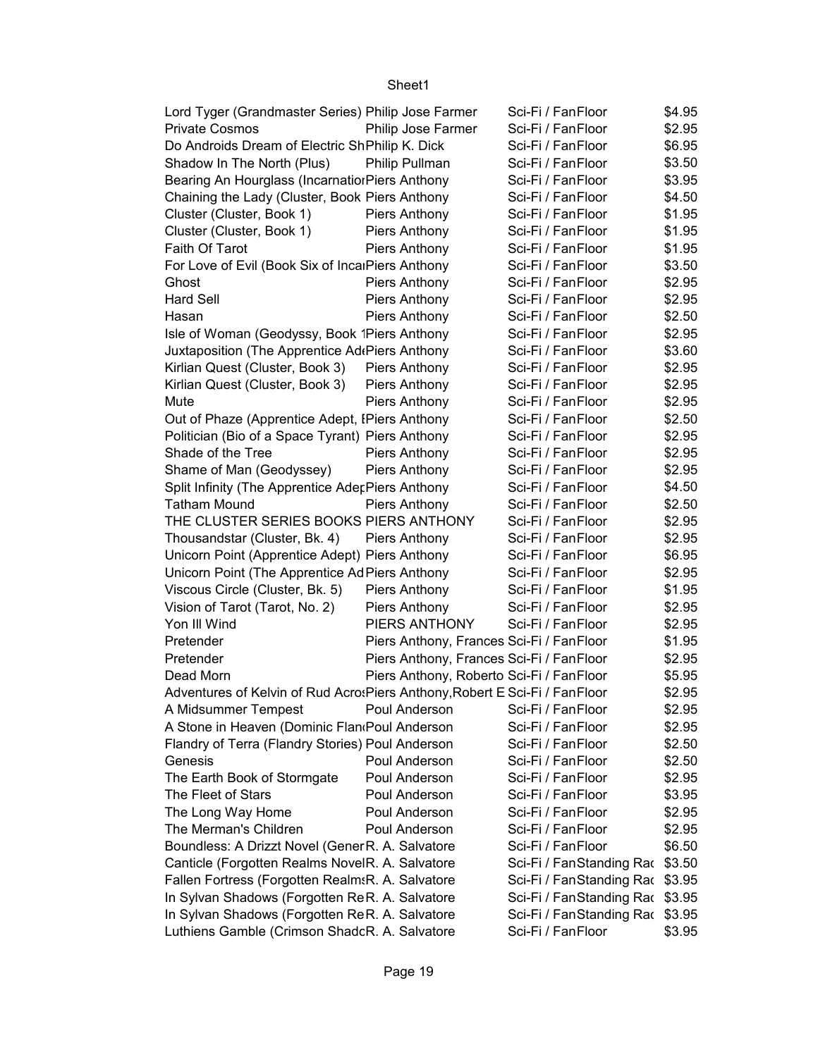| | | | | |
|---|---|---|---|---|
| Lord Tyger (Grandmaster Series) | Philip Jose Farmer | Sci-Fi / Fan | Floor | $4.95 |
| Private Cosmos | Philip Jose Farmer | Sci-Fi / Fan | Floor | $2.95 |
| Do Androids Dream of Electric Sh | Philip K. Dick | Sci-Fi / Fan | Floor | $6.95 |
| Shadow In The North (Plus) | Philip Pullman | Sci-Fi / Fan | Floor | $3.50 |
| Bearing An Hourglass (Incarnatior | Piers Anthony | Sci-Fi / Fan | Floor | $3.95 |
| Chaining the Lady (Cluster, Book | Piers Anthony | Sci-Fi / Fan | Floor | $4.50 |
| Cluster (Cluster, Book 1) | Piers Anthony | Sci-Fi / Fan | Floor | $1.95 |
| Cluster (Cluster, Book 1) | Piers Anthony | Sci-Fi / Fan | Floor | $1.95 |
| Faith Of Tarot | Piers Anthony | Sci-Fi / Fan | Floor | $1.95 |
| For Love of Evil (Book Six of Incar | Piers Anthony | Sci-Fi / Fan | Floor | $3.50 |
| Ghost | Piers Anthony | Sci-Fi / Fan | Floor | $2.95 |
| Hard Sell | Piers Anthony | Sci-Fi / Fan | Floor | $2.95 |
| Hasan | Piers Anthony | Sci-Fi / Fan | Floor | $2.50 |
| Isle of Woman (Geodyssy, Book 1 | Piers Anthony | Sci-Fi / Fan | Floor | $2.95 |
| Juxtaposition (The Apprentice Ad | Piers Anthony | Sci-Fi / Fan | Floor | $3.60 |
| Kirlian Quest (Cluster, Book 3) | Piers Anthony | Sci-Fi / Fan | Floor | $2.95 |
| Kirlian Quest (Cluster, Book 3) | Piers Anthony | Sci-Fi / Fan | Floor | $2.95 |
| Mute | Piers Anthony | Sci-Fi / Fan | Floor | $2.95 |
| Out of Phaze (Apprentice Adept, I | Piers Anthony | Sci-Fi / Fan | Floor | $2.50 |
| Politician (Bio of a Space Tyrant) | Piers Anthony | Sci-Fi / Fan | Floor | $2.95 |
| Shade of the Tree | Piers Anthony | Sci-Fi / Fan | Floor | $2.95 |
| Shame of Man (Geodyssey) | Piers Anthony | Sci-Fi / Fan | Floor | $2.95 |
| Split Infinity (The Apprentice Ade | Piers Anthony | Sci-Fi / Fan | Floor | $4.50 |
| Tatham Mound | Piers Anthony | Sci-Fi / Fan | Floor | $2.50 |
| THE CLUSTER SERIES BOOKS | PIERS ANTHONY | Sci-Fi / Fan | Floor | $2.95 |
| Thousandstar (Cluster, Bk. 4) | Piers Anthony | Sci-Fi / Fan | Floor | $2.95 |
| Unicorn Point (Apprentice Adept) | Piers Anthony | Sci-Fi / Fan | Floor | $6.95 |
| Unicorn Point (The Apprentice Ad | Piers Anthony | Sci-Fi / Fan | Floor | $2.95 |
| Viscous Circle (Cluster, Bk. 5) | Piers Anthony | Sci-Fi / Fan | Floor | $1.95 |
| Vision of Tarot (Tarot, No. 2) | Piers Anthony | Sci-Fi / Fan | Floor | $2.95 |
| Yon Ill Wind | PIERS ANTHONY | Sci-Fi / Fan | Floor | $2.95 |
| Pretender | Piers Anthony, Frances | Sci-Fi / Fan | Floor | $1.95 |
| Pretender | Piers Anthony, Frances | Sci-Fi / Fan | Floor | $2.95 |
| Dead Morn | Piers Anthony, Roberto | Sci-Fi / Fan | Floor | $5.95 |
| Adventures of Kelvin of Rud Acros | Piers Anthony,Robert E | Sci-Fi / Fan | Floor | $2.95 |
| A Midsummer Tempest | Poul Anderson | Sci-Fi / Fan | Floor | $2.95 |
| A Stone in Heaven (Dominic Flan | Poul Anderson | Sci-Fi / Fan | Floor | $2.95 |
| Flandry of Terra (Flandry Stories) | Poul Anderson | Sci-Fi / Fan | Floor | $2.50 |
| Genesis | Poul Anderson | Sci-Fi / Fan | Floor | $2.50 |
| The Earth Book of Stormgate | Poul Anderson | Sci-Fi / Fan | Floor | $2.95 |
| The Fleet of Stars | Poul Anderson | Sci-Fi / Fan | Floor | $3.95 |
| The Long Way Home | Poul Anderson | Sci-Fi / Fan | Floor | $2.95 |
| The Merman's Children | Poul Anderson | Sci-Fi / Fan | Floor | $2.95 |
| Boundless: A Drizzt Novel (Gener | R. A. Salvatore | Sci-Fi / Fan | Floor | $6.50 |
| Canticle (Forgotten Realms Novel | R. A. Salvatore | Sci-Fi / Fan | Standing Rac | $3.50 |
| Fallen Fortress (Forgotten Realms | R. A. Salvatore | Sci-Fi / Fan | Standing Rac | $3.95 |
| In Sylvan Shadows (Forgotten Re | R. A. Salvatore | Sci-Fi / Fan | Standing Rac | $3.95 |
| In Sylvan Shadows (Forgotten Re | R. A. Salvatore | Sci-Fi / Fan | Standing Rac | $3.95 |
| Luthiens Gamble (Crimson Shadc | R. A. Salvatore | Sci-Fi / Fan | Floor | $3.95 |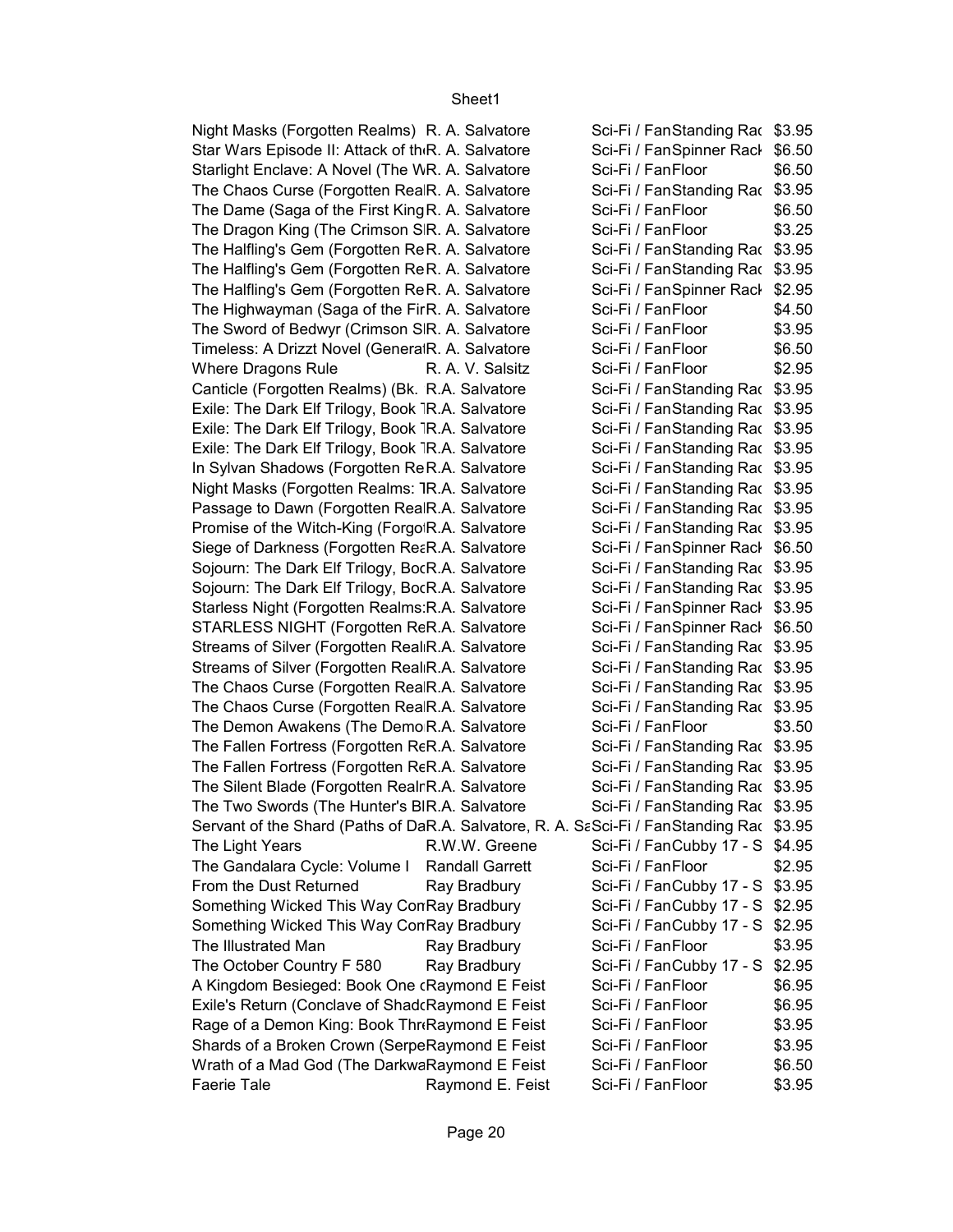| | | | |
|---|---|---|---|
| Night Masks (Forgotten Realms) | R. A. Salvatore | Sci-Fi / FanStanding Rac | $3.95 |
| Star Wars Episode II: Attack of th | R. A. Salvatore | Sci-Fi / FanSpinner Rack | $6.50 |
| Starlight Enclave: A Novel (The W | R. A. Salvatore | Sci-Fi / FanFloor | $6.50 |
| The Chaos Curse (Forgotten Real | R. A. Salvatore | Sci-Fi / FanStanding Rac | $3.95 |
| The Dame (Saga of the First King | R. A. Salvatore | Sci-Fi / FanFloor | $6.50 |
| The Dragon King (The Crimson S | R. A. Salvatore | Sci-Fi / FanFloor | $3.25 |
| The Halfling's Gem (Forgotten Re | R. A. Salvatore | Sci-Fi / FanStanding Rac | $3.95 |
| The Halfling's Gem (Forgotten Re | R. A. Salvatore | Sci-Fi / FanStanding Rac | $3.95 |
| The Halfling's Gem (Forgotten Re | R. A. Salvatore | Sci-Fi / FanSpinner Rack | $2.95 |
| The Highwayman (Saga of the Fir | R. A. Salvatore | Sci-Fi / FanFloor | $4.50 |
| The Sword of Bedwyr (Crimson S | R. A. Salvatore | Sci-Fi / FanFloor | $3.95 |
| Timeless: A Drizzt Novel (General | R. A. Salvatore | Sci-Fi / FanFloor | $6.50 |
| Where Dragons Rule | R. A. V. Salsitz | Sci-Fi / FanFloor | $2.95 |
| Canticle (Forgotten Realms) (Bk. | R.A. Salvatore | Sci-Fi / FanStanding Rac | $3.95 |
| Exile: The Dark Elf Trilogy, Book | R.A. Salvatore | Sci-Fi / FanStanding Rac | $3.95 |
| Exile: The Dark Elf Trilogy, Book | R.A. Salvatore | Sci-Fi / FanStanding Rac | $3.95 |
| Exile: The Dark Elf Trilogy, Book | R.A. Salvatore | Sci-Fi / FanStanding Rac | $3.95 |
| In Sylvan Shadows (Forgotten Re | R.A. Salvatore | Sci-Fi / FanStanding Rac | $3.95 |
| Night Masks (Forgotten Realms: | R.A. Salvatore | Sci-Fi / FanStanding Rac | $3.95 |
| Passage to Dawn (Forgotten Real | R.A. Salvatore | Sci-Fi / FanStanding Rac | $3.95 |
| Promise of the Witch-King (Forgo | R.A. Salvatore | Sci-Fi / FanStanding Rac | $3.95 |
| Siege of Darkness (Forgotten Rea | R.A. Salvatore | Sci-Fi / FanSpinner Rack | $6.50 |
| Sojourn: The Dark Elf Trilogy, Bo | R.A. Salvatore | Sci-Fi / FanStanding Rac | $3.95 |
| Sojourn: The Dark Elf Trilogy, Bo | R.A. Salvatore | Sci-Fi / FanStanding Rac | $3.95 |
| Starless Night (Forgotten Realms: | R.A. Salvatore | Sci-Fi / FanSpinner Rack | $3.95 |
| STARLESS NIGHT (Forgotten Re | R.A. Salvatore | Sci-Fi / FanSpinner Rack | $6.50 |
| Streams of Silver (Forgotten Real | R.A. Salvatore | Sci-Fi / FanStanding Rac | $3.95 |
| Streams of Silver (Forgotten Real | R.A. Salvatore | Sci-Fi / FanStanding Rac | $3.95 |
| The Chaos Curse (Forgotten Real | R.A. Salvatore | Sci-Fi / FanStanding Rac | $3.95 |
| The Chaos Curse (Forgotten Real | R.A. Salvatore | Sci-Fi / FanStanding Rac | $3.95 |
| The Demon Awakens (The Demo | R.A. Salvatore | Sci-Fi / FanFloor | $3.50 |
| The Fallen Fortress (Forgotten Re | R.A. Salvatore | Sci-Fi / FanStanding Rac | $3.95 |
| The Fallen Fortress (Forgotten Re | R.A. Salvatore | Sci-Fi / FanStanding Rac | $3.95 |
| The Silent Blade (Forgotten Realr | R.A. Salvatore | Sci-Fi / FanStanding Rac | $3.95 |
| The Two Swords (The Hunter's Bl | R.A. Salvatore | Sci-Fi / FanStanding Rac | $3.95 |
| Servant of the Shard (Paths of Da | R.A. Salvatore, R. A. Sa | Sci-Fi / FanStanding Rac | $3.95 |
| The Light Years | R.W.W. Greene | Sci-Fi / FanCubby 17 - S | $4.95 |
| The Gandalara Cycle: Volume I | Randall Garrett | Sci-Fi / FanFloor | $2.95 |
| From the Dust Returned | Ray Bradbury | Sci-Fi / FanCubby 17 - S | $3.95 |
| Something Wicked This Way Con | Ray Bradbury | Sci-Fi / FanCubby 17 - S | $2.95 |
| Something Wicked This Way Con | Ray Bradbury | Sci-Fi / FanCubby 17 - S | $2.95 |
| The Illustrated Man | Ray Bradbury | Sci-Fi / FanFloor | $3.95 |
| The October Country F 580 | Ray Bradbury | Sci-Fi / FanCubby 17 - S | $2.95 |
| A Kingdom Besieged: Book One ( | Raymond E Feist | Sci-Fi / FanFloor | $6.95 |
| Exile's Return (Conclave of Shad | Raymond E Feist | Sci-Fi / FanFloor | $6.95 |
| Rage of a Demon King: Book Thr | Raymond E Feist | Sci-Fi / FanFloor | $3.95 |
| Shards of a Broken Crown (Serpe | Raymond E Feist | Sci-Fi / FanFloor | $3.95 |
| Wrath of a Mad God (The Darkwa | Raymond E Feist | Sci-Fi / FanFloor | $6.50 |
| Faerie Tale | Raymond E. Feist | Sci-Fi / FanFloor | $3.95 |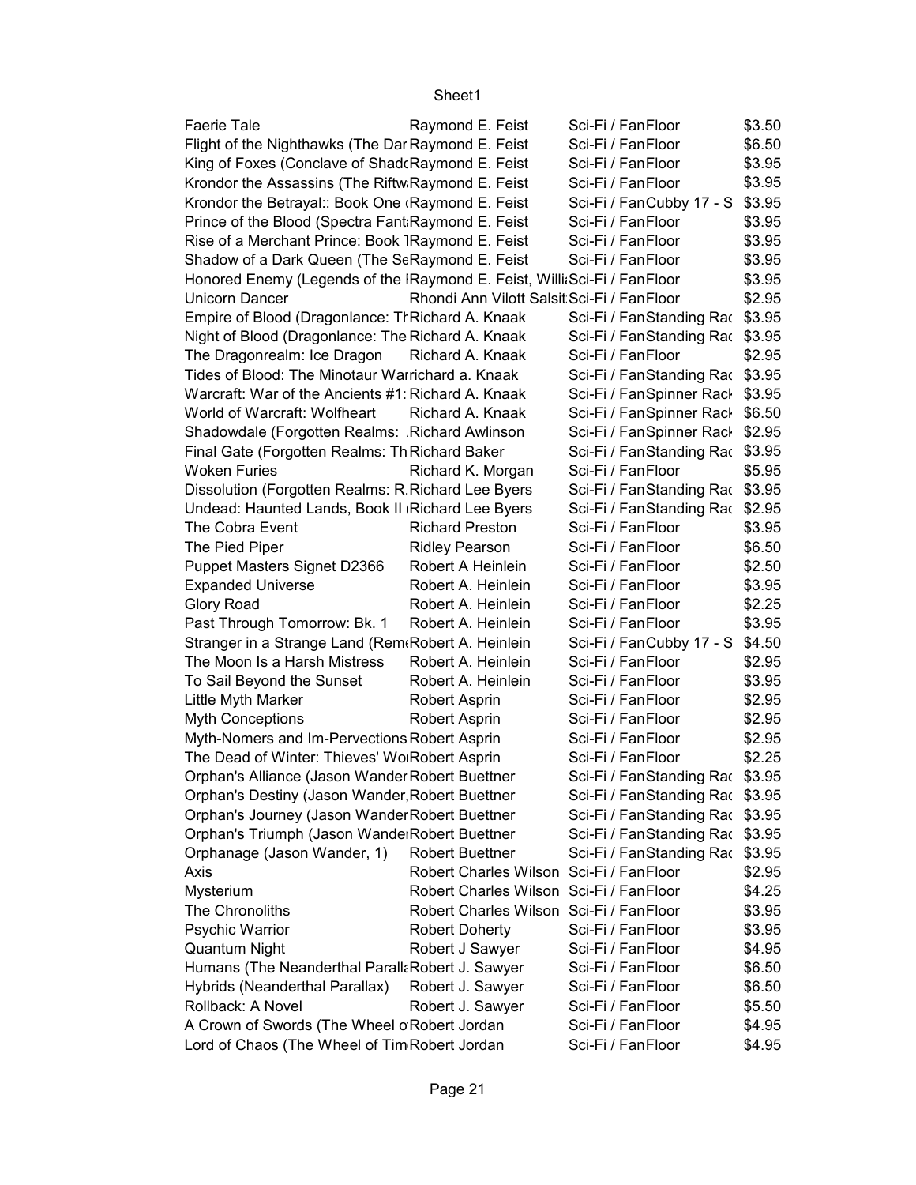| | | | |
|---|---|---|---|
| Faerie Tale | Raymond E. Feist | Sci-Fi / FanFloor | $3.50 |
| Flight of the Nighthawks (The Dar | Raymond E. Feist | Sci-Fi / FanFloor | $6.50 |
| King of Foxes (Conclave of Shad | Raymond E. Feist | Sci-Fi / FanFloor | $3.95 |
| Krondor the Assassins (The Riftw | Raymond E. Feist | Sci-Fi / FanFloor | $3.95 |
| Krondor the Betrayal:: Book One ( | Raymond E. Feist | Sci-Fi / FanCubby 17 - S | $3.95 |
| Prince of the Blood (Spectra Fant | Raymond E. Feist | Sci-Fi / FanFloor | $3.95 |
| Rise of a Merchant Prince: Book 1 | Raymond E. Feist | Sci-Fi / FanFloor | $3.95 |
| Shadow of a Dark Queen (The Se | Raymond E. Feist | Sci-Fi / FanFloor | $3.95 |
| Honored Enemy (Legends of the I | Raymond E. Feist, Willi | Sci-Fi / FanFloor | $3.95 |
| Unicorn Dancer | Rhondi Ann Vilott Salsit | Sci-Fi / FanFloor | $2.95 |
| Empire of Blood (Dragonlance: Th | Richard A. Knaak | Sci-Fi / FanStanding Rac | $3.95 |
| Night of Blood (Dragonlance: The | Richard A. Knaak | Sci-Fi / FanStanding Rac | $3.95 |
| The Dragonrealm: Ice Dragon | Richard A. Knaak | Sci-Fi / FanFloor | $2.95 |
| Tides of Blood: The Minotaur War | richard a. Knaak | Sci-Fi / FanStanding Rac | $3.95 |
| Warcraft: War of the Ancients #1: | Richard A. Knaak | Sci-Fi / FanSpinner Rack | $3.95 |
| World of Warcraft: Wolfheart | Richard A. Knaak | Sci-Fi / FanSpinner Rack | $6.50 |
| Shadowdale (Forgotten Realms: | Richard Awlinson | Sci-Fi / FanSpinner Rack | $2.95 |
| Final Gate (Forgotten Realms: Th | Richard Baker | Sci-Fi / FanStanding Rac | $3.95 |
| Woken Furies | Richard K. Morgan | Sci-Fi / FanFloor | $5.95 |
| Dissolution (Forgotten Realms: R. | Richard Lee Byers | Sci-Fi / FanStanding Rac | $3.95 |
| Undead: Haunted Lands, Book II ( | Richard Lee Byers | Sci-Fi / FanStanding Rac | $2.95 |
| The Cobra Event | Richard Preston | Sci-Fi / FanFloor | $3.95 |
| The Pied Piper | Ridley Pearson | Sci-Fi / FanFloor | $6.50 |
| Puppet Masters Signet D2366 | Robert A Heinlein | Sci-Fi / FanFloor | $2.50 |
| Expanded Universe | Robert A. Heinlein | Sci-Fi / FanFloor | $3.95 |
| Glory Road | Robert A. Heinlein | Sci-Fi / FanFloor | $2.25 |
| Past Through Tomorrow: Bk. 1 | Robert A. Heinlein | Sci-Fi / FanFloor | $3.95 |
| Stranger in a Strange Land (Rem | Robert A. Heinlein | Sci-Fi / FanCubby 17 - S | $4.50 |
| The Moon Is a Harsh Mistress | Robert A. Heinlein | Sci-Fi / FanFloor | $2.95 |
| To Sail Beyond the Sunset | Robert A. Heinlein | Sci-Fi / FanFloor | $3.95 |
| Little Myth Marker | Robert Asprin | Sci-Fi / FanFloor | $2.95 |
| Myth Conceptions | Robert Asprin | Sci-Fi / FanFloor | $2.95 |
| Myth-Nomers and Im-Pervections | Robert Asprin | Sci-Fi / FanFloor | $2.95 |
| The Dead of Winter: Thieves' Wo | Robert Asprin | Sci-Fi / FanFloor | $2.25 |
| Orphan's Alliance (Jason Wander | Robert Buettner | Sci-Fi / FanStanding Rac | $3.95 |
| Orphan's Destiny (Jason Wander, | Robert Buettner | Sci-Fi / FanStanding Rac | $3.95 |
| Orphan's Journey (Jason Wander | Robert Buettner | Sci-Fi / FanStanding Rac | $3.95 |
| Orphan's Triumph (Jason Wande | Robert Buettner | Sci-Fi / FanStanding Rac | $3.95 |
| Orphanage (Jason Wander, 1) | Robert Buettner | Sci-Fi / FanStanding Rac | $3.95 |
| Axis | Robert Charles Wilson | Sci-Fi / FanFloor | $2.95 |
| Mysterium | Robert Charles Wilson | Sci-Fi / FanFloor | $4.25 |
| The Chronoliths | Robert Charles Wilson | Sci-Fi / FanFloor | $3.95 |
| Psychic Warrior | Robert Doherty | Sci-Fi / FanFloor | $3.95 |
| Quantum Night | Robert J Sawyer | Sci-Fi / FanFloor | $4.95 |
| Humans (The Neanderthal Paralla | Robert J. Sawyer | Sci-Fi / FanFloor | $6.50 |
| Hybrids (Neanderthal Parallax) | Robert J. Sawyer | Sci-Fi / FanFloor | $6.50 |
| Rollback: A Novel | Robert J. Sawyer | Sci-Fi / FanFloor | $5.50 |
| A Crown of Swords (The Wheel o | Robert Jordan | Sci-Fi / FanFloor | $4.95 |
| Lord of Chaos (The Wheel of Tim | Robert Jordan | Sci-Fi / FanFloor | $4.95 |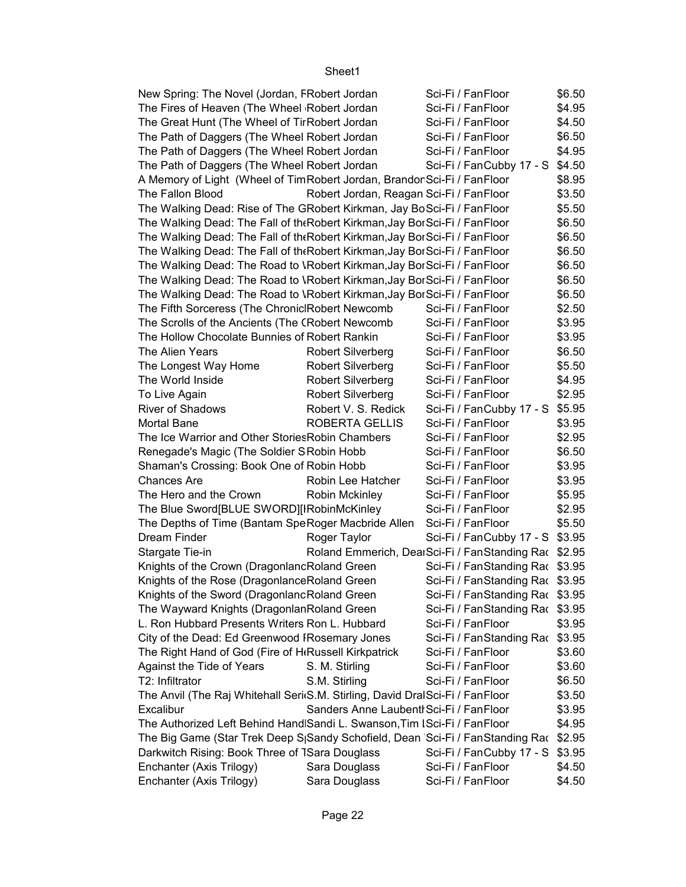| | | | |
|---|---|---|---|
| New Spring: The Novel (Jordan, F | Robert Jordan | Sci-Fi / Fan Floor | $6.50 |
| The Fires of Heaven (The Wheel | Robert Jordan | Sci-Fi / Fan Floor | $4.95 |
| The Great Hunt (The Wheel of Tir | Robert Jordan | Sci-Fi / Fan Floor | $4.50 |
| The Path of Daggers (The Wheel | Robert Jordan | Sci-Fi / Fan Floor | $6.50 |
| The Path of Daggers (The Wheel | Robert Jordan | Sci-Fi / Fan Floor | $4.95 |
| The Path of Daggers (The Wheel | Robert Jordan | Sci-Fi / Fan Cubby 17 - S | $4.50 |
| A Memory of Light (Wheel of Tim | Robert Jordan, Brandon | Sci-Fi / Fan Floor | $8.95 |
| The Fallon Blood | Robert Jordan, Reagan | Sci-Fi / Fan Floor | $3.50 |
| The Walking Dead: Rise of The G | Robert Kirkman, Jay Bo | Sci-Fi / Fan Floor | $5.50 |
| The Walking Dead: The Fall of the | Robert Kirkman,Jay Bor | Sci-Fi / Fan Floor | $6.50 |
| The Walking Dead: The Fall of the | Robert Kirkman,Jay Bor | Sci-Fi / Fan Floor | $6.50 |
| The Walking Dead: The Fall of the | Robert Kirkman,Jay Bor | Sci-Fi / Fan Floor | $6.50 |
| The Walking Dead: The Road to \ | Robert Kirkman,Jay Bor | Sci-Fi / Fan Floor | $6.50 |
| The Walking Dead: The Road to \ | Robert Kirkman,Jay Bor | Sci-Fi / Fan Floor | $6.50 |
| The Walking Dead: The Road to \ | Robert Kirkman,Jay Bor | Sci-Fi / Fan Floor | $6.50 |
| The Fifth Sorceress (The Chronicl | Robert Newcomb | Sci-Fi / Fan Floor | $2.50 |
| The Scrolls of the Ancients (The ( | Robert Newcomb | Sci-Fi / Fan Floor | $3.95 |
| The Hollow Chocolate Bunnies of | Robert Rankin | Sci-Fi / Fan Floor | $3.95 |
| The Alien Years | Robert Silverberg | Sci-Fi / Fan Floor | $6.50 |
| The Longest Way Home | Robert Silverberg | Sci-Fi / Fan Floor | $5.50 |
| The World Inside | Robert Silverberg | Sci-Fi / Fan Floor | $4.95 |
| To Live Again | Robert Silverberg | Sci-Fi / Fan Floor | $2.95 |
| River of Shadows | Robert V. S. Redick | Sci-Fi / Fan Cubby 17 - S | $5.95 |
| Mortal Bane | ROBERTA GELLIS | Sci-Fi / Fan Floor | $3.95 |
| The Ice Warrior and Other Stories | Robin Chambers | Sci-Fi / Fan Floor | $2.95 |
| Renegade's Magic (The Soldier S | Robin Hobb | Sci-Fi / Fan Floor | $6.50 |
| Shaman's Crossing: Book One of | Robin Hobb | Sci-Fi / Fan Floor | $3.95 |
| Chances Are | Robin Lee Hatcher | Sci-Fi / Fan Floor | $3.95 |
| The Hero and the Crown | Robin Mckinley | Sci-Fi / Fan Floor | $5.95 |
| The Blue Sword[BLUE SWORD][ | RobinMcKinley | Sci-Fi / Fan Floor | $2.95 |
| The Depths of Time (Bantam Spe | Roger Macbride Allen | Sci-Fi / Fan Floor | $5.50 |
| Dream Finder | Roger Taylor | Sci-Fi / Fan Cubby 17 - S | $3.95 |
| Stargate Tie-in | Roland Emmerich, Dea | Sci-Fi / Fan Standing Rac | $2.95 |
| Knights of the Crown (Dragonlanc | Roland Green | Sci-Fi / Fan Standing Rac | $3.95 |
| Knights of the Rose (Dragonlance | Roland Green | Sci-Fi / Fan Standing Rac | $3.95 |
| Knights of the Sword (Dragonlanc | Roland Green | Sci-Fi / Fan Standing Rac | $3.95 |
| The Wayward Knights (Dragonlan | Roland Green | Sci-Fi / Fan Standing Rac | $3.95 |
| L. Ron Hubbard Presents Writers | Ron L. Hubbard | Sci-Fi / Fan Floor | $3.95 |
| City of the Dead: Ed Greenwood F | Rosemary Jones | Sci-Fi / Fan Standing Rac | $3.95 |
| The Right Hand of God (Fire of H | Russell Kirkpatrick | Sci-Fi / Fan Floor | $3.60 |
| Against the Tide of Years | S. M. Stirling | Sci-Fi / Fan Floor | $3.60 |
| T2: Infiltrator | S.M. Stirling | Sci-Fi / Fan Floor | $6.50 |
| The Anvil (The Raj Whitehall Seri | S.M. Stirling, David Dra | Sci-Fi / Fan Floor | $3.50 |
| Excalibur | Sanders Anne Laubent | Sci-Fi / Fan Floor | $3.95 |
| The Authorized Left Behind Hand | Sandi L. Swanson,Tim L | Sci-Fi / Fan Floor | $4.95 |
| The Big Game (Star Trek Deep S | Sandy Schofield, Dean | Sci-Fi / Fan Standing Rac | $2.95 |
| Darkwitch Rising: Book Three of T | Sara Douglass | Sci-Fi / Fan Cubby 17 - S | $3.95 |
| Enchanter (Axis Trilogy) | Sara Douglass | Sci-Fi / Fan Floor | $4.50 |
| Enchanter (Axis Trilogy) | Sara Douglass | Sci-Fi / Fan Floor | $4.50 |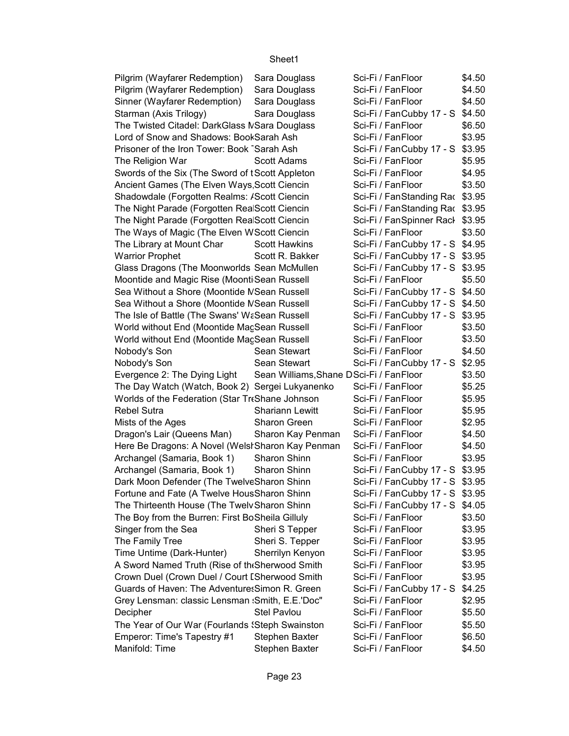| | | | |
|---|---|---|---|
| Pilgrim (Wayfarer Redemption) | Sara Douglass | Sci-Fi / FanFloor | $4.50 |
| Pilgrim (Wayfarer Redemption) | Sara Douglass | Sci-Fi / FanFloor | $4.50 |
| Sinner (Wayfarer Redemption) | Sara Douglass | Sci-Fi / FanFloor | $4.50 |
| Starman (Axis Trilogy) | Sara Douglass | Sci-Fi / FanCubby 17 - S | $4.50 |
| The Twisted Citadel: DarkGlass M | Sara Douglass | Sci-Fi / FanFloor | $6.50 |
| Lord of Snow and Shadows: Book | Sarah Ash | Sci-Fi / FanFloor | $3.95 |
| Prisoner of the Iron Tower: Book T | Sarah Ash | Sci-Fi / FanCubby 17 - S | $3.95 |
| The Religion War | Scott Adams | Sci-Fi / FanFloor | $5.95 |
| Swords of the Six (The Sword of t | Scott Appleton | Sci-Fi / FanFloor | $4.95 |
| Ancient Games (The Elven Ways, | Scott Ciencin | Sci-Fi / FanFloor | $3.50 |
| Shadowdale (Forgotten Realms: A | Scott Ciencin | Sci-Fi / FanStanding Rac | $3.95 |
| The Night Parade (Forgotten Real | Scott Ciencin | Sci-Fi / FanStanding Rac | $3.95 |
| The Night Parade (Forgotten Real | Scott Ciencin | Sci-Fi / FanSpinner Rack | $3.95 |
| The Ways of Magic (The Elven W | Scott Ciencin | Sci-Fi / FanFloor | $3.50 |
| The Library at Mount Char | Scott Hawkins | Sci-Fi / FanCubby 17 - S | $4.95 |
| Warrior Prophet | Scott R. Bakker | Sci-Fi / FanCubby 17 - S | $3.95 |
| Glass Dragons (The Moonworlds | Sean McMullen | Sci-Fi / FanCubby 17 - S | $3.95 |
| Moontide and Magic Rise (Moonti | Sean Russell | Sci-Fi / FanFloor | $5.50 |
| Sea Without a Shore (Moontide M | Sean Russell | Sci-Fi / FanCubby 17 - S | $4.50 |
| Sea Without a Shore (Moontide M | Sean Russell | Sci-Fi / FanCubby 17 - S | $4.50 |
| The Isle of Battle (The Swans' Wa | Sean Russell | Sci-Fi / FanCubby 17 - S | $3.95 |
| World without End (Moontide Mag | Sean Russell | Sci-Fi / FanFloor | $3.50 |
| World without End (Moontide Mag | Sean Russell | Sci-Fi / FanFloor | $3.50 |
| Nobody's Son | Sean Stewart | Sci-Fi / FanFloor | $4.50 |
| Nobody's Son | Sean Stewart | Sci-Fi / FanCubby 17 - S | $2.95 |
| Evergence 2: The Dying Light | Sean Williams, Shane D | Sci-Fi / FanFloor | $3.50 |
| The Day Watch (Watch, Book 2) | Sergei Lukyanenko | Sci-Fi / FanFloor | $5.25 |
| Worlds of the Federation (Star Tre | Shane Johnson | Sci-Fi / FanFloor | $5.95 |
| Rebel Sutra | Shariann Lewitt | Sci-Fi / FanFloor | $5.95 |
| Mists of the Ages | Sharon Green | Sci-Fi / FanFloor | $2.95 |
| Dragon's Lair (Queens Man) | Sharon Kay Penman | Sci-Fi / FanFloor | $4.50 |
| Here Be Dragons: A Novel (Welsh | Sharon Kay Penman | Sci-Fi / FanFloor | $4.50 |
| Archangel (Samaria, Book 1) | Sharon Shinn | Sci-Fi / FanFloor | $3.95 |
| Archangel (Samaria, Book 1) | Sharon Shinn | Sci-Fi / FanCubby 17 - S | $3.95 |
| Dark Moon Defender (The Twelve | Sharon Shinn | Sci-Fi / FanCubby 17 - S | $3.95 |
| Fortune and Fate (A Twelve Hous | Sharon Shinn | Sci-Fi / FanCubby 17 - S | $3.95 |
| The Thirteenth House (The Twelv | Sharon Shinn | Sci-Fi / FanCubby 17 - S | $4.05 |
| The Boy from the Burren: First Bo | Sheila Gilluly | Sci-Fi / FanFloor | $3.50 |
| Singer from the Sea | Sheri S Tepper | Sci-Fi / FanFloor | $3.95 |
| The Family Tree | Sheri S. Tepper | Sci-Fi / FanFloor | $3.95 |
| Time Untime (Dark-Hunter) | Sherrilyn Kenyon | Sci-Fi / FanFloor | $3.95 |
| A Sword Named Truth (Rise of the | Sherwood Smith | Sci-Fi / FanFloor | $3.95 |
| Crown Duel (Crown Duel / Court D | Sherwood Smith | Sci-Fi / FanFloor | $3.95 |
| Guards of Haven: The Adventures | Simon R. Green | Sci-Fi / FanCubby 17 - S | $4.25 |
| Grey Lensman: classic Lensman s | Smith, E.E.'Doc" | Sci-Fi / FanFloor | $2.95 |
| Decipher | Stel Pavlou | Sci-Fi / FanFloor | $5.50 |
| The Year of Our War (Fourlands S | Steph Swainston | Sci-Fi / FanFloor | $5.50 |
| Emperor: Time's Tapestry #1 | Stephen Baxter | Sci-Fi / FanFloor | $6.50 |
| Manifold: Time | Stephen Baxter | Sci-Fi / FanFloor | $4.50 |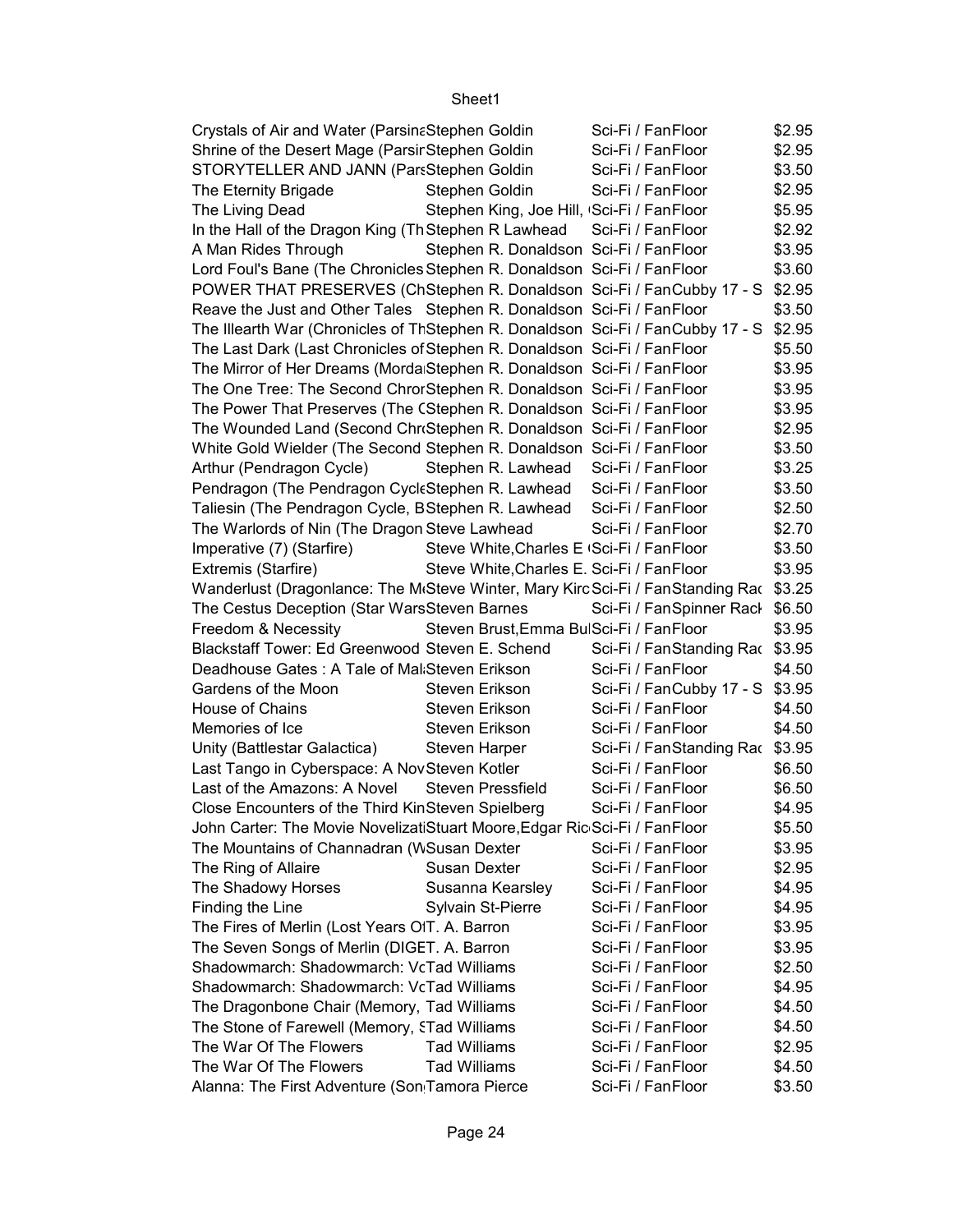| | | | | |
|---|---|---|---|---|
| Crystals of Air and Water (Parsina | Stephen Goldin | Sci-Fi / Fan | Floor | $2.95 |
| Shrine of the Desert Mage (Parsir | Stephen Goldin | Sci-Fi / Fan | Floor | $2.95 |
| STORYTELLER AND JANN (Pars | Stephen Goldin | Sci-Fi / Fan | Floor | $3.50 |
| The Eternity Brigade | Stephen Goldin | Sci-Fi / Fan | Floor | $2.95 |
| The Living Dead | Stephen King, Joe Hill, | Sci-Fi / Fan | Floor | $5.95 |
| In the Hall of the Dragon King (Th | Stephen R Lawhead | Sci-Fi / Fan | Floor | $2.92 |
| A Man Rides Through | Stephen R. Donaldson | Sci-Fi / Fan | Floor | $3.95 |
| Lord Foul's Bane (The Chronicles | Stephen R. Donaldson | Sci-Fi / Fan | Floor | $3.60 |
| POWER THAT PRESERVES (Ch | Stephen R. Donaldson | Sci-Fi / Fan | Cubby 17 - S | $2.95 |
| Reave the Just and Other Tales | Stephen R. Donaldson | Sci-Fi / Fan | Floor | $3.50 |
| The Illearth War (Chronicles of Th | Stephen R. Donaldson | Sci-Fi / Fan | Cubby 17 - S | $2.95 |
| The Last Dark (Last Chronicles of | Stephen R. Donaldson | Sci-Fi / Fan | Floor | $5.50 |
| The Mirror of Her Dreams (Morda | Stephen R. Donaldson | Sci-Fi / Fan | Floor | $3.95 |
| The One Tree: The Second Chror | Stephen R. Donaldson | Sci-Fi / Fan | Floor | $3.95 |
| The Power That Preserves (The C | Stephen R. Donaldson | Sci-Fi / Fan | Floor | $3.95 |
| The Wounded Land (Second Chr | Stephen R. Donaldson | Sci-Fi / Fan | Floor | $2.95 |
| White Gold Wielder (The Second | Stephen R. Donaldson | Sci-Fi / Fan | Floor | $3.50 |
| Arthur (Pendragon Cycle) | Stephen R. Lawhead | Sci-Fi / Fan | Floor | $3.25 |
| Pendragon (The Pendragon Cycle | Stephen R. Lawhead | Sci-Fi / Fan | Floor | $3.50 |
| Taliesin (The Pendragon Cycle, B | Stephen R. Lawhead | Sci-Fi / Fan | Floor | $2.50 |
| The Warlords of Nin (The Dragon | Steve Lawhead | Sci-Fi / Fan | Floor | $2.70 |
| Imperative (7) (Starfire) | Steve White,Charles E | Sci-Fi / Fan | Floor | $3.50 |
| Extremis (Starfire) | Steve White,Charles E. | Sci-Fi / Fan | Floor | $3.95 |
| Wanderlust (Dragonlance: The M | Steve Winter, Mary Kirc | Sci-Fi / Fan | Standing Rac | $3.25 |
| The Cestus Deception (Star Wars | Steven Barnes | Sci-Fi / Fan | Spinner Rack | $6.50 |
| Freedom & Necessity | Steven Brust,Emma Bul | Sci-Fi / Fan | Floor | $3.95 |
| Blackstaff Tower: Ed Greenwood | Steven E. Schend | Sci-Fi / Fan | Standing Rac | $3.95 |
| Deadhouse Gates : A Tale of Mal | Steven Erikson | Sci-Fi / Fan | Floor | $4.50 |
| Gardens of the Moon | Steven Erikson | Sci-Fi / Fan | Cubby 17 - S | $3.95 |
| House of Chains | Steven Erikson | Sci-Fi / Fan | Floor | $4.50 |
| Memories of Ice | Steven Erikson | Sci-Fi / Fan | Floor | $4.50 |
| Unity (Battlestar Galactica) | Steven Harper | Sci-Fi / Fan | Standing Rac | $3.95 |
| Last Tango in Cyberspace: A Nov | Steven Kotler | Sci-Fi / Fan | Floor | $6.50 |
| Last of the Amazons: A Novel | Steven Pressfield | Sci-Fi / Fan | Floor | $6.50 |
| Close Encounters of the Third Kin | Steven Spielberg | Sci-Fi / Fan | Floor | $4.95 |
| John Carter: The Movie Novelizati | Stuart Moore,Edgar Ric | Sci-Fi / Fan | Floor | $5.50 |
| The Mountains of Channadran (W | Susan Dexter | Sci-Fi / Fan | Floor | $3.95 |
| The Ring of Allaire | Susan Dexter | Sci-Fi / Fan | Floor | $2.95 |
| The Shadowy Horses | Susanna Kearsley | Sci-Fi / Fan | Floor | $4.95 |
| Finding the Line | Sylvain St-Pierre | Sci-Fi / Fan | Floor | $4.95 |
| The Fires of Merlin (Lost Years O | T. A. Barron | Sci-Fi / Fan | Floor | $3.95 |
| The Seven Songs of Merlin (DIGE | T. A. Barron | Sci-Fi / Fan | Floor | $3.95 |
| Shadowmarch: Shadowmarch: Vc | Tad Williams | Sci-Fi / Fan | Floor | $2.50 |
| Shadowmarch: Shadowmarch: Vc | Tad Williams | Sci-Fi / Fan | Floor | $4.95 |
| The Dragonbone Chair (Memory, | Tad Williams | Sci-Fi / Fan | Floor | $4.50 |
| The Stone of Farewell (Memory, S | Tad Williams | Sci-Fi / Fan | Floor | $4.50 |
| The War Of The Flowers | Tad Williams | Sci-Fi / Fan | Floor | $2.95 |
| The War Of The Flowers | Tad Williams | Sci-Fi / Fan | Floor | $4.50 |
| Alanna: The First Adventure (Son | Tamora Pierce | Sci-Fi / Fan | Floor | $3.50 |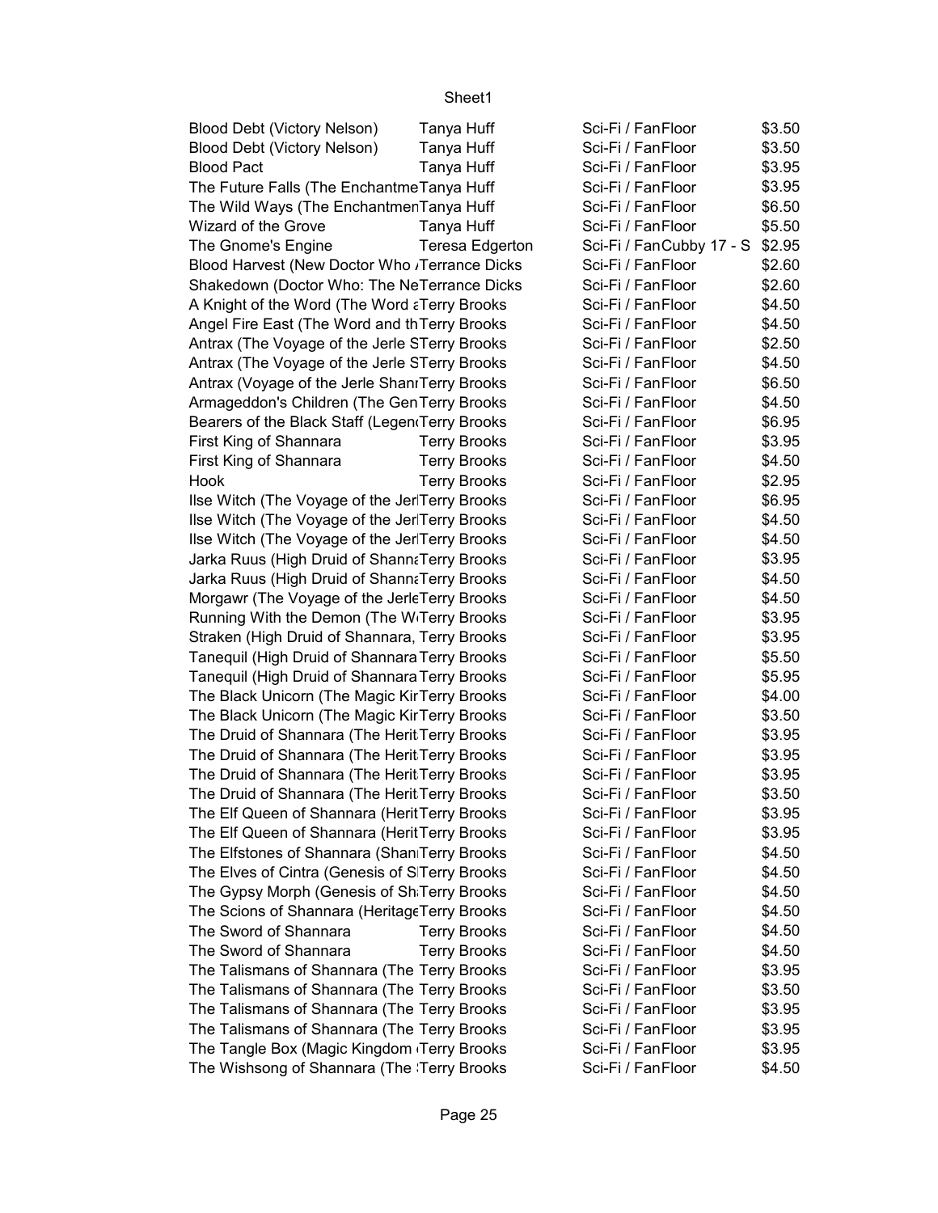| | | | |
|---|---|---|---|
| Blood Debt (Victory Nelson) | Tanya Huff | Sci-Fi / FanFloor | $3.50 |
| Blood Debt (Victory Nelson) | Tanya Huff | Sci-Fi / FanFloor | $3.50 |
| Blood Pact | Tanya Huff | Sci-Fi / FanFloor | $3.95 |
| The Future Falls (The Enchantme | Tanya Huff | Sci-Fi / FanFloor | $3.95 |
| The Wild Ways (The Enchantmen | Tanya Huff | Sci-Fi / FanFloor | $6.50 |
| Wizard of the Grove | Tanya Huff | Sci-Fi / FanFloor | $5.50 |
| The Gnome's Engine | Teresa Edgerton | Sci-Fi / FanCubby 17 - S | $2.95 |
| Blood Harvest (New Doctor Who / | Terrance Dicks | Sci-Fi / FanFloor | $2.60 |
| Shakedown (Doctor Who: The Ne | Terrance Dicks | Sci-Fi / FanFloor | $2.60 |
| A Knight of the Word (The Word a | Terry Brooks | Sci-Fi / FanFloor | $4.50 |
| Angel Fire East (The Word and th | Terry Brooks | Sci-Fi / FanFloor | $4.50 |
| Antrax (The Voyage of the Jerle S | Terry Brooks | Sci-Fi / FanFloor | $2.50 |
| Antrax (The Voyage of the Jerle S | Terry Brooks | Sci-Fi / FanFloor | $4.50 |
| Antrax (Voyage of the Jerle Shan | Terry Brooks | Sci-Fi / FanFloor | $6.50 |
| Armageddon's Children (The Gen | Terry Brooks | Sci-Fi / FanFloor | $4.50 |
| Bearers of the Black Staff (Legen | Terry Brooks | Sci-Fi / FanFloor | $6.95 |
| First King of Shannara | Terry Brooks | Sci-Fi / FanFloor | $3.95 |
| First King of Shannara | Terry Brooks | Sci-Fi / FanFloor | $4.50 |
| Hook | Terry Brooks | Sci-Fi / FanFloor | $2.95 |
| Ilse Witch (The Voyage of the Jer | Terry Brooks | Sci-Fi / FanFloor | $6.95 |
| Ilse Witch (The Voyage of the Jer | Terry Brooks | Sci-Fi / FanFloor | $4.50 |
| Ilse Witch (The Voyage of the Jer | Terry Brooks | Sci-Fi / FanFloor | $4.50 |
| Jarka Ruus (High Druid of Shanna | Terry Brooks | Sci-Fi / FanFloor | $3.95 |
| Jarka Ruus (High Druid of Shanna | Terry Brooks | Sci-Fi / FanFloor | $4.50 |
| Morgawr (The Voyage of the Jerle | Terry Brooks | Sci-Fi / FanFloor | $4.50 |
| Running With the Demon (The W | Terry Brooks | Sci-Fi / FanFloor | $3.95 |
| Straken (High Druid of Shannara, | Terry Brooks | Sci-Fi / FanFloor | $3.95 |
| Tanequil (High Druid of Shannara | Terry Brooks | Sci-Fi / FanFloor | $5.50 |
| Tanequil (High Druid of Shannara | Terry Brooks | Sci-Fi / FanFloor | $5.95 |
| The Black Unicorn (The Magic Kir | Terry Brooks | Sci-Fi / FanFloor | $4.00 |
| The Black Unicorn (The Magic Kir | Terry Brooks | Sci-Fi / FanFloor | $3.50 |
| The Druid of Shannara (The Herit | Terry Brooks | Sci-Fi / FanFloor | $3.95 |
| The Druid of Shannara (The Herit | Terry Brooks | Sci-Fi / FanFloor | $3.95 |
| The Druid of Shannara (The Herit | Terry Brooks | Sci-Fi / FanFloor | $3.95 |
| The Druid of Shannara (The Herit | Terry Brooks | Sci-Fi / FanFloor | $3.50 |
| The Elf Queen of Shannara (Herit | Terry Brooks | Sci-Fi / FanFloor | $3.95 |
| The Elf Queen of Shannara (Herit | Terry Brooks | Sci-Fi / FanFloor | $3.95 |
| The Elfstones of Shannara (Shan | Terry Brooks | Sci-Fi / FanFloor | $4.50 |
| The Elves of Cintra (Genesis of S | Terry Brooks | Sci-Fi / FanFloor | $4.50 |
| The Gypsy Morph (Genesis of Sh | Terry Brooks | Sci-Fi / FanFloor | $4.50 |
| The Scions of Shannara (Heritage | Terry Brooks | Sci-Fi / FanFloor | $4.50 |
| The Sword of Shannara | Terry Brooks | Sci-Fi / FanFloor | $4.50 |
| The Sword of Shannara | Terry Brooks | Sci-Fi / FanFloor | $4.50 |
| The Talismans of Shannara (The | Terry Brooks | Sci-Fi / FanFloor | $3.95 |
| The Talismans of Shannara (The | Terry Brooks | Sci-Fi / FanFloor | $3.50 |
| The Talismans of Shannara (The | Terry Brooks | Sci-Fi / FanFloor | $3.95 |
| The Talismans of Shannara (The | Terry Brooks | Sci-Fi / FanFloor | $3.95 |
| The Tangle Box (Magic Kingdom ( | Terry Brooks | Sci-Fi / FanFloor | $3.95 |
| The Wishsong of Shannara (The | Terry Brooks | Sci-Fi / FanFloor | $4.50 |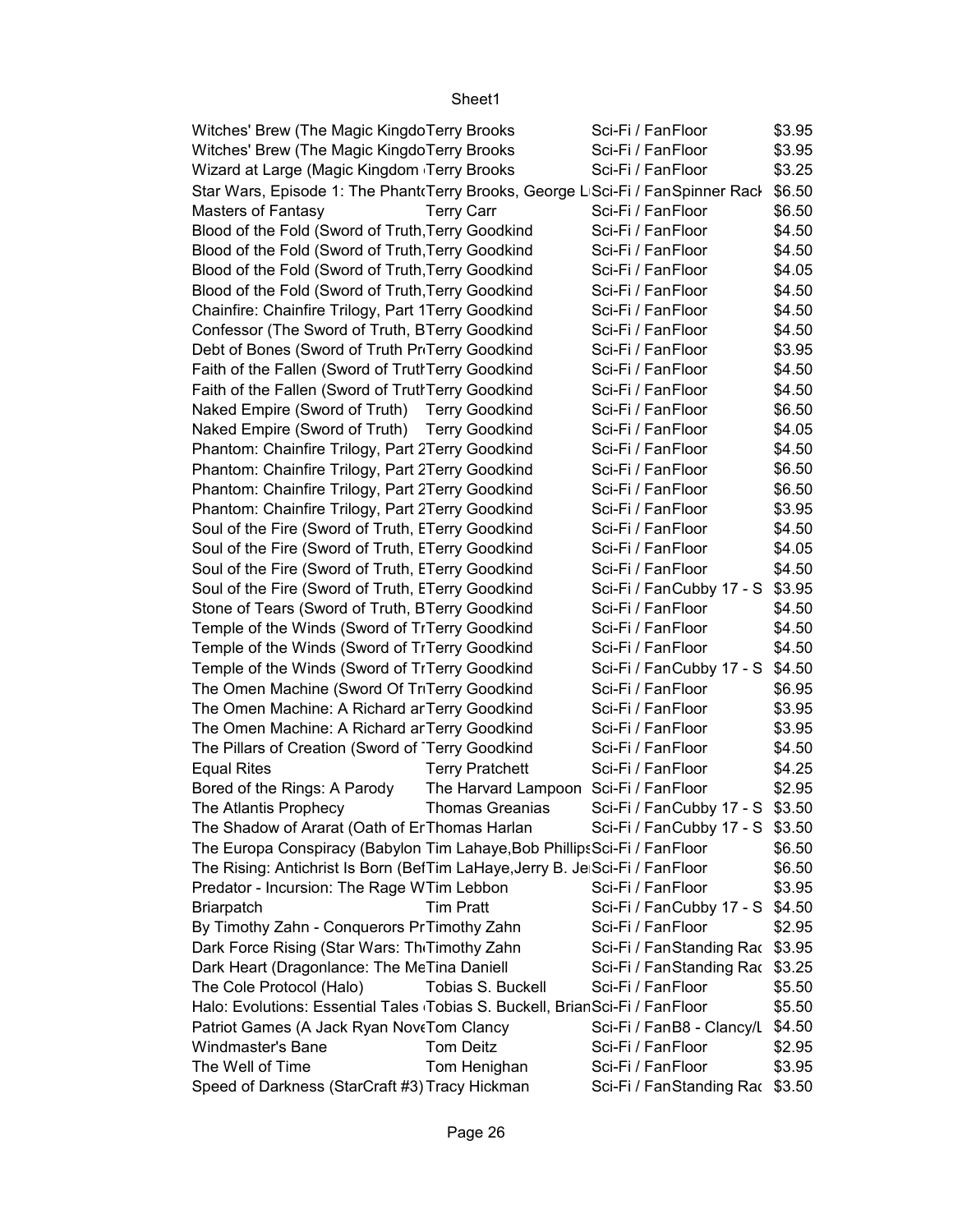| | | | | |
|---|---|---|---|---|
| Witches' Brew (The Magic Kingdo | Terry Brooks | Sci-Fi / Fan | Floor | $3.95 |
| Witches' Brew (The Magic Kingdo | Terry Brooks | Sci-Fi / Fan | Floor | $3.95 |
| Wizard at Large (Magic Kingdom | Terry Brooks | Sci-Fi / Fan | Floor | $3.25 |
| Star Wars, Episode 1: The Phant | Terry Brooks, George L | Sci-Fi / Fan | Spinner Rack | $6.50 |
| Masters of Fantasy | Terry Carr | Sci-Fi / Fan | Floor | $6.50 |
| Blood of the Fold (Sword of Truth, | Terry Goodkind | Sci-Fi / Fan | Floor | $4.50 |
| Blood of the Fold (Sword of Truth, | Terry Goodkind | Sci-Fi / Fan | Floor | $4.50 |
| Blood of the Fold (Sword of Truth, | Terry Goodkind | Sci-Fi / Fan | Floor | $4.05 |
| Blood of the Fold (Sword of Truth, | Terry Goodkind | Sci-Fi / Fan | Floor | $4.50 |
| Chainfire: Chainfire Trilogy, Part 1 | Terry Goodkind | Sci-Fi / Fan | Floor | $4.50 |
| Confessor (The Sword of Truth, B | Terry Goodkind | Sci-Fi / Fan | Floor | $4.50 |
| Debt of Bones (Sword of Truth Pr | Terry Goodkind | Sci-Fi / Fan | Floor | $3.95 |
| Faith of the Fallen (Sword of Trut | Terry Goodkind | Sci-Fi / Fan | Floor | $4.50 |
| Faith of the Fallen (Sword of Trut | Terry Goodkind | Sci-Fi / Fan | Floor | $4.50 |
| Naked Empire (Sword of Truth) | Terry Goodkind | Sci-Fi / Fan | Floor | $6.50 |
| Naked Empire (Sword of Truth) | Terry Goodkind | Sci-Fi / Fan | Floor | $4.05 |
| Phantom: Chainfire Trilogy, Part 2 | Terry Goodkind | Sci-Fi / Fan | Floor | $4.50 |
| Phantom: Chainfire Trilogy, Part 2 | Terry Goodkind | Sci-Fi / Fan | Floor | $6.50 |
| Phantom: Chainfire Trilogy, Part 2 | Terry Goodkind | Sci-Fi / Fan | Floor | $6.50 |
| Phantom: Chainfire Trilogy, Part 2 | Terry Goodkind | Sci-Fi / Fan | Floor | $3.95 |
| Soul of the Fire (Sword of Truth, E | Terry Goodkind | Sci-Fi / Fan | Floor | $4.50 |
| Soul of the Fire (Sword of Truth, E | Terry Goodkind | Sci-Fi / Fan | Floor | $4.05 |
| Soul of the Fire (Sword of Truth, E | Terry Goodkind | Sci-Fi / Fan | Floor | $4.50 |
| Soul of the Fire (Sword of Truth, E | Terry Goodkind | Sci-Fi / Fan | Cubby 17 - S | $3.95 |
| Stone of Tears (Sword of Truth, B | Terry Goodkind | Sci-Fi / Fan | Floor | $4.50 |
| Temple of the Winds (Sword of Tr | Terry Goodkind | Sci-Fi / Fan | Floor | $4.50 |
| Temple of the Winds (Sword of Tr | Terry Goodkind | Sci-Fi / Fan | Floor | $4.50 |
| Temple of the Winds (Sword of Tr | Terry Goodkind | Sci-Fi / Fan | Cubby 17 - S | $4.50 |
| The Omen Machine (Sword Of Tr | Terry Goodkind | Sci-Fi / Fan | Floor | $6.95 |
| The Omen Machine: A Richard ar | Terry Goodkind | Sci-Fi / Fan | Floor | $3.95 |
| The Omen Machine: A Richard ar | Terry Goodkind | Sci-Fi / Fan | Floor | $3.95 |
| The Pillars of Creation (Sword of | Terry Goodkind | Sci-Fi / Fan | Floor | $4.50 |
| Equal Rites | Terry Pratchett | Sci-Fi / Fan | Floor | $4.25 |
| Bored of the Rings: A Parody | The Harvard Lampoon | Sci-Fi / Fan | Floor | $2.95 |
| The Atlantis Prophecy | Thomas Greanias | Sci-Fi / Fan | Cubby 17 - S | $3.50 |
| The Shadow of Ararat (Oath of Er | Thomas Harlan | Sci-Fi / Fan | Cubby 17 - S | $3.50 |
| The Europa Conspiracy (Babylon | Tim Lahaye,Bob Phillips | Sci-Fi / Fan | Floor | $6.50 |
| The Rising: Antichrist Is Born (Bef | Tim LaHaye,Jerry B. Je | Sci-Fi / Fan | Floor | $6.50 |
| Predator - Incursion: The Rage W | Tim Lebbon | Sci-Fi / Fan | Floor | $3.95 |
| Briarpatch | Tim Pratt | Sci-Fi / Fan | Cubby 17 - S | $4.50 |
| By Timothy Zahn - Conquerors Pr | Timothy Zahn | Sci-Fi / Fan | Floor | $2.95 |
| Dark Force Rising (Star Wars: Th | Timothy Zahn | Sci-Fi / Fan | Standing Rac | $3.95 |
| Dark Heart (Dragonlance: The Me | Tina Daniell | Sci-Fi / Fan | Standing Rac | $3.25 |
| The Cole Protocol (Halo) | Tobias S. Buckell | Sci-Fi / Fan | Floor | $5.50 |
| Halo: Evolutions: Essential Tales | Tobias S. Buckell, Brian | Sci-Fi / Fan | Floor | $5.50 |
| Patriot Games (A Jack Ryan Nove | Tom Clancy | Sci-Fi / Fan | B8 - Clancy/L | $4.50 |
| Windmaster's Bane | Tom Deitz | Sci-Fi / Fan | Floor | $2.95 |
| The Well of Time | Tom Henighan | Sci-Fi / Fan | Floor | $3.95 |
| Speed of Darkness (StarCraft #3) | Tracy Hickman | Sci-Fi / Fan | Standing Rac | $3.50 |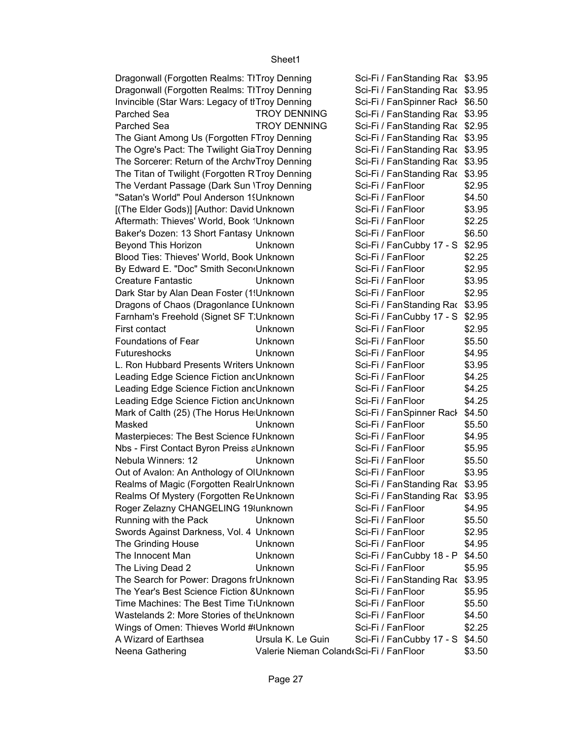| | | | |
|---|---|---|---|
| Dragonwall (Forgotten Realms: Th | Troy Denning | Sci-Fi / Fan | Standing Rac | $3.95 |
| Dragonwall (Forgotten Realms: Th | Troy Denning | Sci-Fi / Fan | Standing Rac | $3.95 |
| Invincible (Star Wars: Legacy of th | Troy Denning | Sci-Fi / Fan | Spinner Rack | $6.50 |
| Parched Sea | TROY DENNING | Sci-Fi / Fan | Standing Rac | $3.95 |
| Parched Sea | TROY DENNING | Sci-Fi / Fan | Standing Rac | $2.95 |
| The Giant Among Us (Forgotten F | Troy Denning | Sci-Fi / Fan | Standing Rac | $3.95 |
| The Ogre's Pact: The Twilight Gia | Troy Denning | Sci-Fi / Fan | Standing Rac | $3.95 |
| The Sorcerer: Return of the Archw | Troy Denning | Sci-Fi / Fan | Standing Rac | $3.95 |
| The Titan of Twilight (Forgotten R | Troy Denning | Sci-Fi / Fan | Standing Rac | $3.95 |
| The Verdant Passage (Dark Sun \ | Troy Denning | Sci-Fi / Fan | Floor | $2.95 |
| "Satan's World" Poul Anderson 19 | Unknown | Sci-Fi / Fan | Floor | $4.50 |
| [(The Elder Gods)] [Author: David | Unknown | Sci-Fi / Fan | Floor | $3.95 |
| Aftermath: Thieves' World, Book 1 | Unknown | Sci-Fi / Fan | Floor | $2.25 |
| Baker's Dozen: 13 Short Fantasy | Unknown | Sci-Fi / Fan | Floor | $6.50 |
| Beyond This Horizon | Unknown | Sci-Fi / Fan | Cubby 17 - S | $2.95 |
| Blood Ties: Thieves' World, Book | Unknown | Sci-Fi / Fan | Floor | $2.25 |
| By Edward E. "Doc" Smith Second | Unknown | Sci-Fi / Fan | Floor | $2.95 |
| Creature Fantastic | Unknown | Sci-Fi / Fan | Floor | $3.95 |
| Dark Star by Alan Dean Foster (19 | Unknown | Sci-Fi / Fan | Floor | $2.95 |
| Dragons of Chaos (Dragonlance [ | Unknown | Sci-Fi / Fan | Standing Rac | $3.95 |
| Farnham's Freehold (Signet SF T | Unknown | Sci-Fi / Fan | Cubby 17 - S | $2.95 |
| First contact | Unknown | Sci-Fi / Fan | Floor | $2.95 |
| Foundations of Fear | Unknown | Sci-Fi / Fan | Floor | $5.50 |
| Futureshocks | Unknown | Sci-Fi / Fan | Floor | $4.95 |
| L. Ron Hubbard Presents Writers | Unknown | Sci-Fi / Fan | Floor | $3.95 |
| Leading Edge Science Fiction and | Unknown | Sci-Fi / Fan | Floor | $4.25 |
| Leading Edge Science Fiction and | Unknown | Sci-Fi / Fan | Floor | $4.25 |
| Leading Edge Science Fiction and | Unknown | Sci-Fi / Fan | Floor | $4.25 |
| Mark of Calth (25) (The Horus He | Unknown | Sci-Fi / Fan | Spinner Rack | $4.50 |
| Masked | Unknown | Sci-Fi / Fan | Floor | $5.50 |
| Masterpieces: The Best Science F | Unknown | Sci-Fi / Fan | Floor | $4.95 |
| Nbs - First Contact Byron Preiss a | Unknown | Sci-Fi / Fan | Floor | $5.95 |
| Nebula Winners: 12 | Unknown | Sci-Fi / Fan | Floor | $5.50 |
| Out of Avalon: An Anthology of Ol | Unknown | Sci-Fi / Fan | Floor | $3.95 |
| Realms of Magic (Forgotten Realm | Unknown | Sci-Fi / Fan | Standing Rac | $3.95 |
| Realms Of Mystery (Forgotten Re | Unknown | Sci-Fi / Fan | Standing Rac | $3.95 |
| Roger Zelazny CHANGELING 19 | unknown | Sci-Fi / Fan | Floor | $4.95 |
| Running with the Pack | Unknown | Sci-Fi / Fan | Floor | $5.50 |
| Swords Against Darkness, Vol. 4 | Unknown | Sci-Fi / Fan | Floor | $2.95 |
| The Grinding House | Unknown | Sci-Fi / Fan | Floor | $4.95 |
| The Innocent Man | Unknown | Sci-Fi / Fan | Cubby 18 - P | $4.50 |
| The Living Dead 2 | Unknown | Sci-Fi / Fan | Floor | $5.95 |
| The Search for Power: Dragons fr | Unknown | Sci-Fi / Fan | Standing Rac | $3.95 |
| The Year's Best Science Fiction & | Unknown | Sci-Fi / Fan | Floor | $5.95 |
| Time Machines: The Best Time Tr | Unknown | Sci-Fi / Fan | Floor | $5.50 |
| Wastelands 2: More Stories of the | Unknown | Sci-Fi / Fan | Floor | $4.50 |
| Wings of Omen: Thieves World #( | Unknown | Sci-Fi / Fan | Floor | $2.25 |
| A Wizard of Earthsea | Ursula K. Le Guin | Sci-Fi / Fan | Cubby 17 - S | $4.50 |
| Neena Gathering | Valerie Nieman Coland | Sci-Fi / Fan | Floor | $3.50 |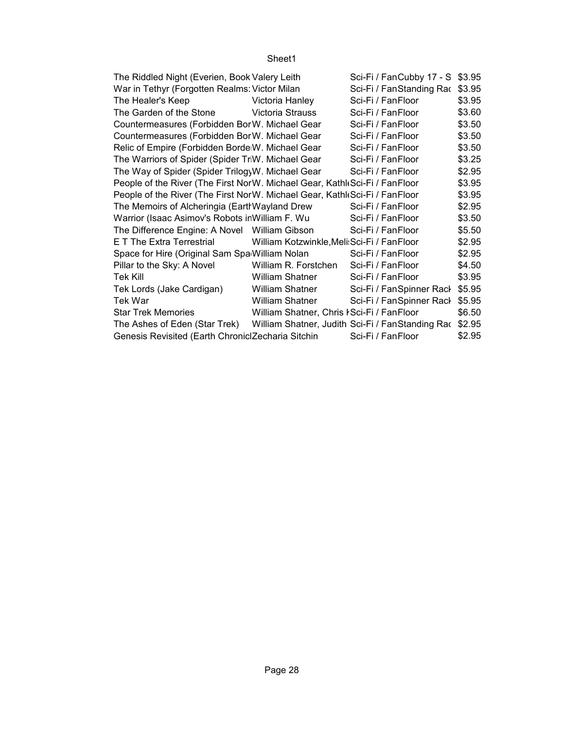| | | | | |
|---|---|---|---|---|
| The Riddled Night (Everien, Book | Valery Leith | Sci-Fi / Fan | Cubby 17 - S | $3.95 |
| War in Tethyr (Forgotten Realms: | Victor Milan | Sci-Fi / Fan | Standing Rac | $3.95 |
| The Healer's Keep | Victoria Hanley | Sci-Fi / Fan | Floor | $3.95 |
| The Garden of the Stone | Victoria Strauss | Sci-Fi / Fan | Floor | $3.60 |
| Countermeasures (Forbidden Bor | W. Michael Gear | Sci-Fi / Fan | Floor | $3.50 |
| Countermeasures (Forbidden Bor | W. Michael Gear | Sci-Fi / Fan | Floor | $3.50 |
| Relic of Empire (Forbidden Borde | W. Michael Gear | Sci-Fi / Fan | Floor | $3.50 |
| The Warriors of Spider (Spider Tri | W. Michael Gear | Sci-Fi / Fan | Floor | $3.25 |
| The Way of Spider (Spider Trilogy | W. Michael Gear | Sci-Fi / Fan | Floor | $2.95 |
| People of the River (The First Nor | W. Michael Gear, Kathl | Sci-Fi / Fan | Floor | $3.95 |
| People of the River (The First Nor | W. Michael Gear, Kathl | Sci-Fi / Fan | Floor | $3.95 |
| The Memoirs of Alcheringia (Earth | Wayland Drew | Sci-Fi / Fan | Floor | $2.95 |
| Warrior (Isaac Asimov's Robots in | William F. Wu | Sci-Fi / Fan | Floor | $3.50 |
| The Difference Engine: A Novel | William Gibson | Sci-Fi / Fan | Floor | $5.50 |
| E T The Extra Terrestrial | William Kotzwinkle,Meli | Sci-Fi / Fan | Floor | $2.95 |
| Space for Hire (Original Sam Spa | William Nolan | Sci-Fi / Fan | Floor | $2.95 |
| Pillar to the Sky: A Novel | William R. Forstchen | Sci-Fi / Fan | Floor | $4.50 |
| Tek Kill | William Shatner | Sci-Fi / Fan | Floor | $3.95 |
| Tek Lords (Jake Cardigan) | William Shatner | Sci-Fi / Fan | Spinner Rack | $5.95 |
| Tek War | William Shatner | Sci-Fi / Fan | Spinner Rack | $5.95 |
| Star Trek Memories | William Shatner, Chris K | Sci-Fi / Fan | Floor | $6.50 |
| The Ashes of Eden (Star Trek) | William Shatner, Judith | Sci-Fi / Fan | Standing Rac | $2.95 |
| Genesis Revisited (Earth Chronicl | Zecharia Sitchin | Sci-Fi / Fan | Floor | $2.95 |